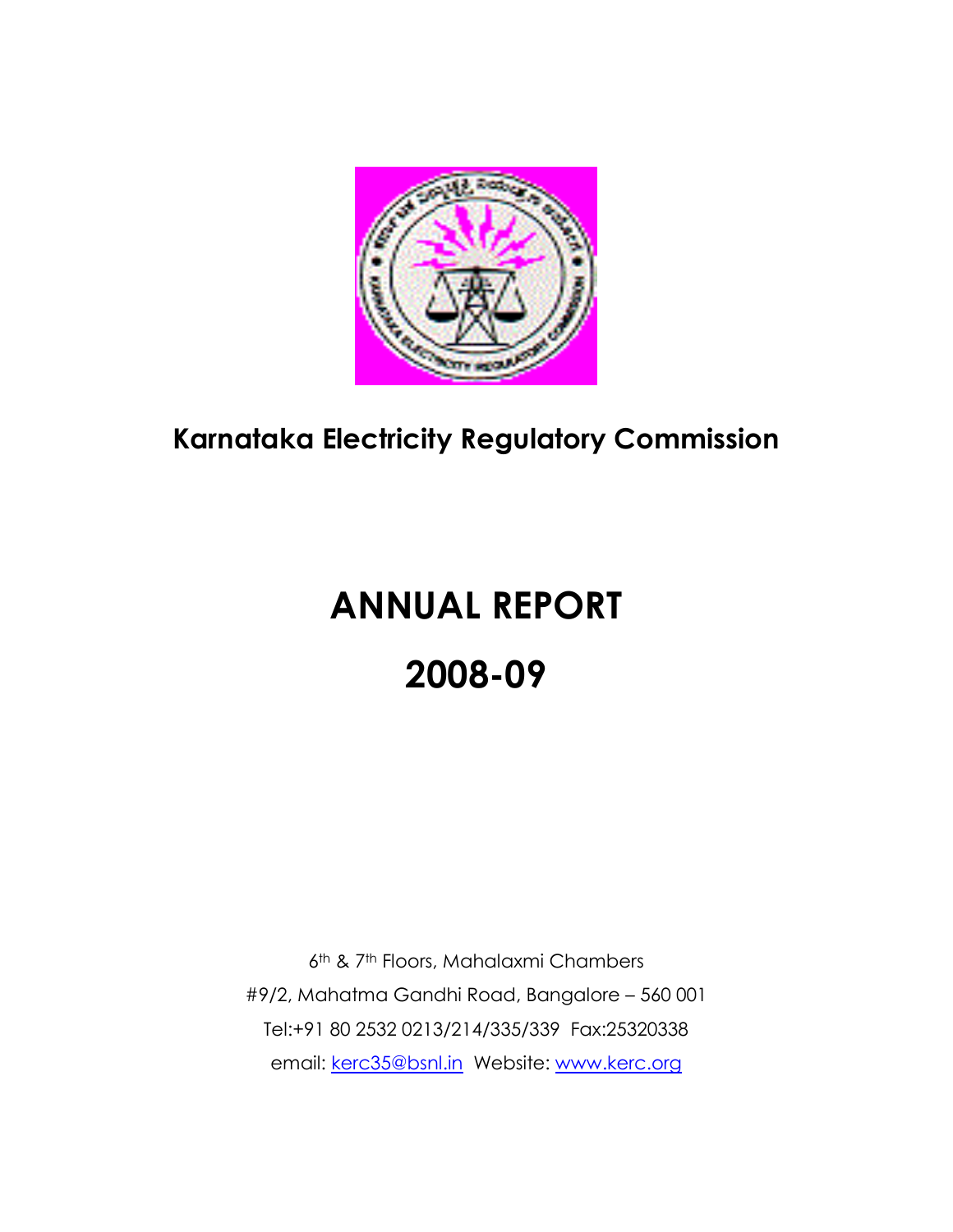# Karnataka Electricity Regulatory Commission

# ANNUAL REPORT

# 2008-09

6th & 7th Floors, Mahalaxmi Chambers

#9/2, Mahatma Gandhi Road, Bangalore – 560 001

Tel:+91 80 2532 0213/214/335/339 Fax:25320338

email: kerc35@bsnl.in Website: www.kerc.org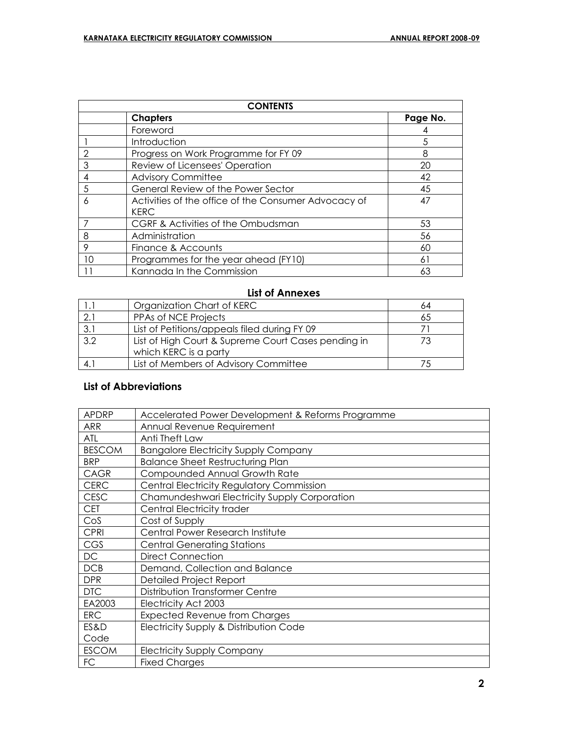| CONTENTS | | |
|---|---|---|
| | **Chapters** | **Page No.** |
| | Foreword | 4 |
| 1 | Introduction | 5 |
| 2 | Progress on Work Programme for FY 09 | 8 |
| 3 | Review of Licensees' Operation | 20 |
| 4 | Advisory Committee | 42 |
| 5 | General Review of the Power Sector | 45 |
| 6 | Activities of the office of the Consumer Advocacy of KERC | 47 |
| 7 | CGRF & Activities of the Ombudsman | 53 |
| 8 | Administration | 56 |
| 9 | Finance & Accounts | 60 |
| 10 | Programmes for the year ahead (FY10) | 61 |
| 11 | Kannada In the Commission | 63 |

## List of Annexes

| | | |
|---|---|---|
| 1.1 | Organization Chart of KERC | 64 |
| 2.1 | PPAs of NCE Projects | 65 |
| 3.1 | List of Petitions/appeals filed during FY 09 | 71 |
| 3.2 | List of High Court & Supreme Court Cases pending in which KERC is a party | 73 |
| 4.1 | List of Members of Advisory Committee | 75 |

## List of Abbreviations

| | |
|---|---|
| APDRP | Accelerated Power Development & Reforms Programme |
| ARR | Annual Revenue Requirement |
| ATL | Anti Theft Law |
| BESCOM | Bangalore Electricity Supply Company |
| BRP | Balance Sheet Restructuring Plan |
| CAGR | Compounded Annual Growth Rate |
| CERC | Central Electricity Regulatory Commission |
| CESC | Chamundeshwari Electricity Supply Corporation |
| CET | Central Electricity trader |
| CoS | Cost of Supply |
| CPRI | Central Power Research Institute |
| CGS | Central Generating Stations |
| DC | Direct Connection |
| DCB | Demand, Collection and Balance |
| DPR | Detailed Project Report |
| DTC | Distribution Transformer Centre |
| EA2003 | Electricity Act 2003 |
| ERC | Expected Revenue from Charges |
| ES&D Code | Electricity Supply & Distribution Code |
| ESCOM | Electricity Supply Company |
| FC | Fixed Charges |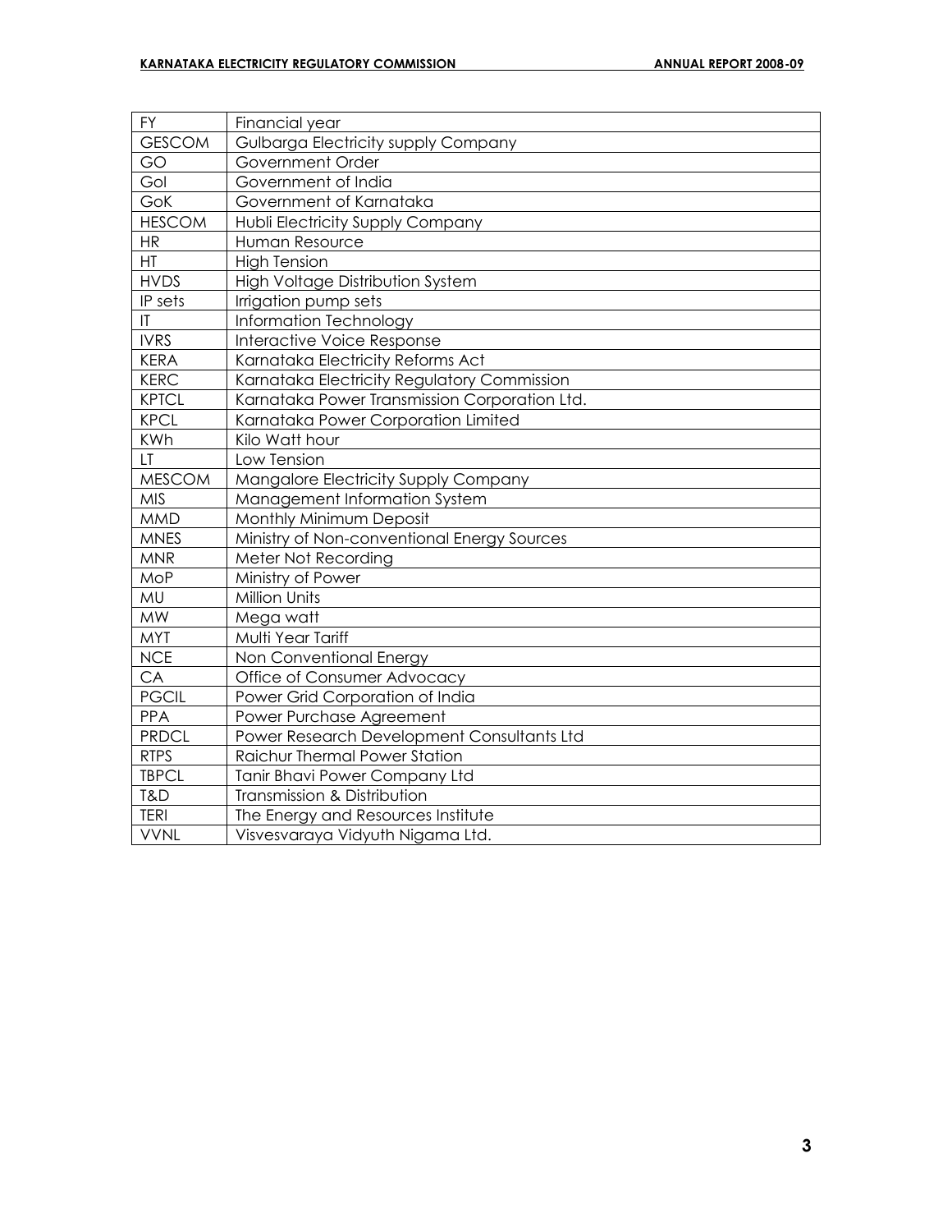| FY | Financial year |
|---|---|
| GESCOM | Gulbarga Electricity supply Company |
| GO | Government Order |
| GoI | Government of India |
| GoK | Government of Karnataka |
| HESCOM | Hubli Electricity Supply Company |
| HR | Human Resource |
| HT | High Tension |
| HVDS | High Voltage Distribution System |
| IP sets | Irrigation pump sets |
| IT | Information Technology |
| IVRS | Interactive Voice Response |
| KERA | Karnataka Electricity Reforms Act |
| KERC | Karnataka Electricity Regulatory Commission |
| KPTCL | Karnataka Power Transmission Corporation Ltd. |
| KPCL | Karnataka Power Corporation Limited |
| KWh | Kilo Watt hour |
| LT | Low Tension |
| MESCOM | Mangalore Electricity Supply Company |
| MIS | Management Information System |
| MMD | Monthly Minimum Deposit |
| MNES | Ministry of Non-conventional Energy Sources |
| MNR | Meter Not Recording |
| MoP | Ministry of Power |
| MU | Million Units |
| MW | Mega watt |
| MYT | Multi Year Tariff |
| NCE | Non Conventional Energy |
| CA | Office of Consumer Advocacy |
| PGCIL | Power Grid Corporation of India |
| PPA | Power Purchase Agreement |
| PRDCL | Power Research Development Consultants Ltd |
| RTPS | Raichur Thermal Power Station |
| TBPCL | Tanir Bhavi Power Company Ltd |
| T&D | Transmission & Distribution |
| TERI | The Energy and Resources Institute |
| VVNL | Visvesvaraya Vidyuth Nigama Ltd. |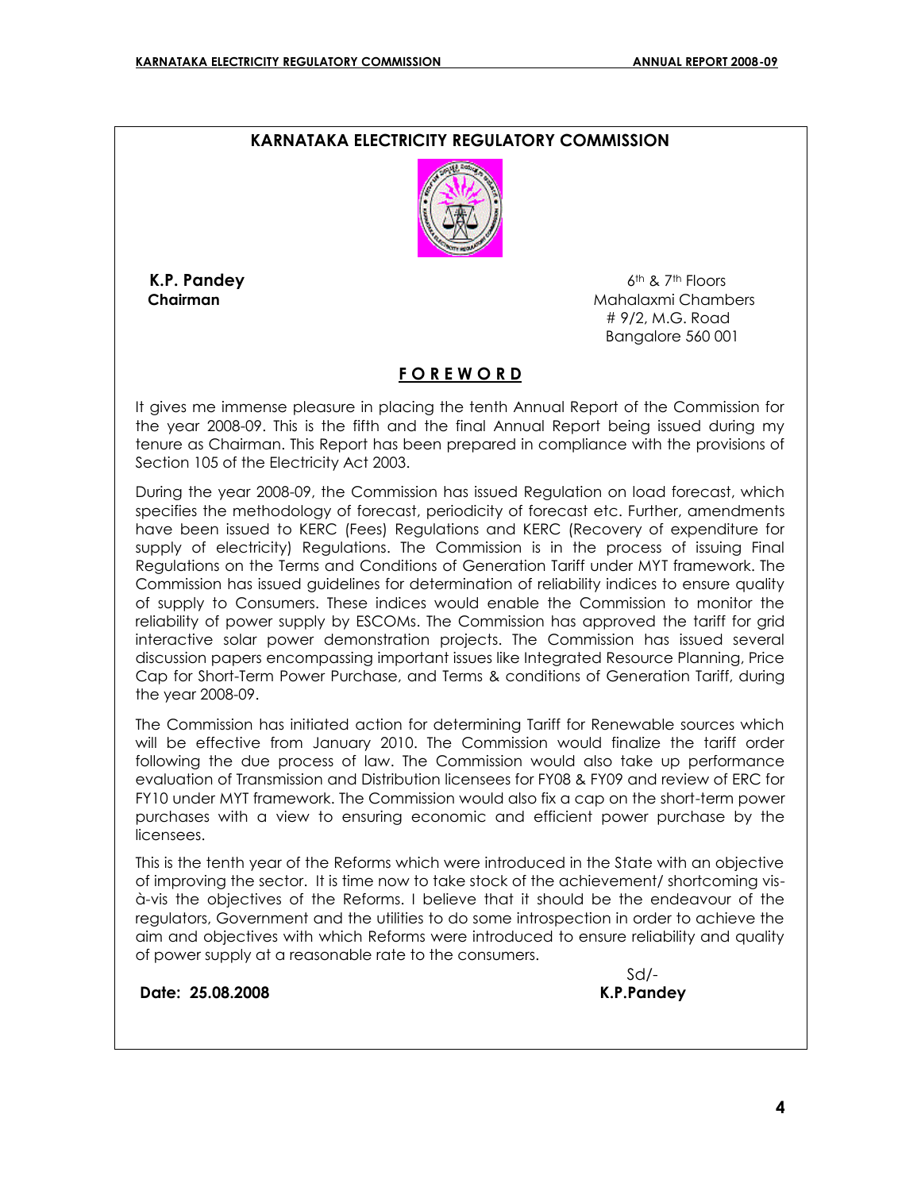**KARNATAKA ELECTRICITY REGULATORY COMMISSION**

**K.P. Pandey**
**Chairman**

6th & 7th Floors
Mahalaxmi Chambers
# 9/2, M.G. Road
Bangalore 560 001

## FOREWORD

It gives me immense pleasure in placing the tenth Annual Report of the Commission for the year 2008-09. This is the fifth and the final Annual Report being issued during my tenure as Chairman. This Report has been prepared in compliance with the provisions of Section 105 of the Electricity Act 2003.

During the year 2008-09, the Commission has issued Regulation on load forecast, which specifies the methodology of forecast, periodicity of forecast etc. Further, amendments have been issued to KERC (Fees) Regulations and KERC (Recovery of expenditure for supply of electricity) Regulations. The Commission is in the process of issuing Final Regulations on the Terms and Conditions of Generation Tariff under MYT framework. The Commission has issued guidelines for determination of reliability indices to ensure quality of supply to Consumers. These indices would enable the Commission to monitor the reliability of power supply by ESCOMs. The Commission has approved the tariff for grid interactive solar power demonstration projects. The Commission has issued several discussion papers encompassing important issues like Integrated Resource Planning, Price Cap for Short-Term Power Purchase, and Terms & conditions of Generation Tariff, during the year 2008-09.

The Commission has initiated action for determining Tariff for Renewable sources which will be effective from January 2010. The Commission would finalize the tariff order following the due process of law. The Commission would also take up performance evaluation of Transmission and Distribution licensees for FY08 & FY09 and review of ERC for FY10 under MYT framework. The Commission would also fix a cap on the short-term power purchases with a view to ensuring economic and efficient power purchase by the licensees.

This is the tenth year of the Reforms which were introduced in the State with an objective of improving the sector. It is time now to take stock of the achievement/ shortcoming vis-à-vis the objectives of the Reforms. I believe that it should be the endeavour of the regulators, Government and the utilities to do some introspection in order to achieve the aim and objectives with which Reforms were introduced to ensure reliability and quality of power supply at a reasonable rate to the consumers.

Sd/-
**K.P.Pandey**

**Date: 25.08.2008**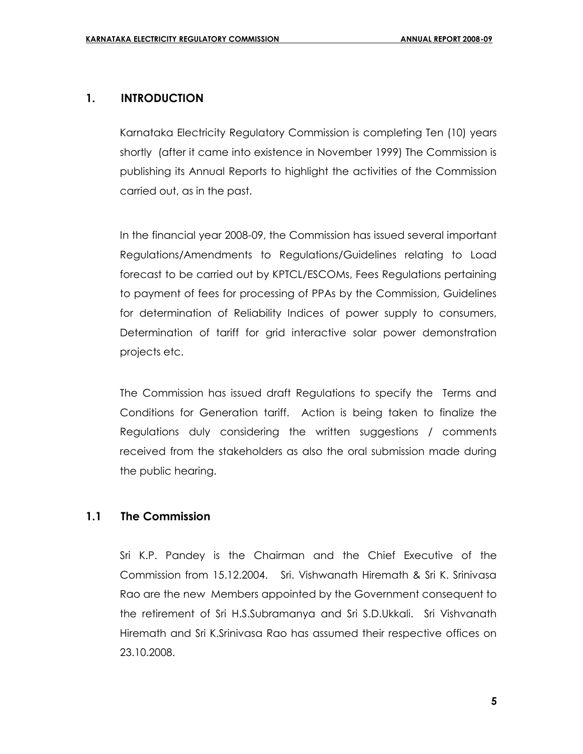## 1. INTRODUCTION

Karnataka Electricity Regulatory Commission is completing Ten (10) years shortly (after it came into existence in November 1999) The Commission is publishing its Annual Reports to highlight the activities of the Commission carried out, as in the past.

In the financial year 2008-09, the Commission has issued several important Regulations/Amendments to Regulations/Guidelines relating to Load forecast to be carried out by KPTCL/ESCOMs, Fees Regulations pertaining to payment of fees for processing of PPAs by the Commission, Guidelines for determination of Reliability Indices of power supply to consumers, Determination of tariff for grid interactive solar power demonstration projects etc.

The Commission has issued draft Regulations to specify the Terms and Conditions for Generation tariff. Action is being taken to finalize the Regulations duly considering the written suggestions / comments received from the stakeholders as also the oral submission made during the public hearing.

### 1.1 The Commission

Sri K.P. Pandey is the Chairman and the Chief Executive of the Commission from 15.12.2004. Sri. Vishwanath Hiremath & Sri K. Srinivasa Rao are the new Members appointed by the Government consequent to the retirement of Sri H.S.Subramanya and Sri S.D.Ukkali. Sri Vishvanath Hiremath and Sri K.Srinivasa Rao has assumed their respective offices on 23.10.2008.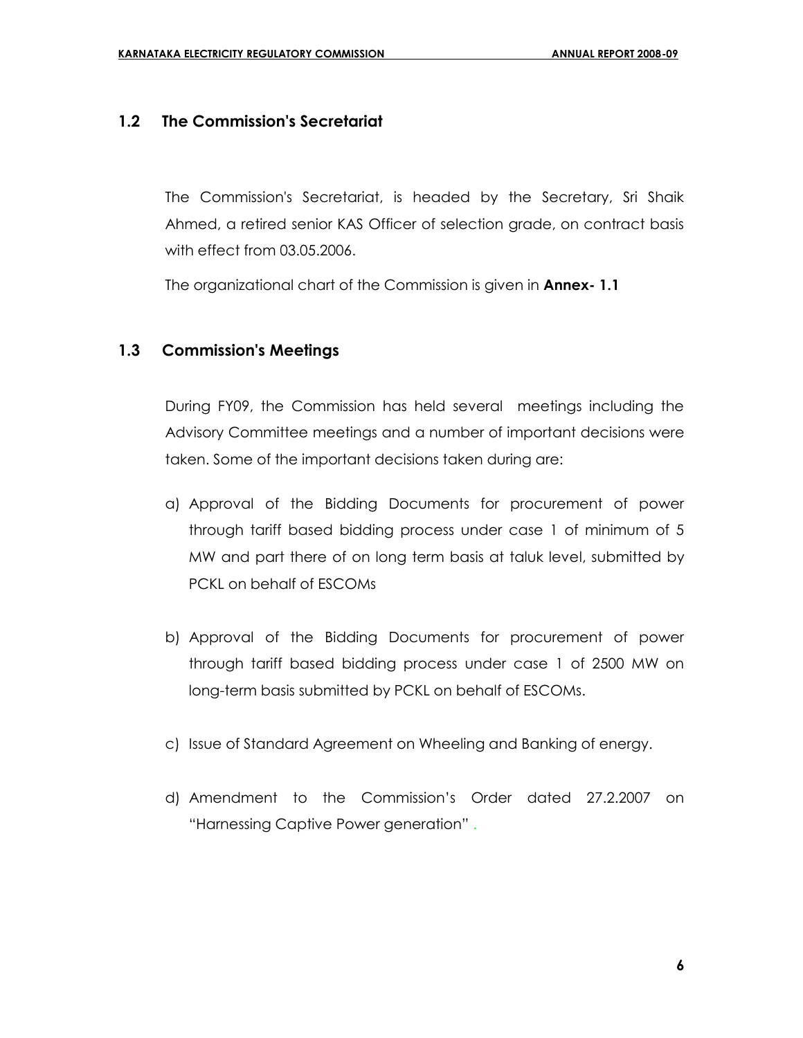## 1.2 The Commission's Secretariat

The Commission's Secretariat, is headed by the Secretary, Sri Shaik Ahmed, a retired senior KAS Officer of selection grade, on contract basis with effect from 03.05.2006.

The organizational chart of the Commission is given in **Annex- 1.1**

## 1.3 Commission's Meetings

During FY09, the Commission has held several meetings including the Advisory Committee meetings and a number of important decisions were taken. Some of the important decisions taken during are:

a) Approval of the Bidding Documents for procurement of power through tariff based bidding process under case 1 of minimum of 5 MW and part there of on long term basis at taluk level, submitted by PCKL on behalf of ESCOMs

b) Approval of the Bidding Documents for procurement of power through tariff based bidding process under case 1 of 2500 MW on long-term basis submitted by PCKL on behalf of ESCOMs.

c) Issue of Standard Agreement on Wheeling and Banking of energy.

d) Amendment to the Commission's Order dated 27.2.2007 on "Harnessing Captive Power generation" .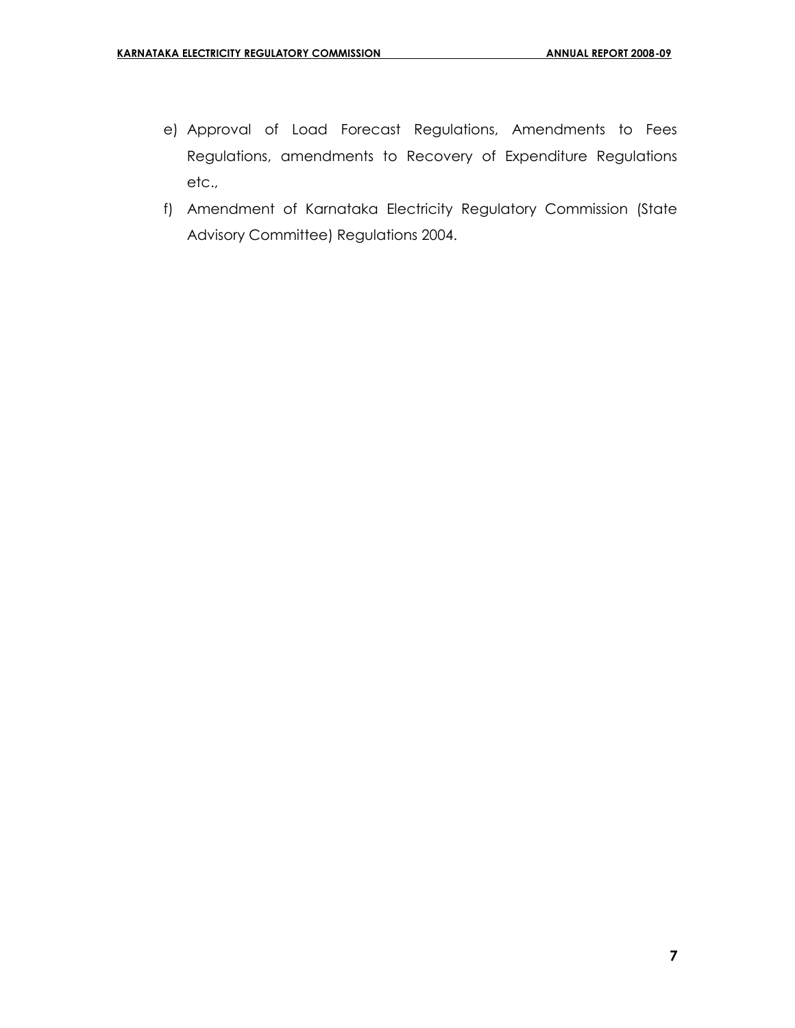e) Approval of Load Forecast Regulations, Amendments to Fees Regulations, amendments to Recovery of Expenditure Regulations etc.,

f) Amendment of Karnataka Electricity Regulatory Commission (State Advisory Committee) Regulations 2004.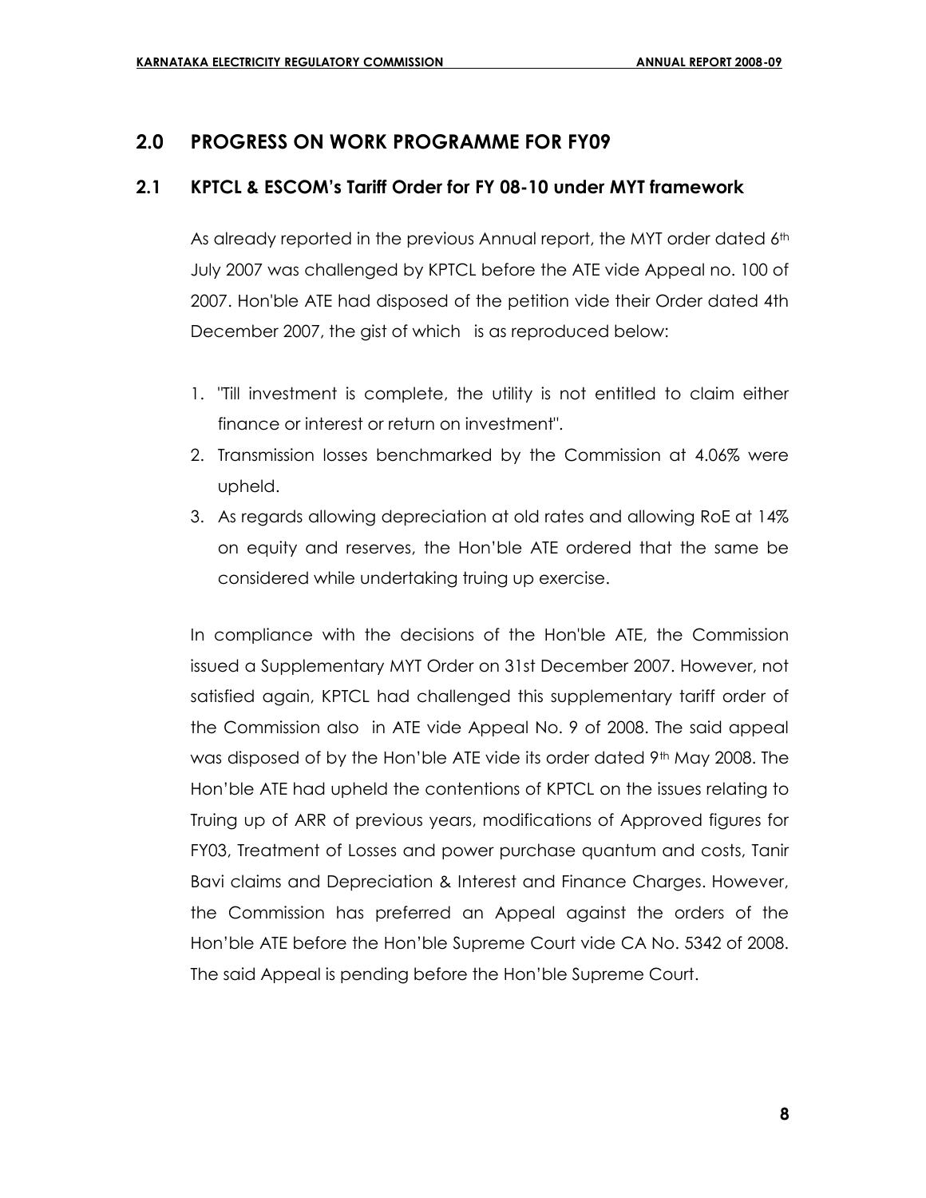## 2.0 PROGRESS ON WORK PROGRAMME FOR FY09

### 2.1 KPTCL & ESCOM's Tariff Order for FY 08-10 under MYT framework

As already reported in the previous Annual report, the MYT order dated 6th July 2007 was challenged by KPTCL before the ATE vide Appeal no. 100 of 2007. Hon'ble ATE had disposed of the petition vide their Order dated 4th December 2007, the gist of which is as reproduced below:

1. "Till investment is complete, the utility is not entitled to claim either finance or interest or return on investment".
2. Transmission losses benchmarked by the Commission at 4.06% were upheld.
3. As regards allowing depreciation at old rates and allowing RoE at 14% on equity and reserves, the Hon'ble ATE ordered that the same be considered while undertaking truing up exercise.

In compliance with the decisions of the Hon'ble ATE, the Commission issued a Supplementary MYT Order on 31st December 2007. However, not satisfied again, KPTCL had challenged this supplementary tariff order of the Commission also in ATE vide Appeal No. 9 of 2008. The said appeal was disposed of by the Hon'ble ATE vide its order dated 9th May 2008. The Hon'ble ATE had upheld the contentions of KPTCL on the issues relating to Truing up of ARR of previous years, modifications of Approved figures for FY03, Treatment of Losses and power purchase quantum and costs, Tanir Bavi claims and Depreciation & Interest and Finance Charges. However, the Commission has preferred an Appeal against the orders of the Hon'ble ATE before the Hon'ble Supreme Court vide CA No. 5342 of 2008. The said Appeal is pending before the Hon'ble Supreme Court.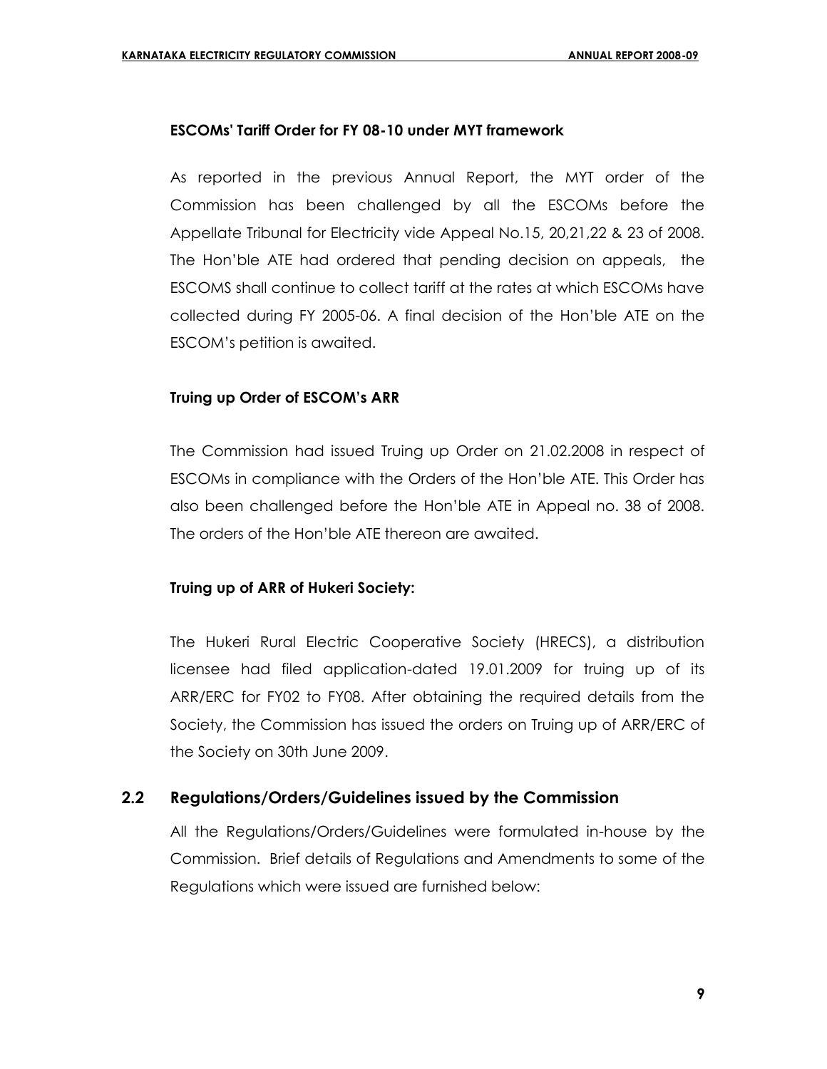**ESCOMs' Tariff Order for FY 08-10 under MYT framework**

As reported in the previous Annual Report, the MYT order of the Commission has been challenged by all the ESCOMs before the Appellate Tribunal for Electricity vide Appeal No.15, 20,21,22 & 23 of 2008. The Hon'ble ATE had ordered that pending decision on appeals, the ESCOMS shall continue to collect tariff at the rates at which ESCOMs have collected during FY 2005-06. A final decision of the Hon'ble ATE on the ESCOM's petition is awaited.

**Truing up Order of ESCOM's ARR**

The Commission had issued Truing up Order on 21.02.2008 in respect of ESCOMs in compliance with the Orders of the Hon'ble ATE. This Order has also been challenged before the Hon'ble ATE in Appeal no. 38 of 2008. The orders of the Hon'ble ATE thereon are awaited.

**Truing up of ARR of Hukeri Society:**

The Hukeri Rural Electric Cooperative Society (HRECS), a distribution licensee had filed application-dated 19.01.2009 for truing up of its ARR/ERC for FY02 to FY08. After obtaining the required details from the Society, the Commission has issued the orders on Truing up of ARR/ERC of the Society on 30th June 2009.

## 2.2 Regulations/Orders/Guidelines issued by the Commission

All the Regulations/Orders/Guidelines were formulated in-house by the Commission. Brief details of Regulations and Amendments to some of the Regulations which were issued are furnished below: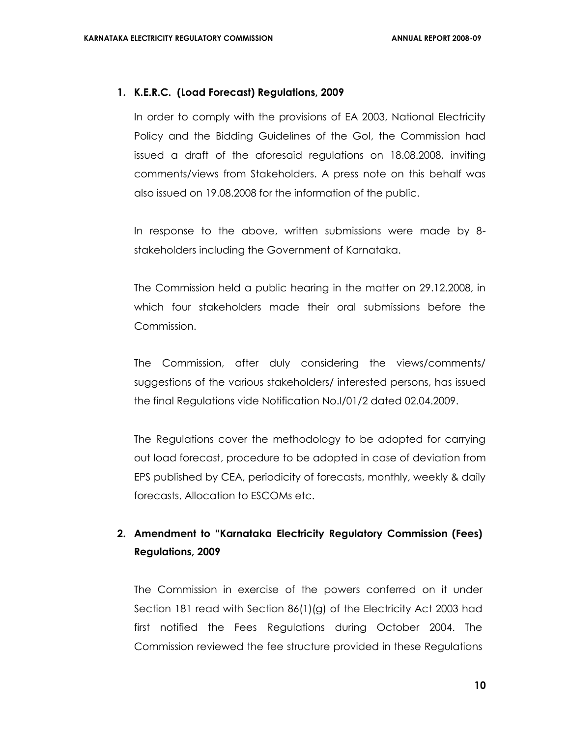1. **K.E.R.C. (Load Forecast) Regulations, 2009**

   In order to comply with the provisions of EA 2003, National Electricity Policy and the Bidding Guidelines of the GoI, the Commission had issued a draft of the aforesaid regulations on 18.08.2008, inviting comments/views from Stakeholders. A press note on this behalf was also issued on 19.08.2008 for the information of the public.

   In response to the above, written submissions were made by 8-stakeholders including the Government of Karnataka.

   The Commission held a public hearing in the matter on 29.12.2008, in which four stakeholders made their oral submissions before the Commission.

   The Commission, after duly considering the views/comments/ suggestions of the various stakeholders/ interested persons, has issued the final Regulations vide Notification No.I/01/2 dated 02.04.2009.

   The Regulations cover the methodology to be adopted for carrying out load forecast, procedure to be adopted in case of deviation from EPS published by CEA, periodicity of forecasts, monthly, weekly & daily forecasts, Allocation to ESCOMs etc.

2. **Amendment to "Karnataka Electricity Regulatory Commission (Fees) Regulations, 2009**

   The Commission in exercise of the powers conferred on it under Section 181 read with Section 86(1)(g) of the Electricity Act 2003 had first notified the Fees Regulations during October 2004. The Commission reviewed the fee structure provided in these Regulations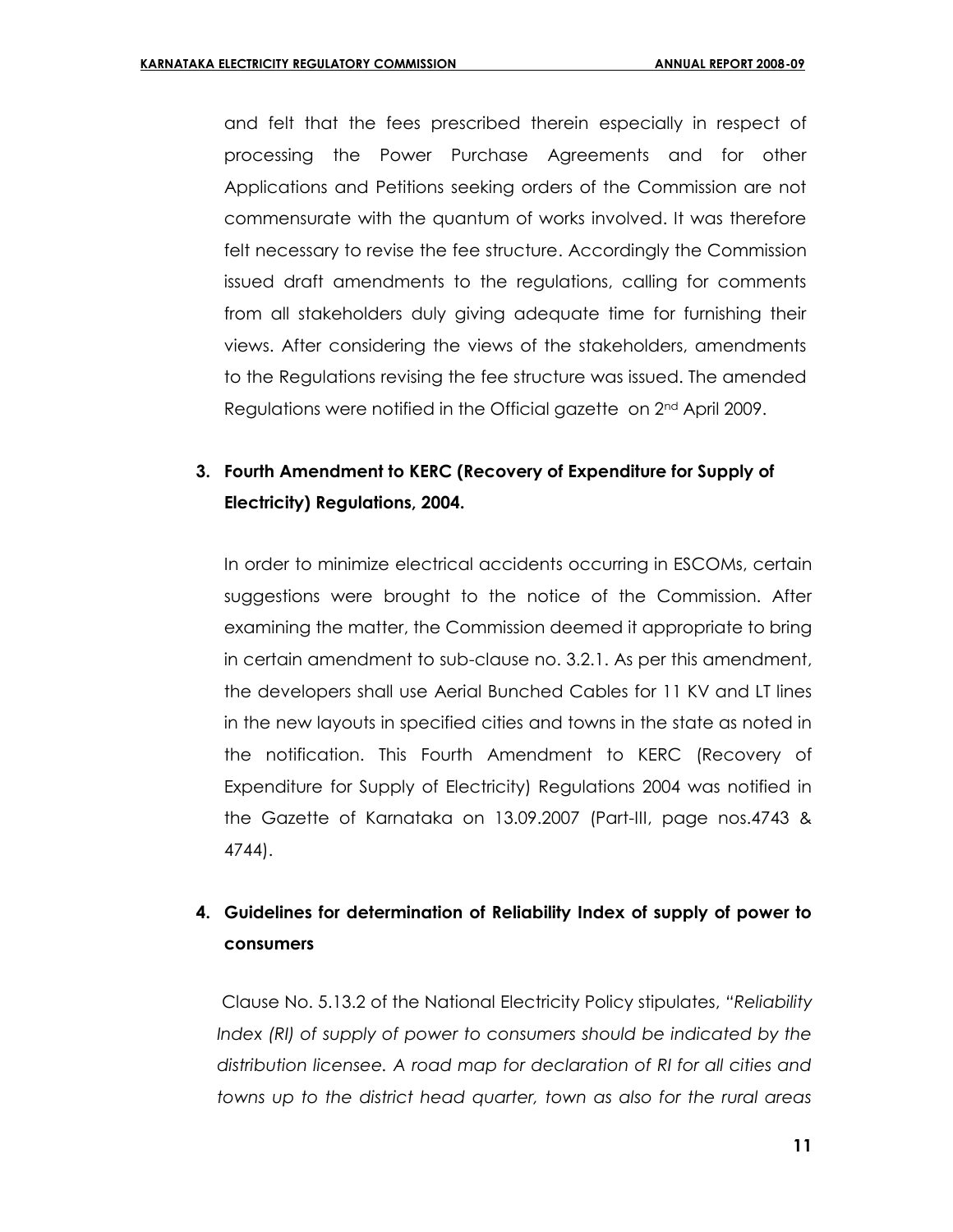and felt that the fees prescribed therein especially in respect of processing the Power Purchase Agreements and for other Applications and Petitions seeking orders of the Commission are not commensurate with the quantum of works involved. It was therefore felt necessary to revise the fee structure. Accordingly the Commission issued draft amendments to the regulations, calling for comments from all stakeholders duly giving adequate time for furnishing their views. After considering the views of the stakeholders, amendments to the Regulations revising the fee structure was issued. The amended Regulations were notified in the Official gazette on 2nd April 2009.

**3. Fourth Amendment to KERC (Recovery of Expenditure for Supply of Electricity) Regulations, 2004.**

In order to minimize electrical accidents occurring in ESCOMs, certain suggestions were brought to the notice of the Commission. After examining the matter, the Commission deemed it appropriate to bring in certain amendment to sub-clause no. 3.2.1. As per this amendment, the developers shall use Aerial Bunched Cables for 11 KV and LT lines in the new layouts in specified cities and towns in the state as noted in the notification. This Fourth Amendment to KERC (Recovery of Expenditure for Supply of Electricity) Regulations 2004 was notified in the Gazette of Karnataka on 13.09.2007 (Part-III, page nos.4743 & 4744).

**4. Guidelines for determination of Reliability Index of supply of power to consumers**

Clause No. 5.13.2 of the National Electricity Policy stipulates, *"Reliability Index (RI) of supply of power to consumers should be indicated by the distribution licensee. A road map for declaration of RI for all cities and towns up to the district head quarter, town as also for the rural areas*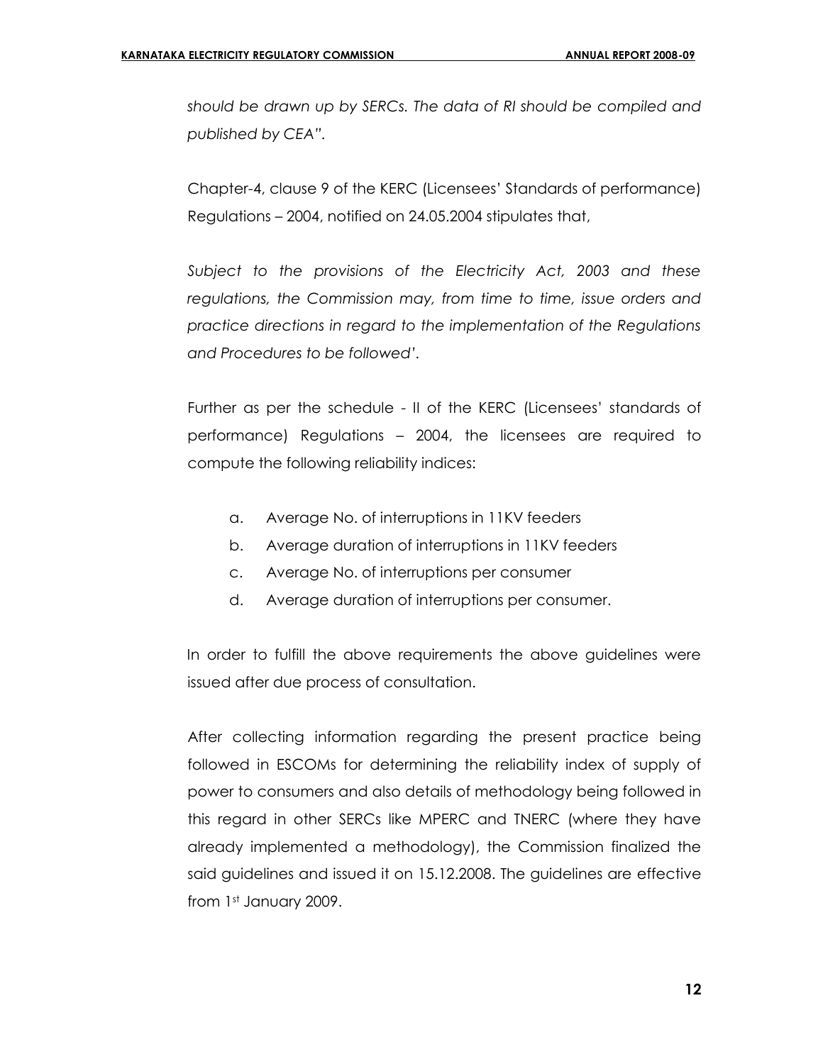*should be drawn up by SERCs. The data of RI should be compiled and published by CEA".*

Chapter-4, clause 9 of the KERC (Licensees' Standards of performance) Regulations – 2004, notified on 24.05.2004 stipulates that,

*Subject to the provisions of the Electricity Act, 2003 and these regulations, the Commission may, from time to time, issue orders and practice directions in regard to the implementation of the Regulations and Procedures to be followed'.*

Further as per the schedule - II of the KERC (Licensees' standards of performance) Regulations – 2004, the licensees are required to compute the following reliability indices:

a. Average No. of interruptions in 11KV feeders
b. Average duration of interruptions in 11KV feeders
c. Average No. of interruptions per consumer
d. Average duration of interruptions per consumer.

In order to fulfill the above requirements the above guidelines were issued after due process of consultation.

After collecting information regarding the present practice being followed in ESCOMs for determining the reliability index of supply of power to consumers and also details of methodology being followed in this regard in other SERCs like MPERC and TNERC (where they have already implemented a methodology), the Commission finalized the said guidelines and issued it on 15.12.2008. The guidelines are effective from 1st January 2009.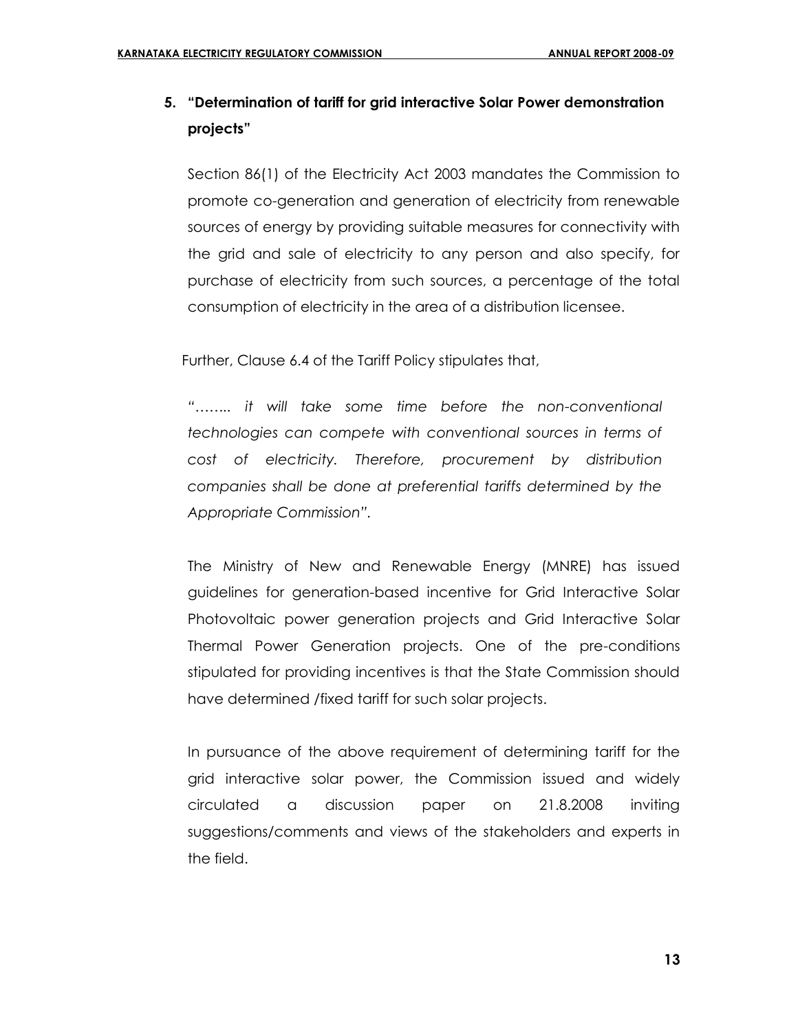## 5. "Determination of tariff for grid interactive Solar Power demonstration projects"

Section 86(1) of the Electricity Act 2003 mandates the Commission to promote co-generation and generation of electricity from renewable sources of energy by providing suitable measures for connectivity with the grid and sale of electricity to any person and also specify, for purchase of electricity from such sources, a percentage of the total consumption of electricity in the area of a distribution licensee.

Further, Clause 6.4 of the Tariff Policy stipulates that,

*"…….. it will take some time before the non-conventional technologies can compete with conventional sources in terms of cost of electricity. Therefore, procurement by distribution companies shall be done at preferential tariffs determined by the Appropriate Commission".*

The Ministry of New and Renewable Energy (MNRE) has issued guidelines for generation-based incentive for Grid Interactive Solar Photovoltaic power generation projects and Grid Interactive Solar Thermal Power Generation projects. One of the pre-conditions stipulated for providing incentives is that the State Commission should have determined /fixed tariff for such solar projects.

In pursuance of the above requirement of determining tariff for the grid interactive solar power, the Commission issued and widely circulated a discussion paper on 21.8.2008 inviting suggestions/comments and views of the stakeholders and experts in the field.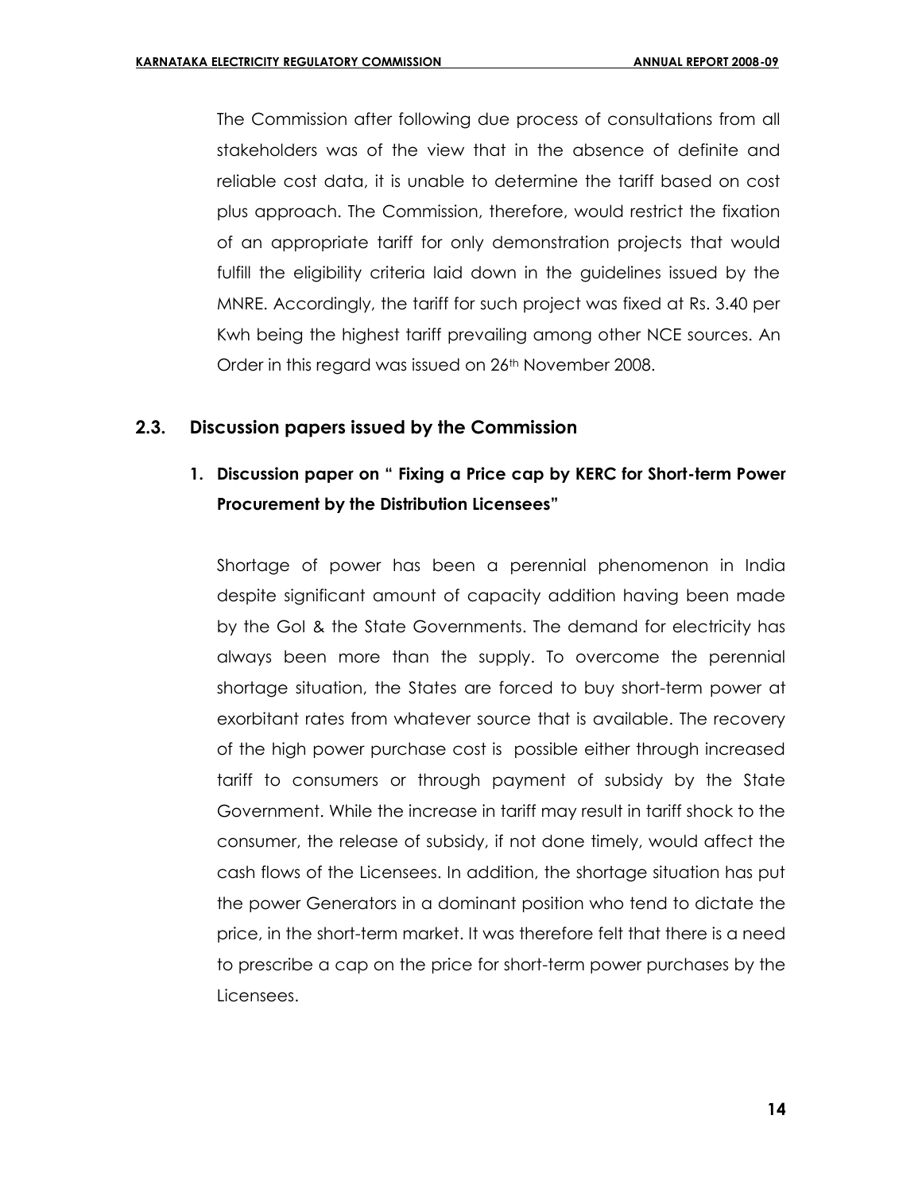The Commission after following due process of consultations from all stakeholders was of the view that in the absence of definite and reliable cost data, it is unable to determine the tariff based on cost plus approach. The Commission, therefore, would restrict the fixation of an appropriate tariff for only demonstration projects that would fulfill the eligibility criteria laid down in the guidelines issued by the MNRE. Accordingly, the tariff for such project was fixed at Rs. 3.40 per Kwh being the highest tariff prevailing among other NCE sources. An Order in this regard was issued on 26th November 2008.

## 2.3. Discussion papers issued by the Commission

### 1. Discussion paper on " Fixing a Price cap by KERC for Short-term Power Procurement by the Distribution Licensees"

Shortage of power has been a perennial phenomenon in India despite significant amount of capacity addition having been made by the GoI & the State Governments. The demand for electricity has always been more than the supply. To overcome the perennial shortage situation, the States are forced to buy short-term power at exorbitant rates from whatever source that is available. The recovery of the high power purchase cost is possible either through increased tariff to consumers or through payment of subsidy by the State Government. While the increase in tariff may result in tariff shock to the consumer, the release of subsidy, if not done timely, would affect the cash flows of the Licensees. In addition, the shortage situation has put the power Generators in a dominant position who tend to dictate the price, in the short-term market. It was therefore felt that there is a need to prescribe a cap on the price for short-term power purchases by the Licensees.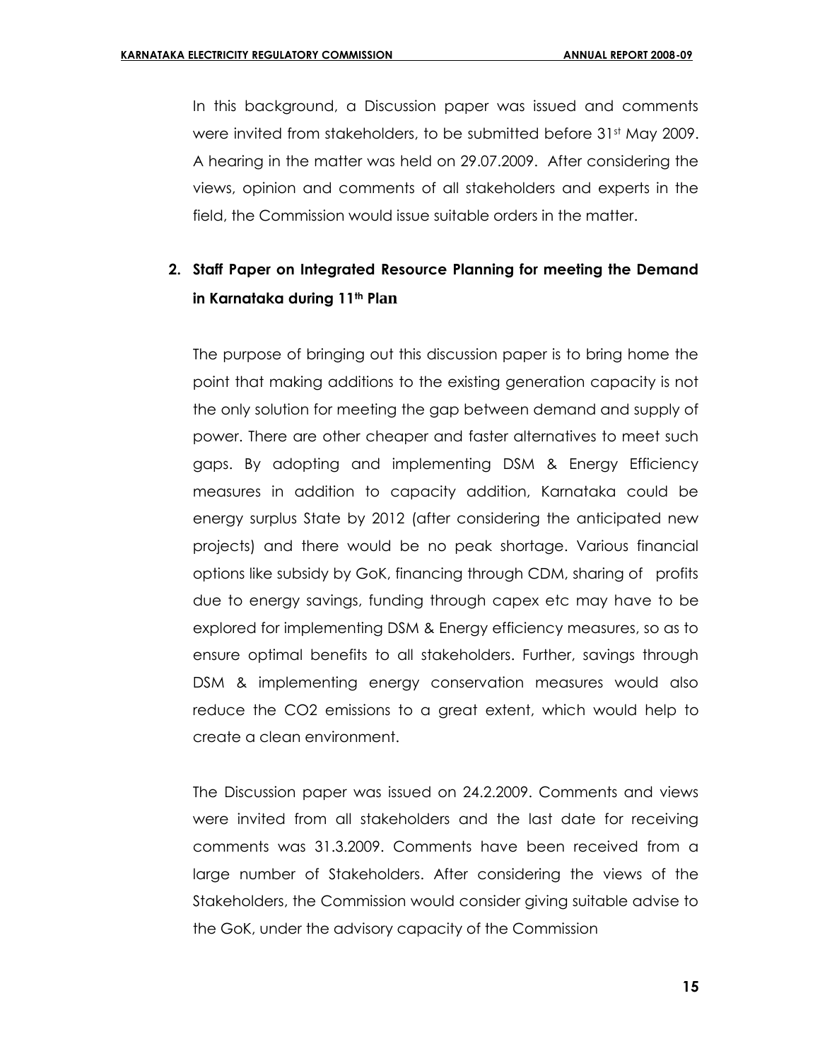In this background, a Discussion paper was issued and comments were invited from stakeholders, to be submitted before 31st May 2009. A hearing in the matter was held on 29.07.2009. After considering the views, opinion and comments of all stakeholders and experts in the field, the Commission would issue suitable orders in the matter.

## 2. Staff Paper on Integrated Resource Planning for meeting the Demand in Karnataka during 11th Plan

The purpose of bringing out this discussion paper is to bring home the point that making additions to the existing generation capacity is not the only solution for meeting the gap between demand and supply of power. There are other cheaper and faster alternatives to meet such gaps. By adopting and implementing DSM & Energy Efficiency measures in addition to capacity addition, Karnataka could be energy surplus State by 2012 (after considering the anticipated new projects) and there would be no peak shortage. Various financial options like subsidy by GoK, financing through CDM, sharing of profits due to energy savings, funding through capex etc may have to be explored for implementing DSM & Energy efficiency measures, so as to ensure optimal benefits to all stakeholders. Further, savings through DSM & implementing energy conservation measures would also reduce the $CO_2$ emissions to a great extent, which would help to create a clean environment.

The Discussion paper was issued on 24.2.2009. Comments and views were invited from all stakeholders and the last date for receiving comments was 31.3.2009. Comments have been received from a large number of Stakeholders. After considering the views of the Stakeholders, the Commission would consider giving suitable advise to the GoK, under the advisory capacity of the Commission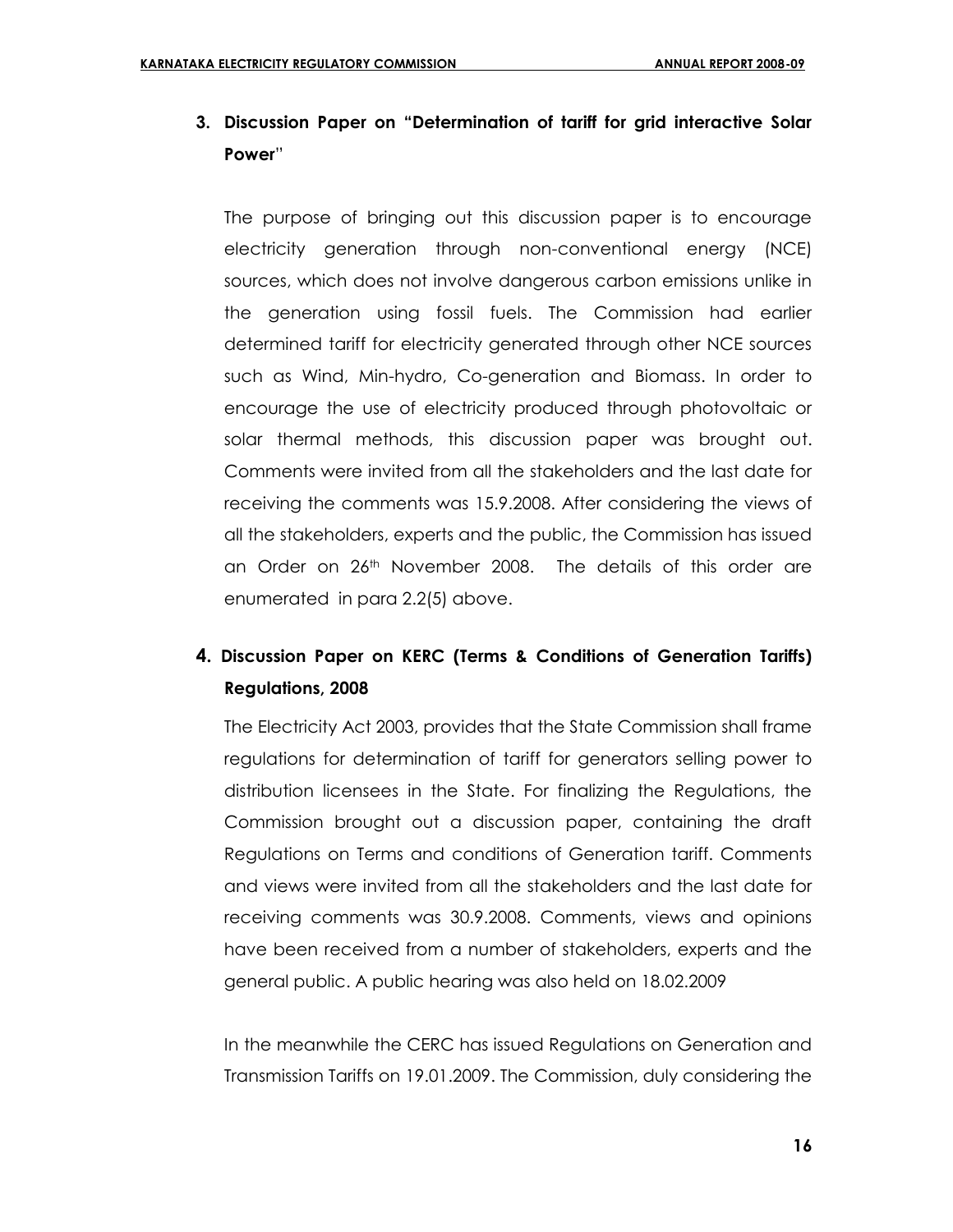### 3. Discussion Paper on "Determination of tariff for grid interactive Solar Power"

The purpose of bringing out this discussion paper is to encourage electricity generation through non-conventional energy (NCE) sources, which does not involve dangerous carbon emissions unlike in the generation using fossil fuels. The Commission had earlier determined tariff for electricity generated through other NCE sources such as Wind, Min-hydro, Co-generation and Biomass. In order to encourage the use of electricity produced through photovoltaic or solar thermal methods, this discussion paper was brought out. Comments were invited from all the stakeholders and the last date for receiving the comments was 15.9.2008. After considering the views of all the stakeholders, experts and the public, the Commission has issued an Order on 26th November 2008. The details of this order are enumerated in para 2.2(5) above.

### 4. Discussion Paper on KERC (Terms & Conditions of Generation Tariffs) Regulations, 2008

The Electricity Act 2003, provides that the State Commission shall frame regulations for determination of tariff for generators selling power to distribution licensees in the State. For finalizing the Regulations, the Commission brought out a discussion paper, containing the draft Regulations on Terms and conditions of Generation tariff. Comments and views were invited from all the stakeholders and the last date for receiving comments was 30.9.2008. Comments, views and opinions have been received from a number of stakeholders, experts and the general public. A public hearing was also held on 18.02.2009

In the meanwhile the CERC has issued Regulations on Generation and Transmission Tariffs on 19.01.2009. The Commission, duly considering the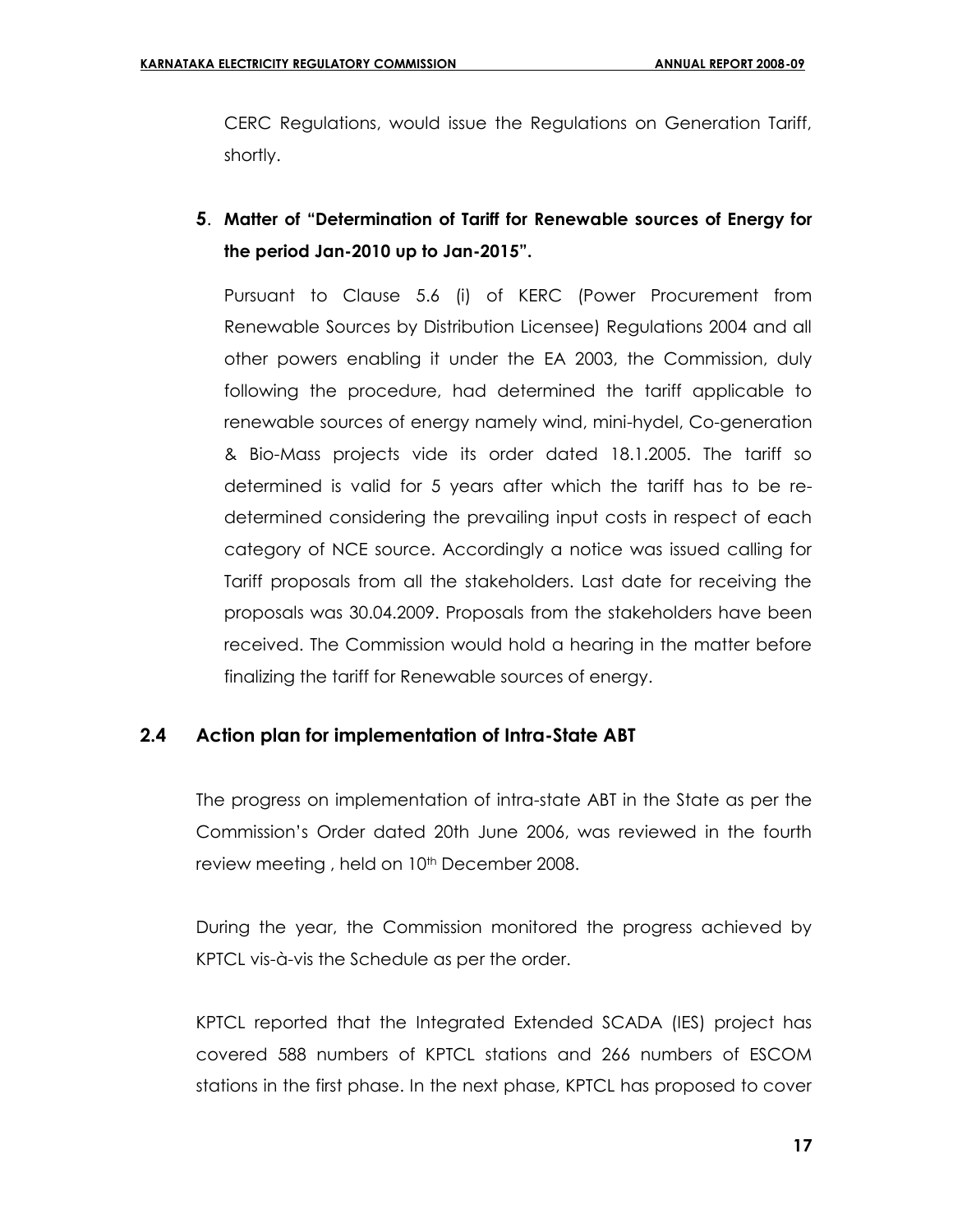CERC Regulations, would issue the Regulations on Generation Tariff, shortly.

**5. Matter of "Determination of Tariff for Renewable sources of Energy for the period Jan-2010 up to Jan-2015".**

Pursuant to Clause 5.6 (i) of KERC (Power Procurement from Renewable Sources by Distribution Licensee) Regulations 2004 and all other powers enabling it under the EA 2003, the Commission, duly following the procedure, had determined the tariff applicable to renewable sources of energy namely wind, mini-hydel, Co-generation & Bio-Mass projects vide its order dated 18.1.2005. The tariff so determined is valid for 5 years after which the tariff has to be re-determined considering the prevailing input costs in respect of each category of NCE source. Accordingly a notice was issued calling for Tariff proposals from all the stakeholders. Last date for receiving the proposals was 30.04.2009. Proposals from the stakeholders have been received. The Commission would hold a hearing in the matter before finalizing the tariff for Renewable sources of energy.

## 2.4 Action plan for implementation of Intra-State ABT

The progress on implementation of intra-state ABT in the State as per the Commission's Order dated 20th June 2006, was reviewed in the fourth review meeting , held on 10th December 2008.

During the year, the Commission monitored the progress achieved by KPTCL vis-à-vis the Schedule as per the order.

KPTCL reported that the Integrated Extended SCADA (IES) project has covered 588 numbers of KPTCL stations and 266 numbers of ESCOM stations in the first phase. In the next phase, KPTCL has proposed to cover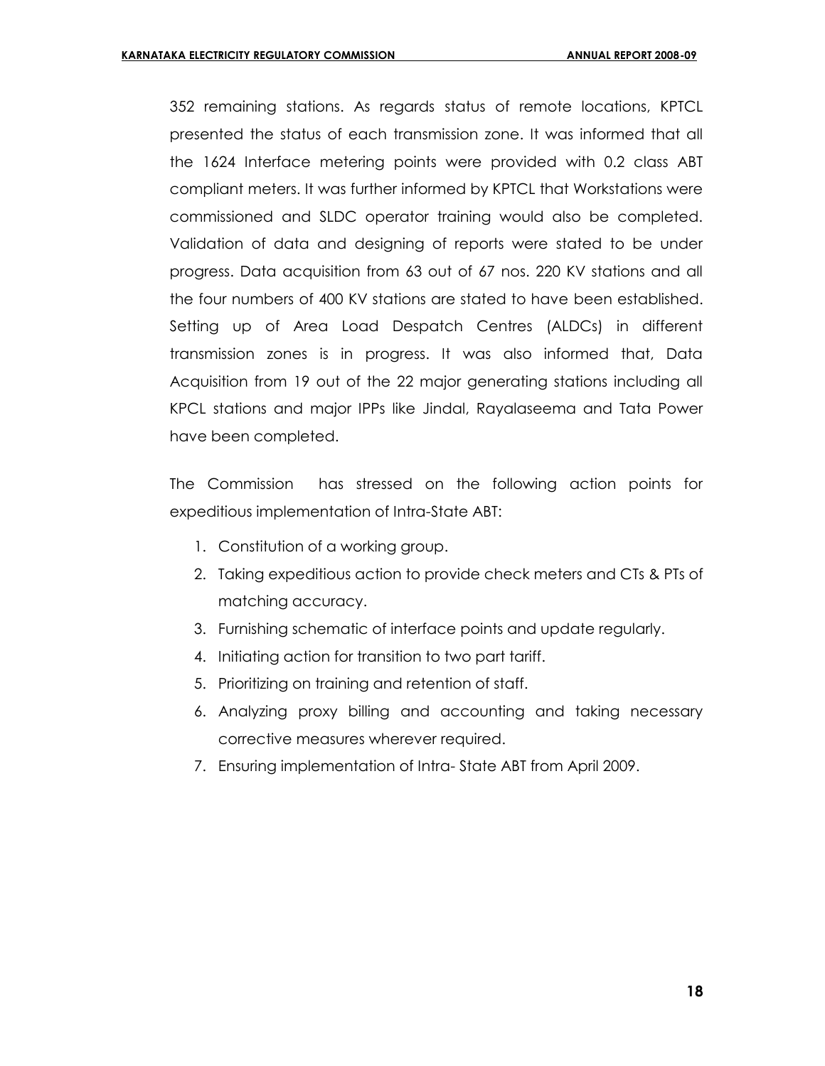352 remaining stations. As regards status of remote locations, KPTCL presented the status of each transmission zone. It was informed that all the 1624 Interface metering points were provided with 0.2 class ABT compliant meters. It was further informed by KPTCL that Workstations were commissioned and SLDC operator training would also be completed. Validation of data and designing of reports were stated to be under progress. Data acquisition from 63 out of 67 nos. 220 KV stations and all the four numbers of 400 KV stations are stated to have been established. Setting up of Area Load Despatch Centres (ALDCs) in different transmission zones is in progress. It was also informed that, Data Acquisition from 19 out of the 22 major generating stations including all KPCL stations and major IPPs like Jindal, Rayalaseema and Tata Power have been completed.

The Commission has stressed on the following action points for expeditious implementation of Intra-State ABT:

1. Constitution of a working group.
2. Taking expeditious action to provide check meters and CTs & PTs of matching accuracy.
3. Furnishing schematic of interface points and update regularly.
4. Initiating action for transition to two part tariff.
5. Prioritizing on training and retention of staff.
6. Analyzing proxy billing and accounting and taking necessary corrective measures wherever required.
7. Ensuring implementation of Intra- State ABT from April 2009.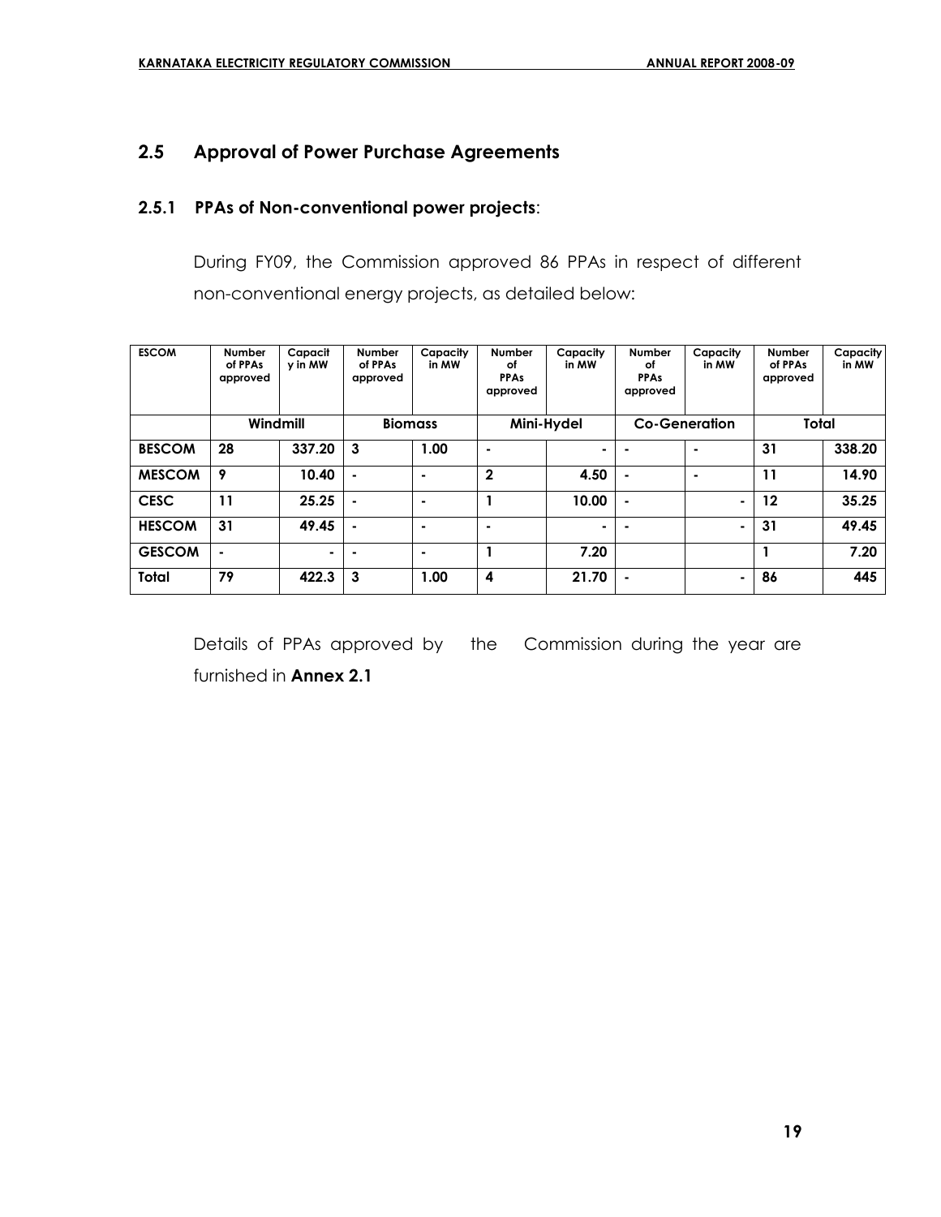## 2.5 Approval of Power Purchase Agreements

### 2.5.1 PPAs of Non-conventional power projects:

During FY09, the Commission approved 86 PPAs in respect of different non-conventional energy projects, as detailed below:

| ESCOM | Number of PPAs approved | Capacity in MW | Number of PPAs approved | Capacity in MW | Number of PPAs approved | Capacity in MW | Number of PPAs approved | Capacity in MW | Number of PPAs approved | Capacity in MW |
|---|---|---|---|---|---|---|---|---|---|---|
| | Windmill | | Biomass | | Mini-Hydel | | Co-Generation | | Total | |
| BESCOM | 28 | 337.20 | 3 | 1.00 | - | - | - | - | 31 | 338.20 |
| MESCOM | 9 | 10.40 | - | - | 2 | 4.50 | - | - | 11 | 14.90 |
| CESC | 11 | 25.25 | - | - | 1 | 10.00 | - | - | 12 | 35.25 |
| HESCOM | 31 | 49.45 | - | - | - | - | - | - | 31 | 49.45 |
| GESCOM | - | - | - | - | 1 | 7.20 | | | 1 | 7.20 |
| Total | 79 | 422.3 | 3 | 1.00 | 4 | 21.70 | - | - | 86 | 445 |

Details of PPAs approved by the Commission during the year are furnished in **Annex 2.1**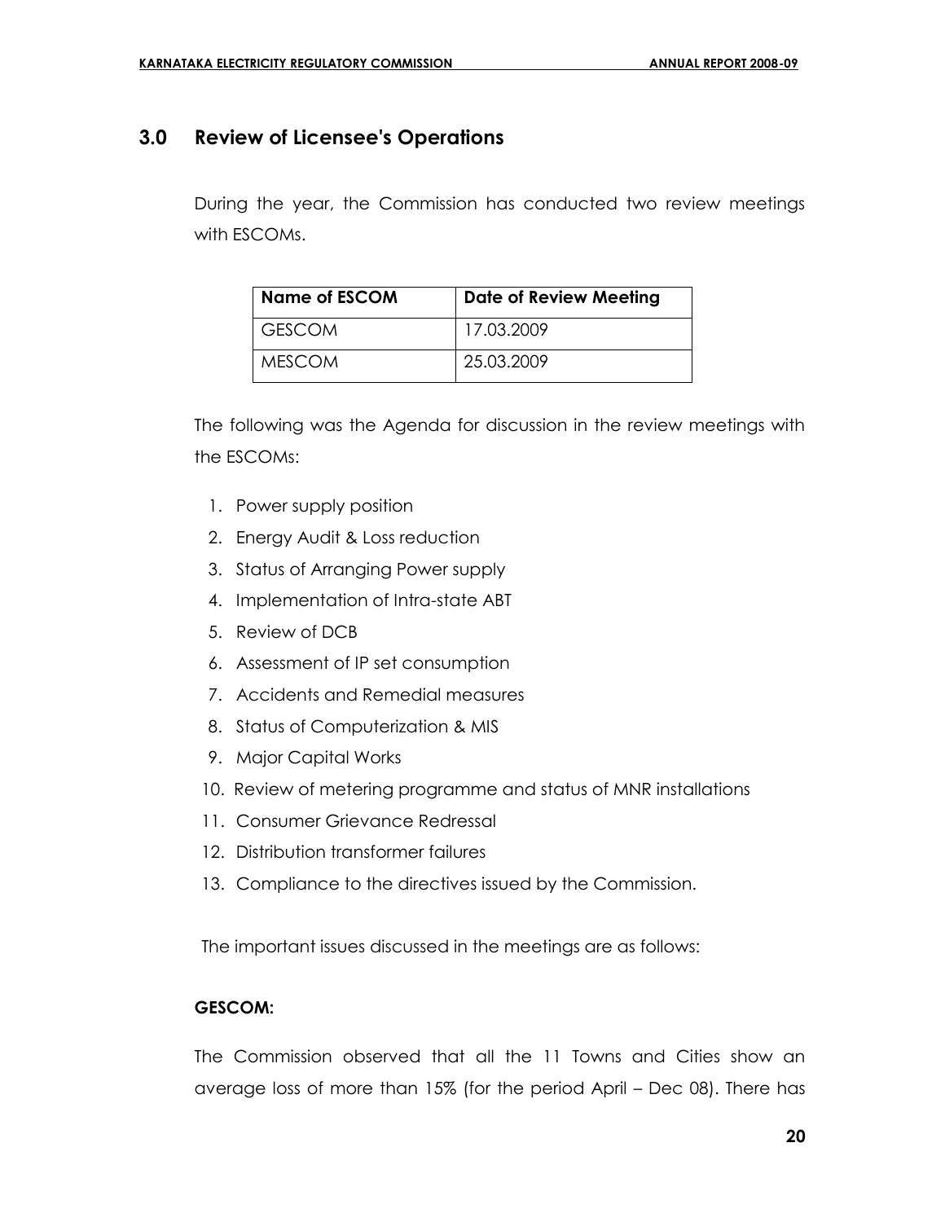## 3.0 Review of Licensee's Operations

During the year, the Commission has conducted two review meetings with ESCOMs.

| Name of ESCOM | Date of Review Meeting |
| --- | --- |
| GESCOM | 17.03.2009 |
| MESCOM | 25.03.2009 |

The following was the Agenda for discussion in the review meetings with the ESCOMs:

1. Power supply position
2. Energy Audit & Loss reduction
3. Status of Arranging Power supply
4. Implementation of Intra-state ABT
5. Review of DCB
6. Assessment of IP set consumption
7. Accidents and Remedial measures
8. Status of Computerization & MIS
9. Major Capital Works
10. Review of metering programme and status of MNR installations
11. Consumer Grievance Redressal
12. Distribution transformer failures
13. Compliance to the directives issued by the Commission.

The important issues discussed in the meetings are as follows:

**GESCOM:**

The Commission observed that all the 11 Towns and Cities show an average loss of more than 15% (for the period April – Dec 08). There has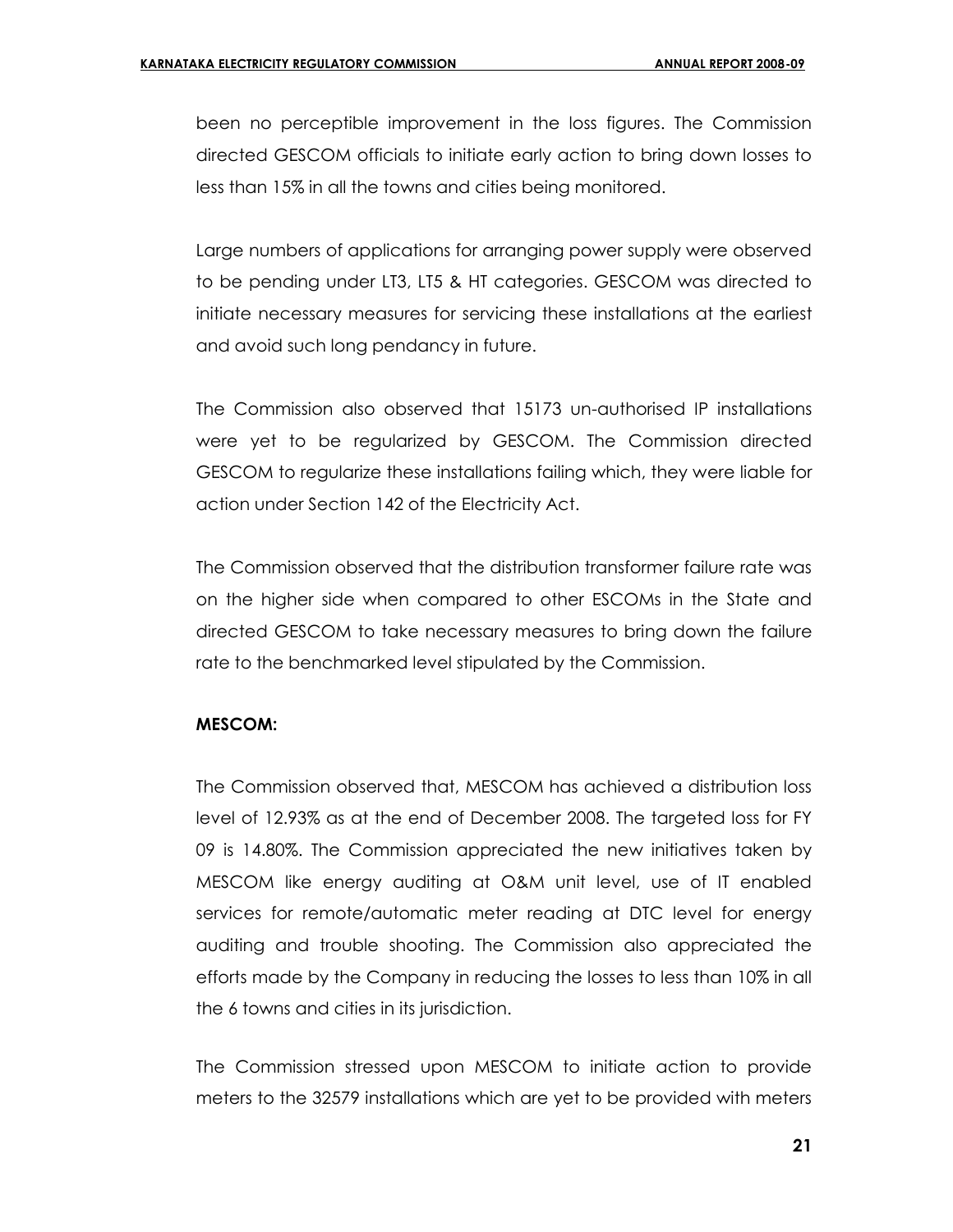been no perceptible improvement in the loss figures. The Commission directed GESCOM officials to initiate early action to bring down losses to less than 15% in all the towns and cities being monitored.

Large numbers of applications for arranging power supply were observed to be pending under LT3, LT5 & HT categories. GESCOM was directed to initiate necessary measures for servicing these installations at the earliest and avoid such long pendancy in future.

The Commission also observed that 15173 un-authorised IP installations were yet to be regularized by GESCOM. The Commission directed GESCOM to regularize these installations failing which, they were liable for action under Section 142 of the Electricity Act.

The Commission observed that the distribution transformer failure rate was on the higher side when compared to other ESCOMs in the State and directed GESCOM to take necessary measures to bring down the failure rate to the benchmarked level stipulated by the Commission.

**MESCOM:**

The Commission observed that, MESCOM has achieved a distribution loss level of 12.93% as at the end of December 2008. The targeted loss for FY 09 is 14.80%. The Commission appreciated the new initiatives taken by MESCOM like energy auditing at O&M unit level, use of IT enabled services for remote/automatic meter reading at DTC level for energy auditing and trouble shooting. The Commission also appreciated the efforts made by the Company in reducing the losses to less than 10% in all the 6 towns and cities in its jurisdiction.

The Commission stressed upon MESCOM to initiate action to provide meters to the 32579 installations which are yet to be provided with meters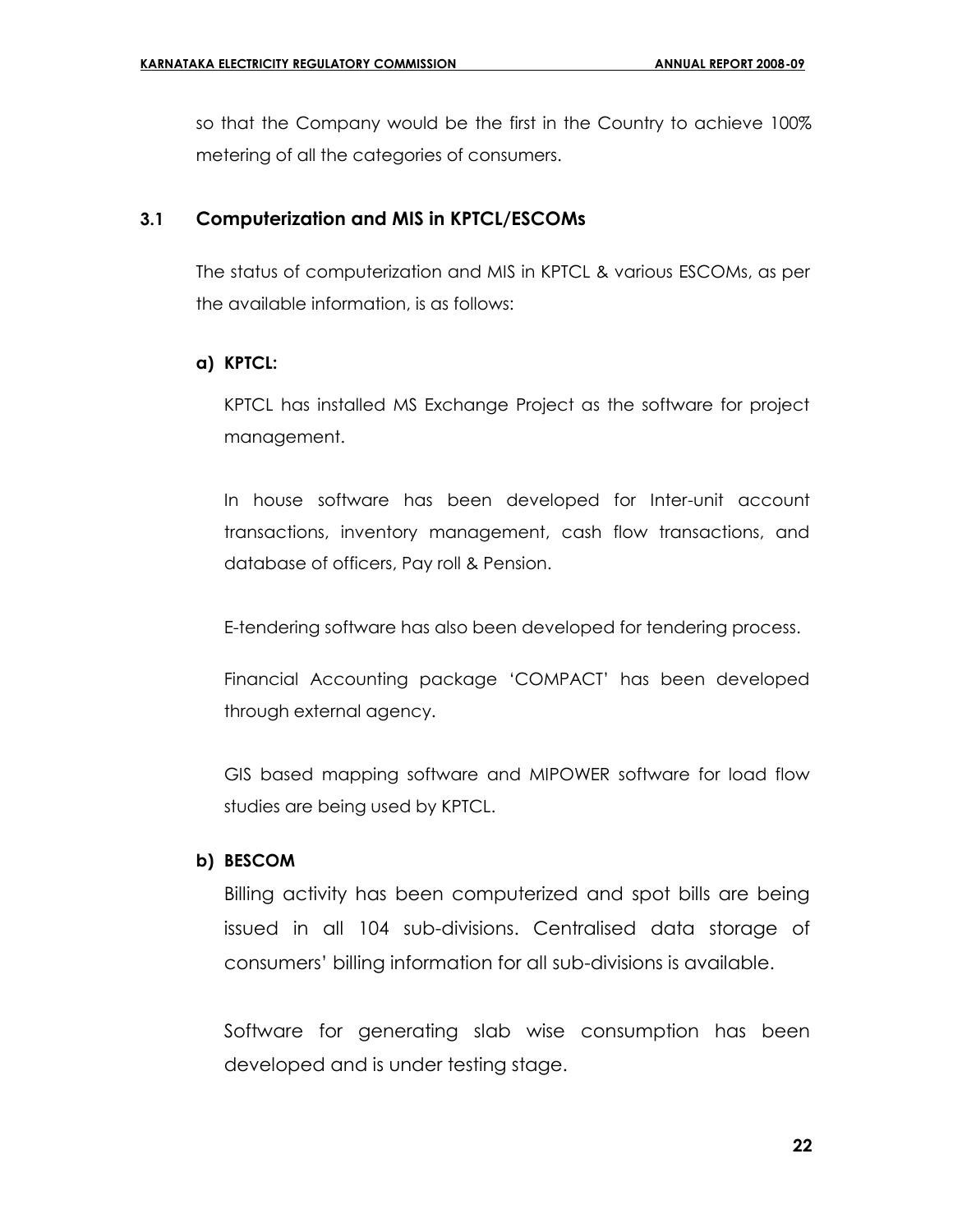so that the Company would be the first in the Country to achieve 100% metering of all the categories of consumers.

## 3.1 Computerization and MIS in KPTCL/ESCOMs

The status of computerization and MIS in KPTCL & various ESCOMs, as per the available information, is as follows:

**a) KPTCL:**

KPTCL has installed MS Exchange Project as the software for project management.

In house software has been developed for Inter-unit account transactions, inventory management, cash flow transactions, and database of officers, Pay roll & Pension.

E-tendering software has also been developed for tendering process.

Financial Accounting package 'COMPACT' has been developed through external agency.

GIS based mapping software and MIPOWER software for load flow studies are being used by KPTCL.

**b) BESCOM**

Billing activity has been computerized and spot bills are being issued in all 104 sub-divisions. Centralised data storage of consumers' billing information for all sub-divisions is available.

Software for generating slab wise consumption has been developed and is under testing stage.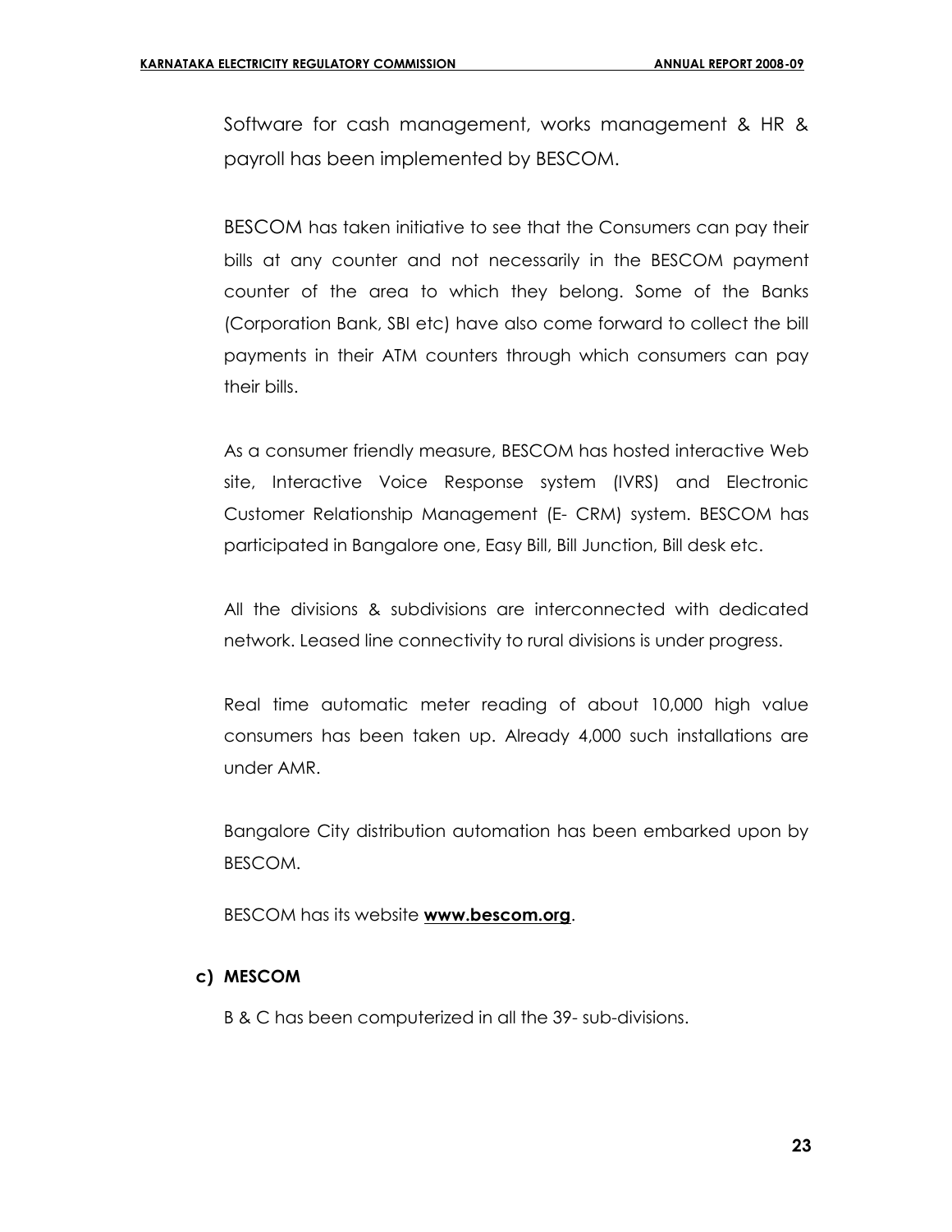Software for cash management, works management & HR & payroll has been implemented by BESCOM.

BESCOM has taken initiative to see that the Consumers can pay their bills at any counter and not necessarily in the BESCOM payment counter of the area to which they belong. Some of the Banks (Corporation Bank, SBI etc) have also come forward to collect the bill payments in their ATM counters through which consumers can pay their bills.

As a consumer friendly measure, BESCOM has hosted interactive Web site, Interactive Voice Response system (IVRS) and Electronic Customer Relationship Management (E- CRM) system. BESCOM has participated in Bangalore one, Easy Bill, Bill Junction, Bill desk etc.

All the divisions & subdivisions are interconnected with dedicated network. Leased line connectivity to rural divisions is under progress.

Real time automatic meter reading of about 10,000 high value consumers has been taken up. Already 4,000 such installations are under AMR.

Bangalore City distribution automation has been embarked upon by BESCOM.

BESCOM has its website **www.bescom.org**.

**c) MESCOM**

B & C has been computerized in all the 39- sub-divisions.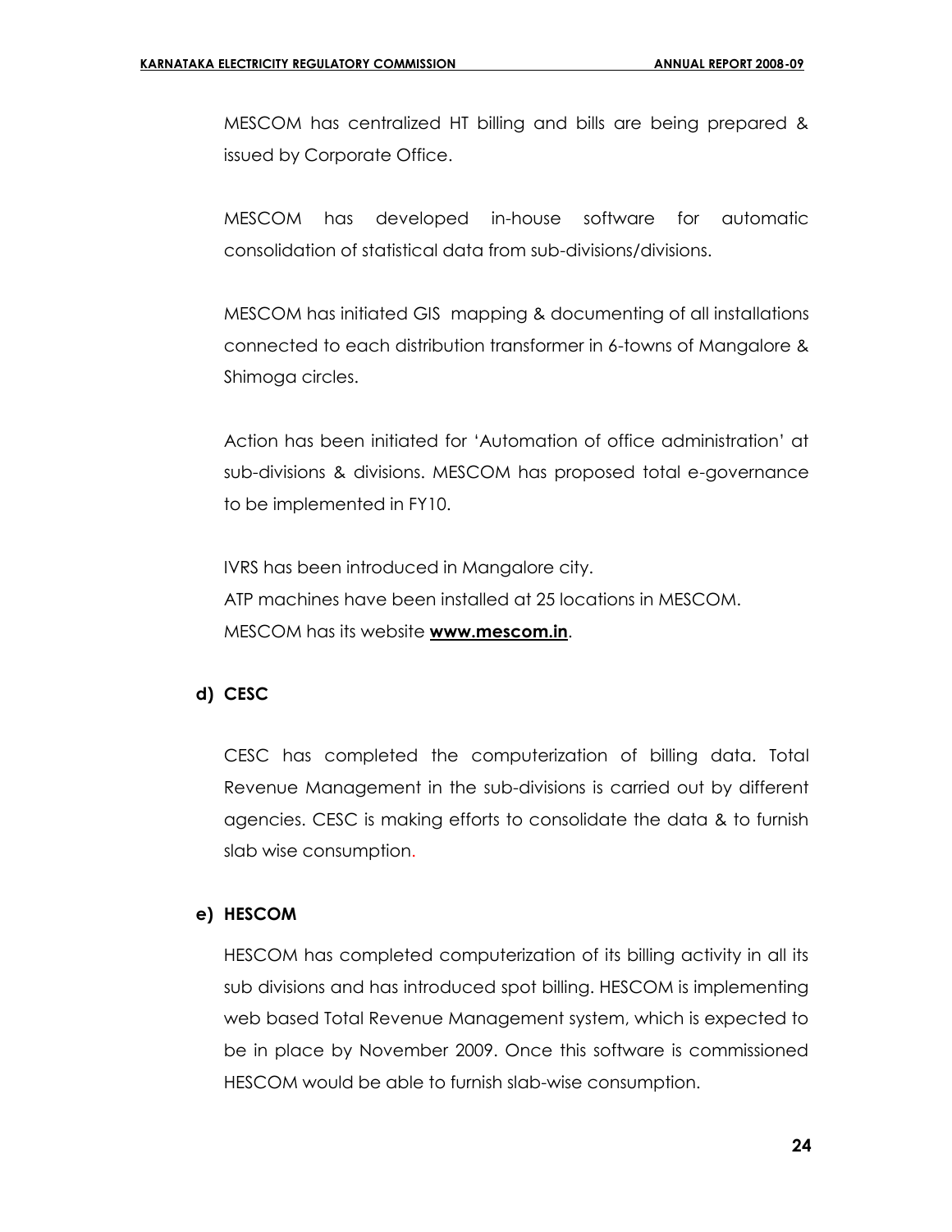MESCOM has centralized HT billing and bills are being prepared & issued by Corporate Office.

MESCOM has developed in-house software for automatic consolidation of statistical data from sub-divisions/divisions.

MESCOM has initiated GIS mapping & documenting of all installations connected to each distribution transformer in 6-towns of Mangalore & Shimoga circles.

Action has been initiated for 'Automation of office administration' at sub-divisions & divisions. MESCOM has proposed total e-governance to be implemented in FY10.

IVRS has been introduced in Mangalore city.
ATP machines have been installed at 25 locations in MESCOM.
MESCOM has its website **www.mescom.in**.

**d) CESC**

CESC has completed the computerization of billing data. Total Revenue Management in the sub-divisions is carried out by different agencies. CESC is making efforts to consolidate the data & to furnish slab wise consumption.

**e) HESCOM**

HESCOM has completed computerization of its billing activity in all its sub divisions and has introduced spot billing. HESCOM is implementing web based Total Revenue Management system, which is expected to be in place by November 2009. Once this software is commissioned HESCOM would be able to furnish slab-wise consumption.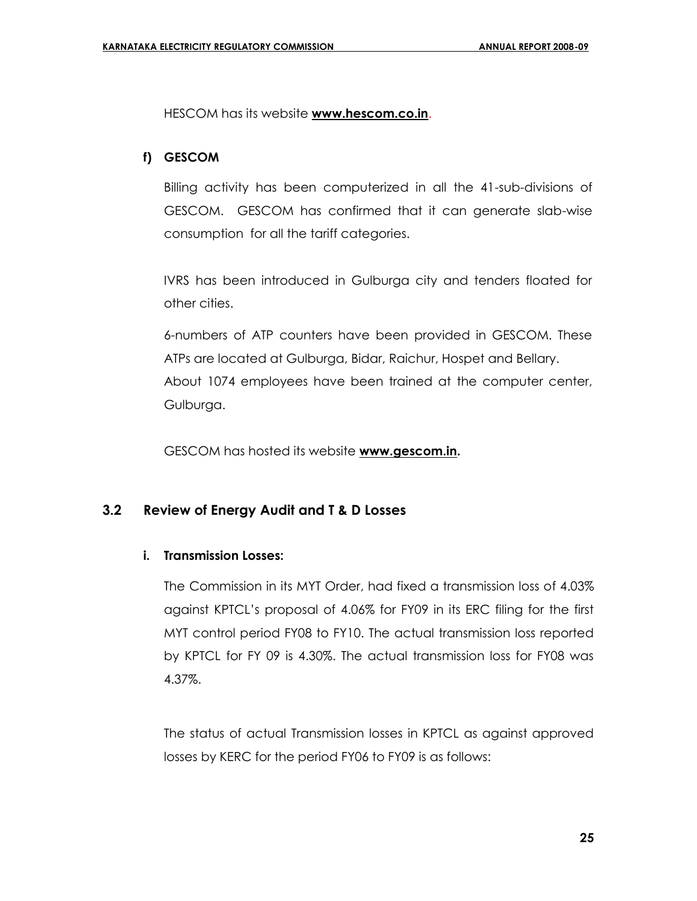HESCOM has its website **www.hescom.co.in**.

**f) GESCOM**

Billing activity has been computerized in all the 41-sub-divisions of GESCOM. GESCOM has confirmed that it can generate slab-wise consumption for all the tariff categories.

IVRS has been introduced in Gulburga city and tenders floated for other cities.

6-numbers of ATP counters have been provided in GESCOM. These ATPs are located at Gulburga, Bidar, Raichur, Hospet and Bellary. About 1074 employees have been trained at the computer center, Gulburga.

GESCOM has hosted its website **www.gescom.in.**

## 3.2 Review of Energy Audit and T & D Losses

### i. Transmission Losses:

The Commission in its MYT Order, had fixed a transmission loss of 4.03% against KPTCL's proposal of 4.06% for FY09 in its ERC filing for the first MYT control period FY08 to FY10. The actual transmission loss reported by KPTCL for FY 09 is 4.30%. The actual transmission loss for FY08 was 4.37%.

The status of actual Transmission losses in KPTCL as against approved losses by KERC for the period FY06 to FY09 is as follows: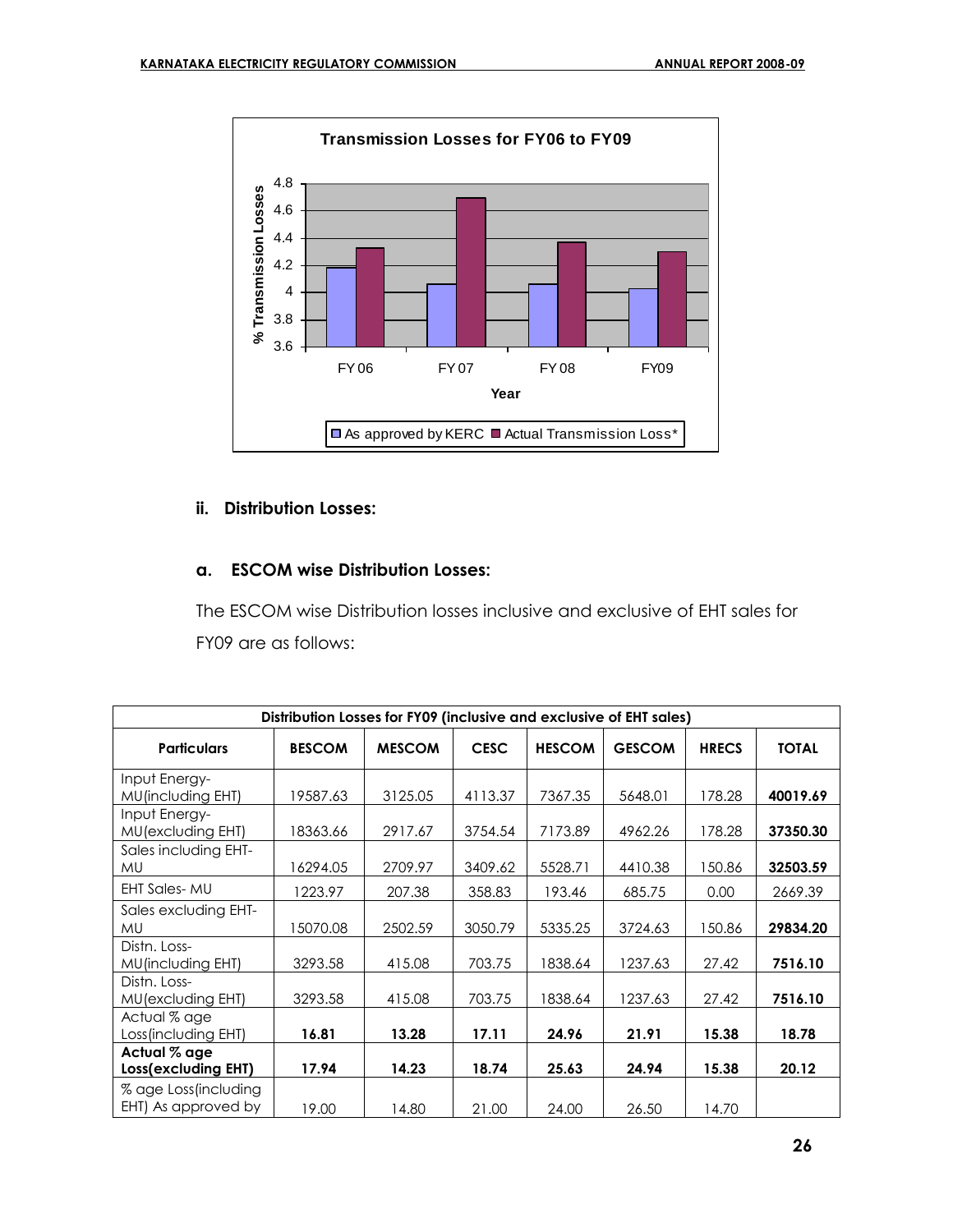**Transmission Losses for FY06 to FY09**

| Year | As approved by KERC | Actual Transmission Loss* |
|---|---|---|
| FY 06 | 4.18 | 4.33 |
| FY 07 | 4.06 | 4.69 |
| FY 08 | 4.06 | 4.37 |
| FY09 | 4.03 | 4.30 |

### ii. Distribution Losses:

### a. ESCOM wise Distribution Losses:

The ESCOM wise Distribution losses inclusive and exclusive of EHT sales for FY09 are as follows:

| Distribution Losses for FY09 (inclusive and exclusive of EHT sales) | | | | | | | |
|---|---|---|---|---|---|---|---|
| **Particulars** | **BESCOM** | **MESCOM** | **CESC** | **HESCOM** | **GESCOM** | **HRECS** | **TOTAL** |
| Input Energy-MU(including EHT) | 19587.63 | 3125.05 | 4113.37 | 7367.35 | 5648.01 | 178.28 | **40019.69** |
| Input Energy-MU(excluding EHT) | 18363.66 | 2917.67 | 3754.54 | 7173.89 | 4962.26 | 178.28 | **37350.30** |
| Sales including EHT-MU | 16294.05 | 2709.97 | 3409.62 | 5528.71 | 4410.38 | 150.86 | **32503.59** |
| EHT Sales- MU | 1223.97 | 207.38 | 358.83 | 193.46 | 685.75 | 0.00 | 2669.39 |
| Sales excluding EHT-MU | 15070.08 | 2502.59 | 3050.79 | 5335.25 | 3724.63 | 150.86 | **29834.20** |
| Distn. Loss-MU(including EHT) | 3293.58 | 415.08 | 703.75 | 1838.64 | 1237.63 | 27.42 | **7516.10** |
| Distn. Loss-MU(excluding EHT) | 3293.58 | 415.08 | 703.75 | 1838.64 | 1237.63 | 27.42 | **7516.10** |
| Actual % age Loss(including EHT) | **16.81** | **13.28** | **17.11** | **24.96** | **21.91** | **15.38** | **18.78** |
| **Actual % age Loss(excluding EHT)** | **17.94** | **14.23** | **18.74** | **25.63** | **24.94** | **15.38** | **20.12** |
| % age Loss(including EHT) As approved by | 19.00 | 14.80 | 21.00 | 24.00 | 26.50 | 14.70 | |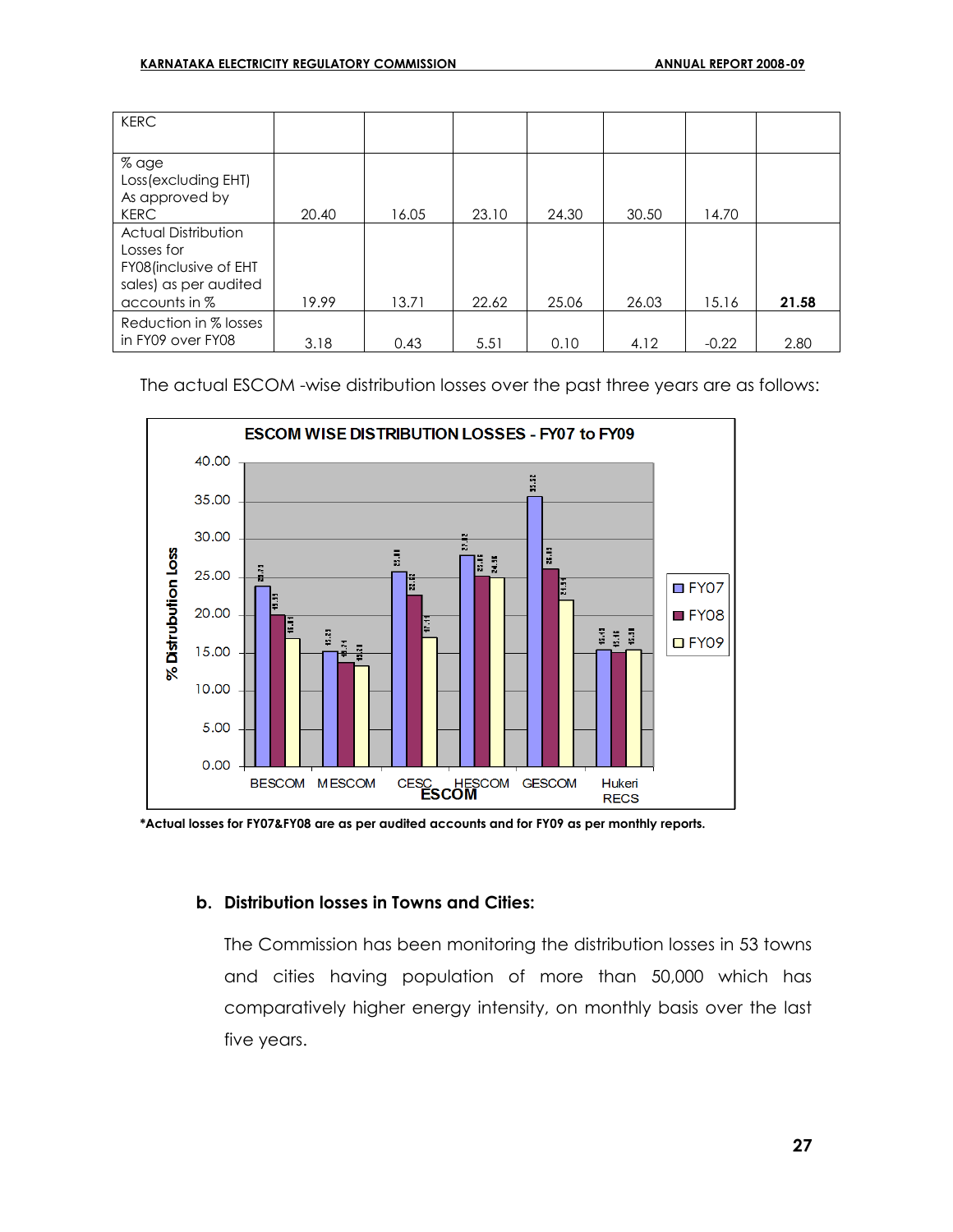| KERC | | | | | | | |
|---|---|---|---|---|---|---|---|
| % age Loss(excluding EHT) As approved by KERC | 20.40 | 16.05 | 23.10 | 24.30 | 30.50 | 14.70 | |
| Actual Distribution Losses for FY08(inclusive of EHT sales) as per audited accounts in % | 19.99 | 13.71 | 22.62 | 25.06 | 26.03 | 15.16 | **21.58** |
| Reduction in % losses in FY09 over FY08 | 3.18 | 0.43 | 5.51 | 0.10 | 4.12 | -0.22 | 2.80 |

The actual ESCOM -wise distribution losses over the past three years are as follows:

**ESCOM WISE DISTRIBUTION LOSSES - FY07 to FY09**

*Actual losses for FY07&FY08 are as per audited accounts and for FY09 as per monthly reports.

#### b. Distribution losses in Towns and Cities:

The Commission has been monitoring the distribution losses in 53 towns and cities having population of more than 50,000 which has comparatively higher energy intensity, on monthly basis over the last five years.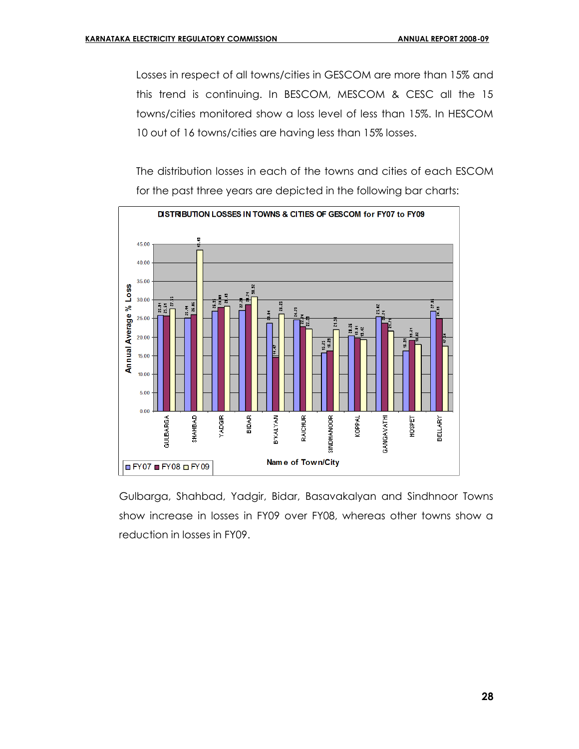Losses in respect of all towns/cities in GESCOM are more than 15% and this trend is continuing. In BESCOM, MESCOM & CESC all the 15 towns/cities monitored show a loss level of less than 15%. In HESCOM 10 out of 16 towns/cities are having less than 15% losses.

The distribution losses in each of the towns and cities of each ESCOM for the past three years are depicted in the following bar charts:

**DISTRIBUTION LOSSES IN TOWNS & CITIES OF GESCOM for FY07 to FY09**

Gulbarga, Shahbad, Yadgir, Bidar, Basavakalyan and Sindhnoor Towns show increase in losses in FY09 over FY08, whereas other towns show a reduction in losses in FY09.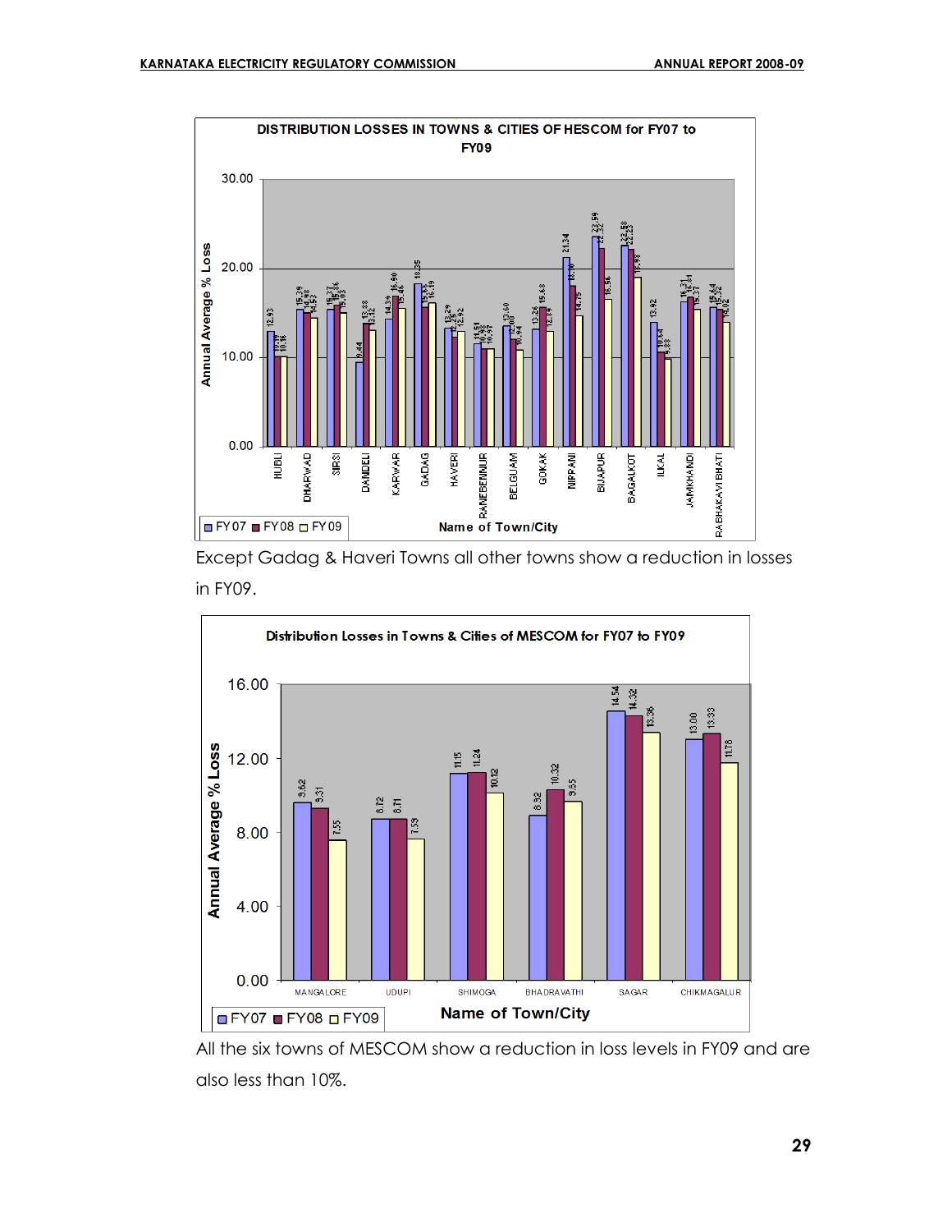**DISTRIBUTION LOSSES IN TOWNS & CITIES OF HESCOM for FY07 to FY09**

| Name of Town/City | FY07 | FY08 | FY09 |
|---|---|---|---|
| HUBLI | 12.93 | 10.17 | 10.16 |
| DHARWAD | 15.39 | 14.98 | 14.53 |
| SIRSI | 15.37 | 15.86 | 15.03 |
| DANDELI | 9.44 | 13.88 | 13.12 |
| KARWAR | 14.39 | 16.90 | 15.46 |
| GADAG | 18.35 | 15.65 | 16.19 |
| HAVERI | 13.29 | 12.29 | 12.92 |
| RANEBENNUR | 11.51 | 10.98 | 10.97 |
| BELGUAM | 13.60 | 12.00 | 10.94 |
| GOKAK | 13.26 | 15.68 | 12.94 |
| NIPPANI | 21.34 | 18.10 | 14.75 |
| BIJAPUR | 23.59 | 22.32 | 16.56 |
| BAGALKOT | 22.58 | 22.23 | 18.98 |
| ILKAL | 13.92 | 10.64 | 9.88 |
| JAMKHANDI | 16.31 | 16.81 | 15.37 |
| RABHAKAVI BHATI | 15.64 | 15.32 | 14.02 |

Except Gadag & Haveri Towns all other towns show a reduction in losses in FY09.

**Distribution Losses in Towns & Cities of MESCOM for FY07 to FY09**

| Name of Town/City | FY07 | FY08 | FY09 |
|---|---|---|---|
| MANGALORE | 9.62 | 9.31 | 7.55 |
| UDUPI | 8.72 | 8.71 | 7.59 |
| SHIMOGA | 11.15 | 11.24 | 10.12 |
| BHADRAVATHI | 8.92 | 10.32 | 9.65 |
| SAGAR | 14.54 | 14.32 | 13.36 |
| CHIKMAGALUR | 13.00 | 13.33 | 11.78 |

All the six towns of MESCOM show a reduction in loss levels in FY09 and are also less than 10%.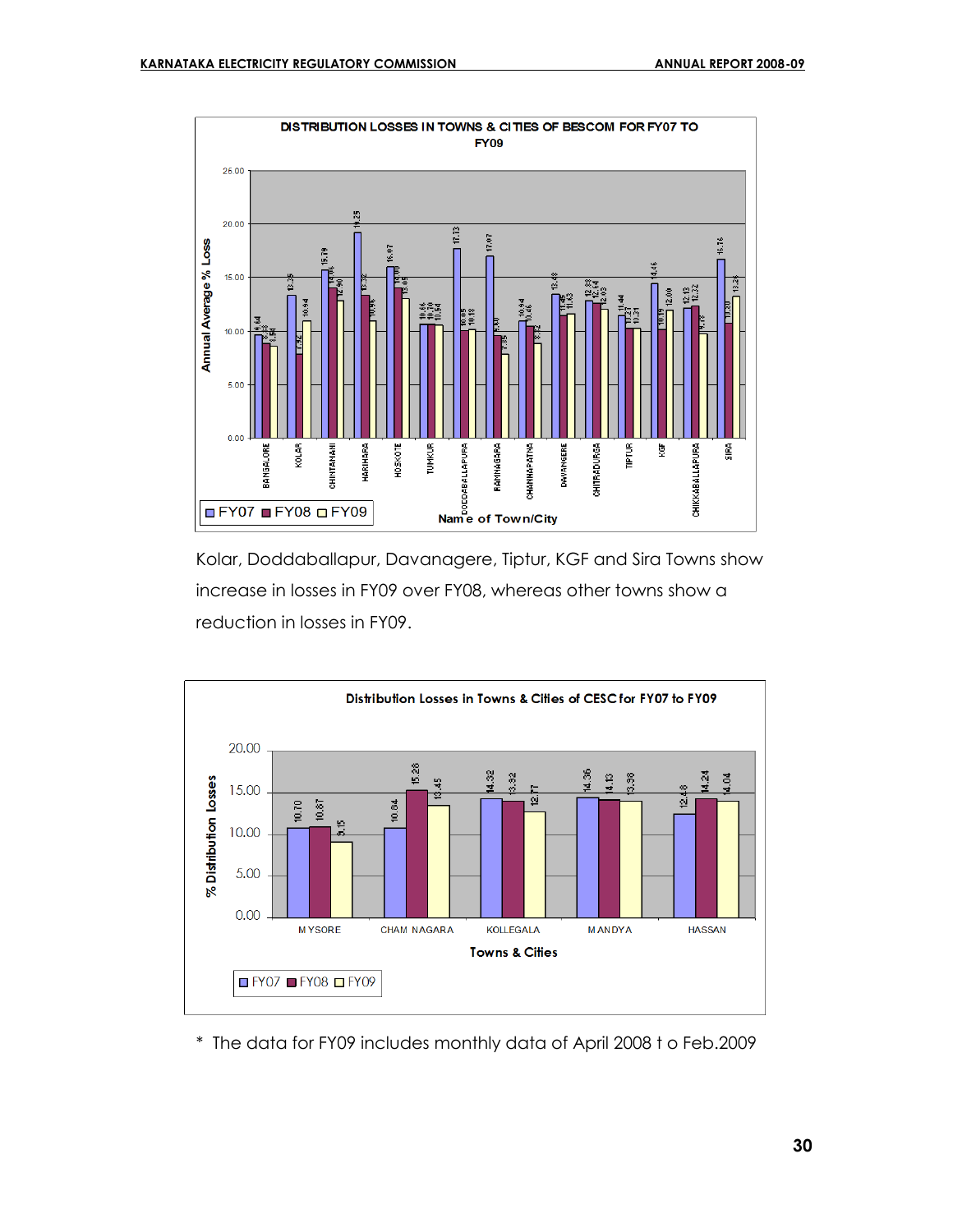**DISTRIBUTION LOSSES IN TOWNS & CITIES OF BESCOM FOR FY07 TO FY09**

| Name of Town/City | FY07 | FY08 | FY09 |
|---|---|---|---|
| BANGALORE | 9.64 | 8.83 | 8.54 |
| KOLAR | 13.35 | 7.92 | 10.94 |
| CHINTAMANI | 15.79 | 14.06 | 12.90 |
| HARIHARA | 19.25 | 13.32 | 10.96 |
| HOSKOTE | 16.07 | 14.00 | 13.05 |
| TUMKUR | 10.66 | 10.70 | 10.54 |
| DODDABALLAPURA | 17.73 | 10.05 | 10.18 |
| RAMNAGARA | 17.07 | 9.60 | 7.85 |
| CHANNAPATNA | 10.94 | 10.46 | 8.82 |
| DAVANGERE | 13.48 | 11.45 | 11.63 |
| CHITRADURGA | 12.88 | 12.64 | 12.03 |
| TIPTUR | 11.44 | 10.27 | 10.31 |
| KGF | 14.46 | 10.19 | 12.00 |
| CHIKKABALLAPURA | 12.13 | 12.32 | 9.78 |
| SIRA | 16.76 | 10.80 | 13.26 |

Kolar, Doddaballapur, Davanagere, Tiptur, KGF and Sira Towns show increase in losses in FY09 over FY08, whereas other towns show a reduction in losses in FY09.

**Distribution Losses in Towns & Cities of CESC for FY07 to FY09**

| Towns & Cities | FY07 | FY08 | FY09 |
|---|---|---|---|
| MYSORE | 10.70 | 10.87 | 9.15 |
| CHAM NAGARA | 10.84 | 15.28 | 13.45 |
| KOLLEGALA | 14.32 | 13.92 | 12.77 |
| MANDYA | 14.36 | 14.13 | 13.98 |
| HASSAN | 12.48 | 14.24 | 14.04 |

\* The data for FY09 includes monthly data of April 2008 t o Feb.2009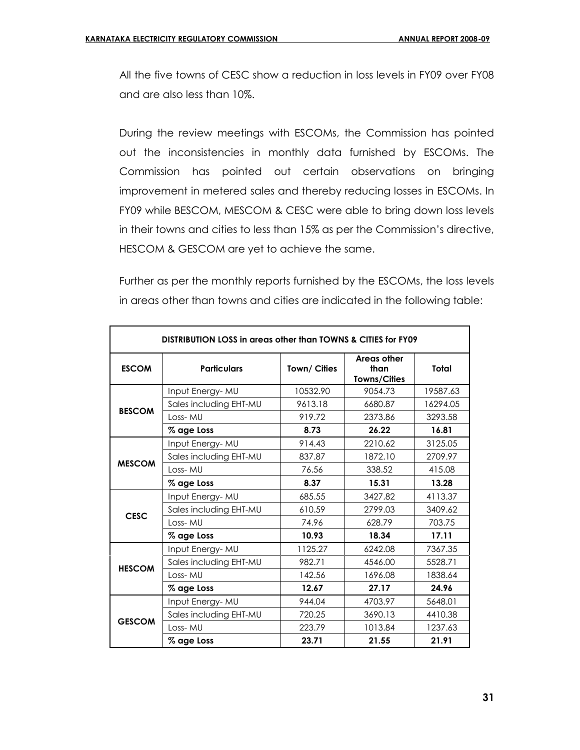All the five towns of CESC show a reduction in loss levels in FY09 over FY08 and are also less than 10%.

During the review meetings with ESCOMs, the Commission has pointed out the inconsistencies in monthly data furnished by ESCOMs. The Commission has pointed out certain observations on bringing improvement in metered sales and thereby reducing losses in ESCOMs. In FY09 while BESCOM, MESCOM & CESC were able to bring down loss levels in their towns and cities to less than 15% as per the Commission's directive, HESCOM & GESCOM are yet to achieve the same.

Further as per the monthly reports furnished by the ESCOMs, the loss levels in areas other than towns and cities are indicated in the following table:

| DISTRIBUTION LOSS in areas other than TOWNS & CITIES for FY09 | | | | |
|---|---|---|---|---|
| **ESCOM** | **Particulars** | **Town/ Cities** | **Areas other than Towns/Cities** | **Total** |
| **BESCOM** | Input Energy- MU | 10532.90 | 9054.73 | 19587.63 |
| | Sales including EHT-MU | 9613.18 | 6680.87 | 16294.05 |
| | Loss- MU | 919.72 | 2373.86 | 3293.58 |
| | **% age Loss** | **8.73** | **26.22** | **16.81** |
| **MESCOM** | Input Energy- MU | 914.43 | 2210.62 | 3125.05 |
| | Sales including EHT-MU | 837.87 | 1872.10 | 2709.97 |
| | Loss- MU | 76.56 | 338.52 | 415.08 |
| | **% age Loss** | **8.37** | **15.31** | **13.28** |
| **CESC** | Input Energy- MU | 685.55 | 3427.82 | 4113.37 |
| | Sales including EHT-MU | 610.59 | 2799.03 | 3409.62 |
| | Loss- MU | 74.96 | 628.79 | 703.75 |
| | **% age Loss** | **10.93** | **18.34** | **17.11** |
| **HESCOM** | Input Energy- MU | 1125.27 | 6242.08 | 7367.35 |
| | Sales including EHT-MU | 982.71 | 4546.00 | 5528.71 |
| | Loss- MU | 142.56 | 1696.08 | 1838.64 |
| | **% age Loss** | **12.67** | **27.17** | **24.96** |
| **GESCOM** | Input Energy- MU | 944.04 | 4703.97 | 5648.01 |
| | Sales including EHT-MU | 720.25 | 3690.13 | 4410.38 |
| | Loss- MU | 223.79 | 1013.84 | 1237.63 |
| | **% age Loss** | **23.71** | **21.55** | **21.91** |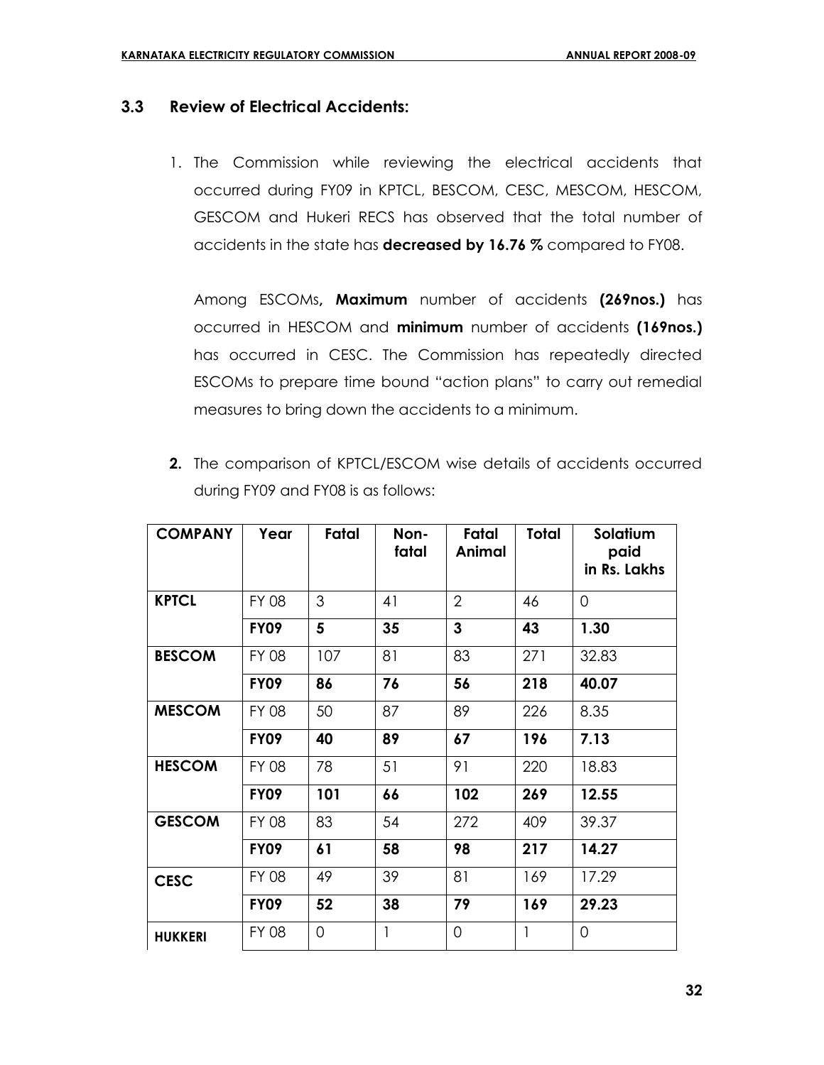### 3.3 Review of Electrical Accidents:

1. The Commission while reviewing the electrical accidents that occurred during FY09 in KPTCL, BESCOM, CESC, MESCOM, HESCOM, GESCOM and Hukeri RECS has observed that the total number of accidents in the state has **decreased by 16.76 %** compared to FY08.

   Among ESCOMs**, Maximum** number of accidents **(269nos.)** has occurred in HESCOM and **minimum** number of accidents **(169nos.)** has occurred in CESC. The Commission has repeatedly directed ESCOMs to prepare time bound "action plans" to carry out remedial measures to bring down the accidents to a minimum.

2. The comparison of KPTCL/ESCOM wise details of accidents occurred during FY09 and FY08 is as follows:

| COMPANY | Year | Fatal | Non-fatal | Fatal Animal | Total | Solatium paid in Rs. Lakhs |
|---|---|---|---|---|---|---|
| **KPTCL** | FY 08 | 3 | 41 | 2 | 46 | 0 |
| | **FY09** | **5** | **35** | **3** | **43** | **1.30** |
| **BESCOM** | FY 08 | 107 | 81 | 83 | 271 | 32.83 |
| | **FY09** | **86** | **76** | **56** | **218** | **40.07** |
| **MESCOM** | FY 08 | 50 | 87 | 89 | 226 | 8.35 |
| | **FY09** | **40** | **89** | **67** | **196** | **7.13** |
| **HESCOM** | FY 08 | 78 | 51 | 91 | 220 | 18.83 |
| | **FY09** | **101** | **66** | **102** | **269** | **12.55** |
| **GESCOM** | FY 08 | 83 | 54 | 272 | 409 | 39.37 |
| | **FY09** | **61** | **58** | **98** | **217** | **14.27** |
| **CESC** | FY 08 | 49 | 39 | 81 | 169 | 17.29 |
| | **FY09** | **52** | **38** | **79** | **169** | **29.23** |
| **HUKKERI** | FY 08 | 0 | 1 | 0 | 1 | 0 |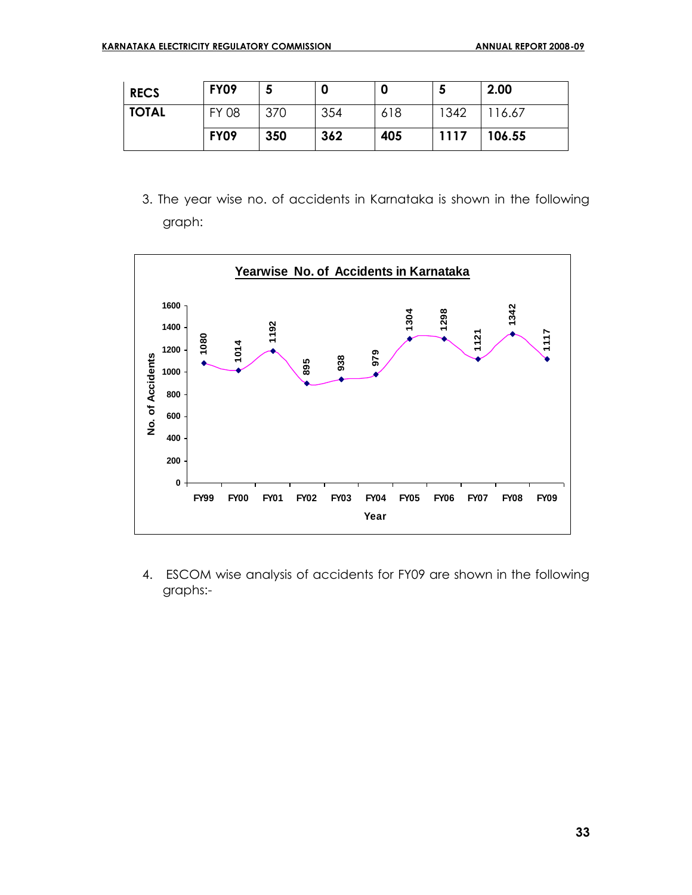| | | | | | | |
|---|---|---|---|---|---|---|
| **RECS** | **FY09** | **5** | **0** | **0** | **5** | **2.00** |
| **TOTAL** | FY 08 | 370 | 354 | 618 | 1342 | 116.67 |
| | **FY09** | **350** | **362** | **405** | **1117** | **106.55** |

3. The year wise no. of accidents in Karnataka is shown in the following graph:

**Yearwise No. of Accidents in Karnataka**

| Year | FY99 | FY00 | FY01 | FY02 | FY03 | FY04 | FY05 | FY06 | FY07 | FY08 | FY09 |
|---|---|---|---|---|---|---|---|---|---|---|---|
| No. of Accidents | 1080 | 1014 | 1192 | 895 | 938 | 979 | 1304 | 1298 | 1121 | 1342 | 1117 |

4. ESCOM wise analysis of accidents for FY09 are shown in the following graphs:-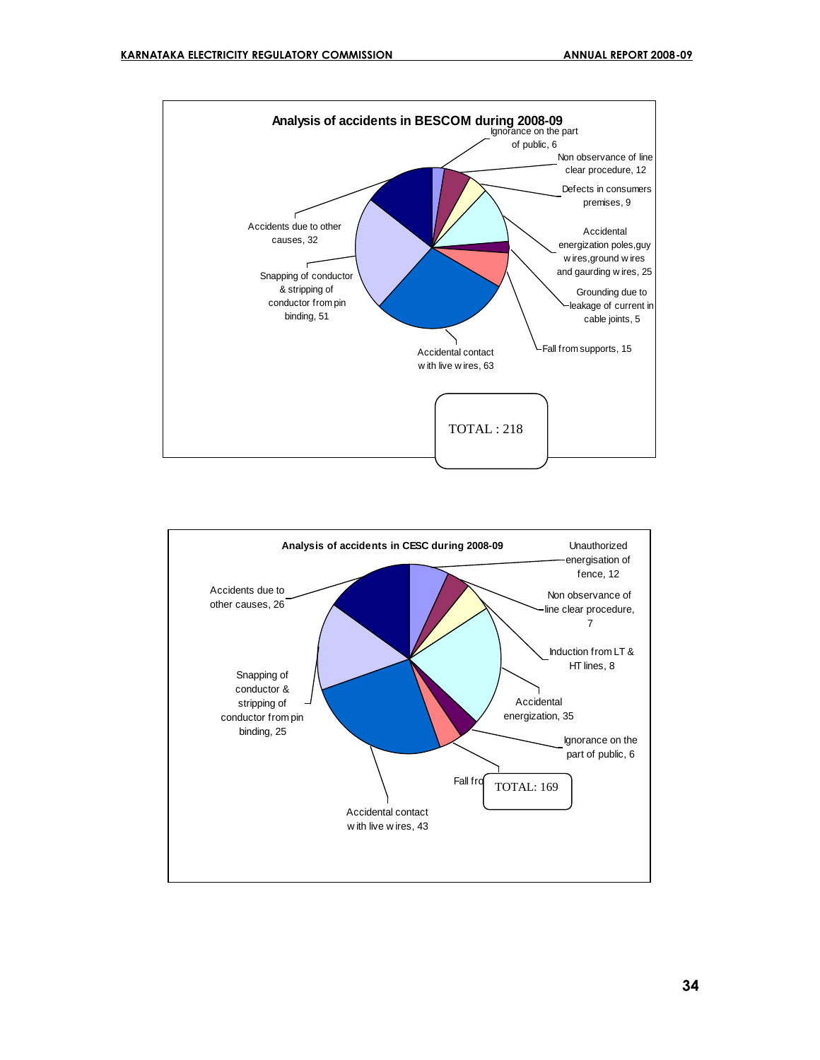**Analysis of accidents in BESCOM during 2008-09**

- Ignorance on the part of public, 6
- Non observance of line clear procedure, 12
- Defects in consumers premises, 9
- Accidental energization poles,guy wires,ground wires and gaurding wires, 25
- Grounding due to leakage of current in cable joints, 5
- Fall from supports, 15
- Accidental contact with live wires, 63
- Snapping of conductor & stripping of conductor from pin binding, 51
- Accidents due to other causes, 32

TOTAL : 218

**Analysis of accidents in CESC during 2008-09**

- Unauthorized energisation of fence, 12
- Non observance of line clear procedure, 7
- Induction from LT & HT lines, 8
- Accidental energization, 35
- Ignorance on the part of public, 6
- Fall fro
- Accidental contact with live wires, 43
- Snapping of conductor & stripping of conductor from pin binding, 25
- Accidents due to other causes, 26

TOTAL: 169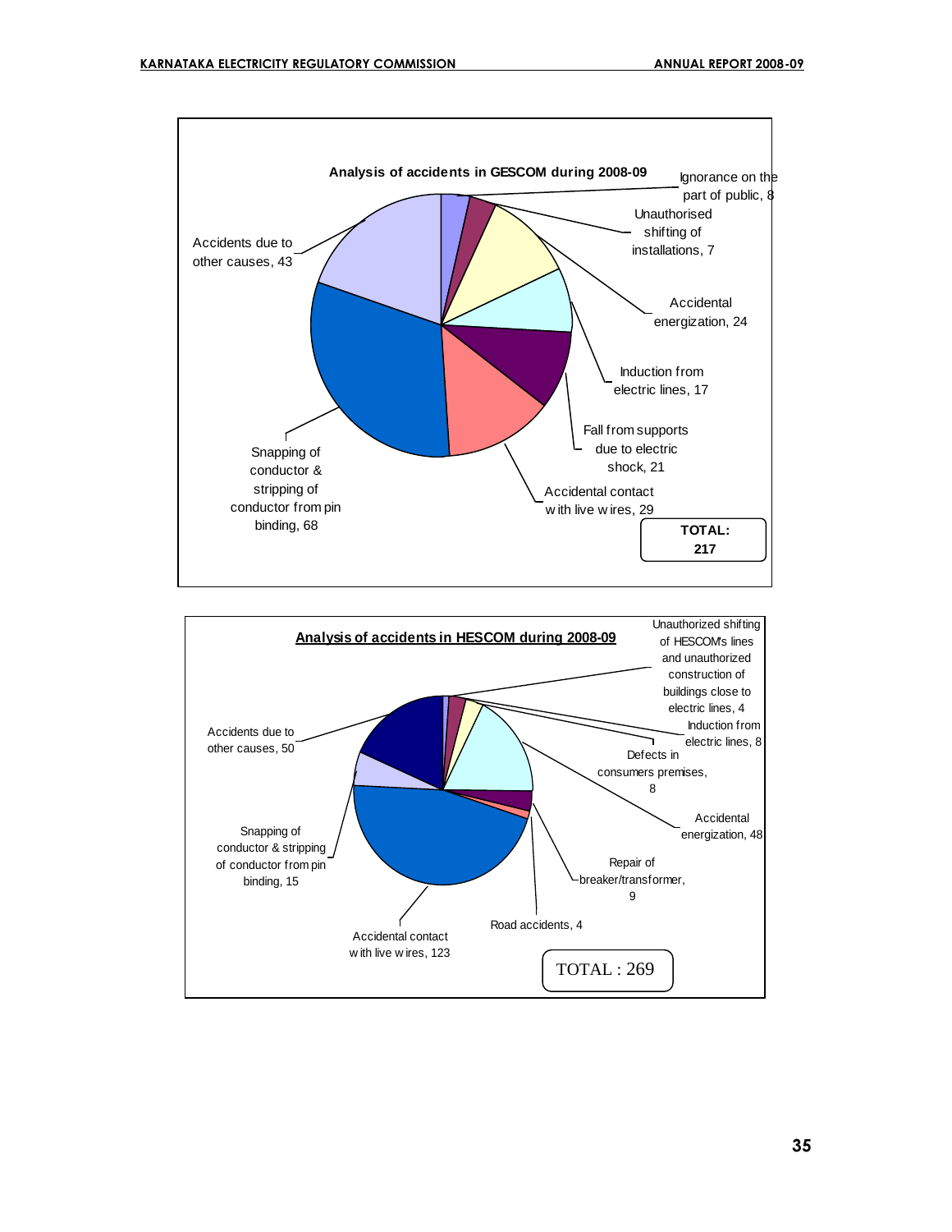**Analysis of accidents in GESCOM during 2008-09**

- Ignorance on the part of public, 8
- Unauthorised shifting of installations, 7
- Accidental energization, 24
- Induction from electric lines, 17
- Fall from supports due to electric shock, 21
- Accidental contact with live wires, 29
- Snapping of conductor & stripping of conductor from pin binding, 68
- Accidents due to other causes, 43

**TOTAL: 217**

**Analysis of accidents in HESCOM during 2008-09**

- Unauthorized shifting of HESCOM's lines and unauthorized construction of buildings close to electric lines, 4
- Induction from electric lines, 8
- Defects in consumers premises, 8
- Accidental energization, 48
- Repair of breaker/transformer, 9
- Road accidents, 4
- Accidental contact with live wires, 123
- Snapping of conductor & stripping of conductor from pin binding, 15
- Accidents due to other causes, 50

TOTAL : 269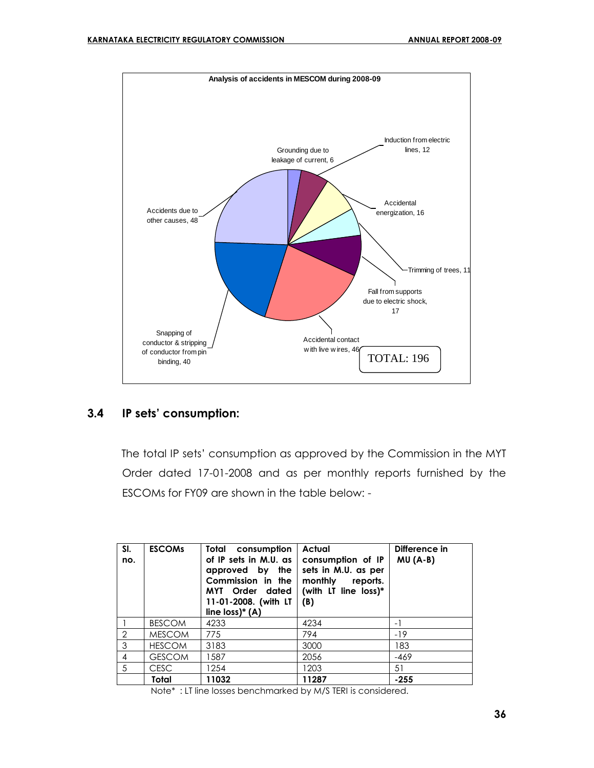**Analysis of accidents in MESCOM during 2008-09**

- Grounding due to leakage of current, 6
- Induction from electric lines, 12
- Accidental energization, 16
- Trimming of trees, 11
- Fall from supports due to electric shock, 17
- Accidental contact with live wires, 46
- Snapping of conductor & stripping of conductor from pin binding, 40
- Accidents due to other causes, 48

TOTAL: 196

## 3.4 IP sets' consumption:

The total IP sets' consumption as approved by the Commission in the MYT Order dated 17-01-2008 and as per monthly reports furnished by the ESCOMs for FY09 are shown in the table below: -

| Sl. no. | ESCOMs | Total consumption of IP sets in M.U. as approved by the Commission in the MYT Order dated 11-01-2008. (with LT line loss)* (A) | Actual consumption of IP sets in M.U. as per monthly reports. (with LT line loss)* (B) | Difference in MU (A-B) |
|---|---|---|---|---|
| 1 | BESCOM | 4233 | 4234 | -1 |
| 2 | MESCOM | 775 | 794 | -19 |
| 3 | HESCOM | 3183 | 3000 | 183 |
| 4 | GESCOM | 1587 | 2056 | -469 |
| 5 | CESC | 1254 | 1203 | 51 |
| | **Total** | **11032** | **11287** | **-255** |

Note* : LT line losses benchmarked by M/S TERI is considered.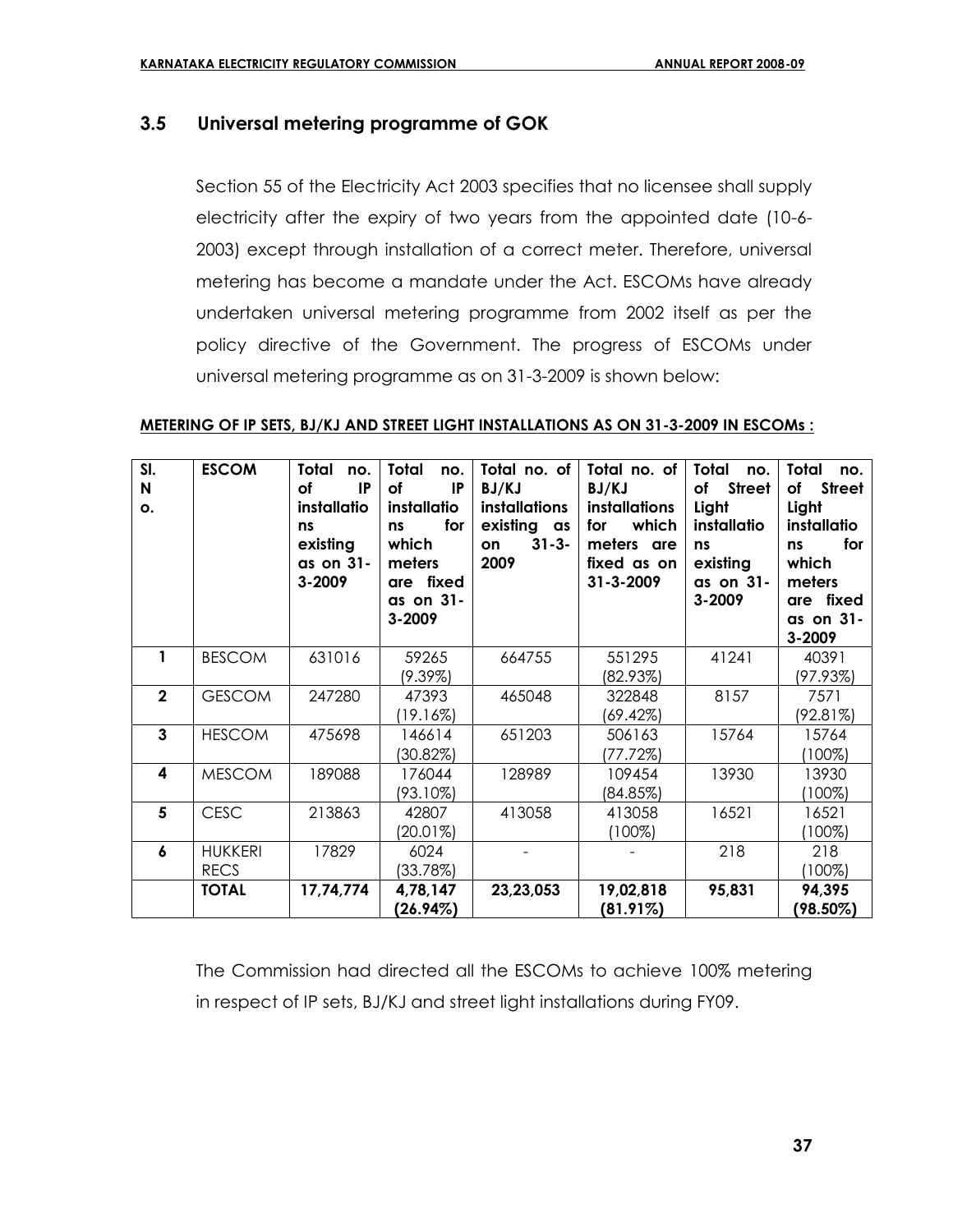## 3.5 Universal metering programme of GOK

Section 55 of the Electricity Act 2003 specifies that no licensee shall supply electricity after the expiry of two years from the appointed date (10-6-2003) except through installation of a correct meter. Therefore, universal metering has become a mandate under the Act. ESCOMs have already undertaken universal metering programme from 2002 itself as per the policy directive of the Government. The progress of ESCOMs under universal metering programme as on 31-3-2009 is shown below:

**METERING OF IP SETS, BJ/KJ AND STREET LIGHT INSTALLATIONS AS ON 31-3-2009 IN ESCOMs :**

| Sl. No. | ESCOM | Total no. of IP installations existing as on 31-3-2009 | Total no. of IP installations for which meters are fixed as on 31-3-2009 | Total no. of BJ/KJ installations existing as on 31-3-2009 | Total no. of BJ/KJ installations for which meters are fixed as on 31-3-2009 | Total no. of Street Light installations existing as on 31-3-2009 | Total no. of Street Light installations for which meters are fixed as on 31-3-2009 |
|---|---|---|---|---|---|---|---|
| 1 | BESCOM | 631016 | 59265 (9.39%) | 664755 | 551295 (82.93%) | 41241 | 40391 (97.93%) |
| 2 | GESCOM | 247280 | 47393 (19.16%) | 465048 | 322848 (69.42%) | 8157 | 7571 (92.81%) |
| 3 | HESCOM | 475698 | 146614 (30.82%) | 651203 | 506163 (77.72%) | 15764 | 15764 (100%) |
| 4 | MESCOM | 189088 | 176044 (93.10%) | 128989 | 109454 (84.85%) | 13930 | 13930 (100%) |
| 5 | CESC | 213863 | 42807 (20.01%) | 413058 | 413058 (100%) | 16521 | 16521 (100%) |
| 6 | HUKKERI RECS | 17829 | 6024 (33.78%) | - | - | 218 | 218 (100%) |
| | **TOTAL** | **17,74,774** | **4,78,147 (26.94%)** | **23,23,053** | **19,02,818 (81.91%)** | **95,831** | **94,395 (98.50%)** |

The Commission had directed all the ESCOMs to achieve 100% metering in respect of IP sets, BJ/KJ and street light installations during FY09.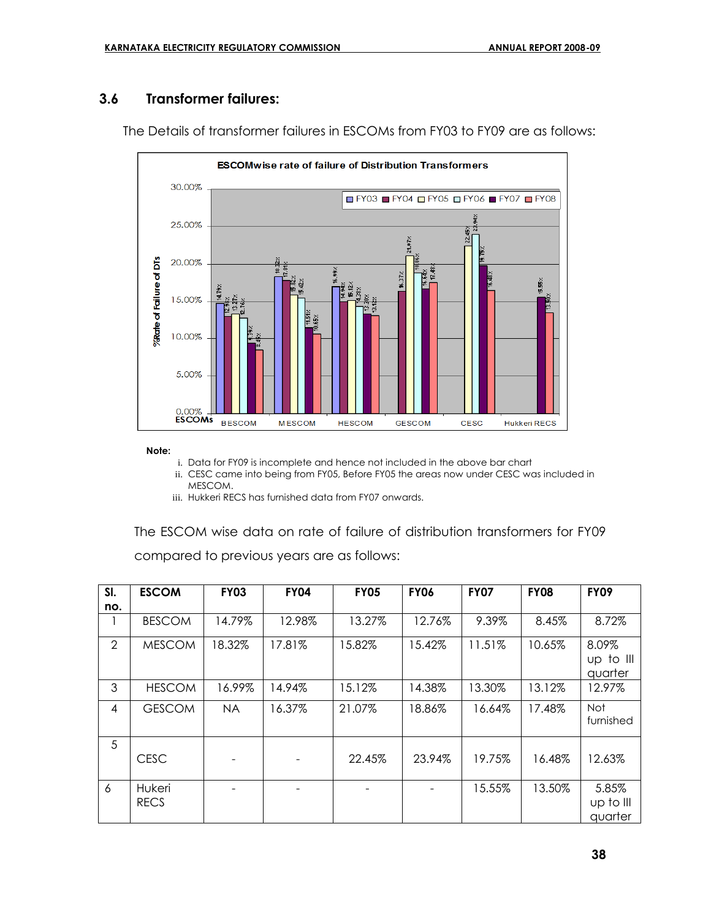## 3.6 Transformer failures:

The Details of transformer failures in ESCOMs from FY03 to FY09 are as follows:

**Note:**

i. Data for FY09 is incomplete and hence not included in the above bar chart
ii. CESC came into being from FY05, Before FY05 the areas now under CESC was included in MESCOM.
iii. Hukkeri RECS has furnished data from FY07 onwards.

The ESCOM wise data on rate of failure of distribution transformers for FY09 compared to previous years are as follows:

| Sl. no. | ESCOM | FY03 | FY04 | FY05 | FY06 | FY07 | FY08 | FY09 |
|---|---|---|---|---|---|---|---|---|
| 1 | BESCOM | 14.79% | 12.98% | 13.27% | 12.76% | 9.39% | 8.45% | 8.72% |
| 2 | MESCOM | 18.32% | 17.81% | 15.82% | 15.42% | 11.51% | 10.65% | 8.09% up to III quarter |
| 3 | HESCOM | 16.99% | 14.94% | 15.12% | 14.38% | 13.30% | 13.12% | 12.97% |
| 4 | GESCOM | NA | 16.37% | 21.07% | 18.86% | 16.64% | 17.48% | Not furnished |
| 5 | CESC | - | - | 22.45% | 23.94% | 19.75% | 16.48% | 12.63% |
| 6 | Hukeri RECS | - | - | - | - | 15.55% | 13.50% | 5.85% up to III quarter |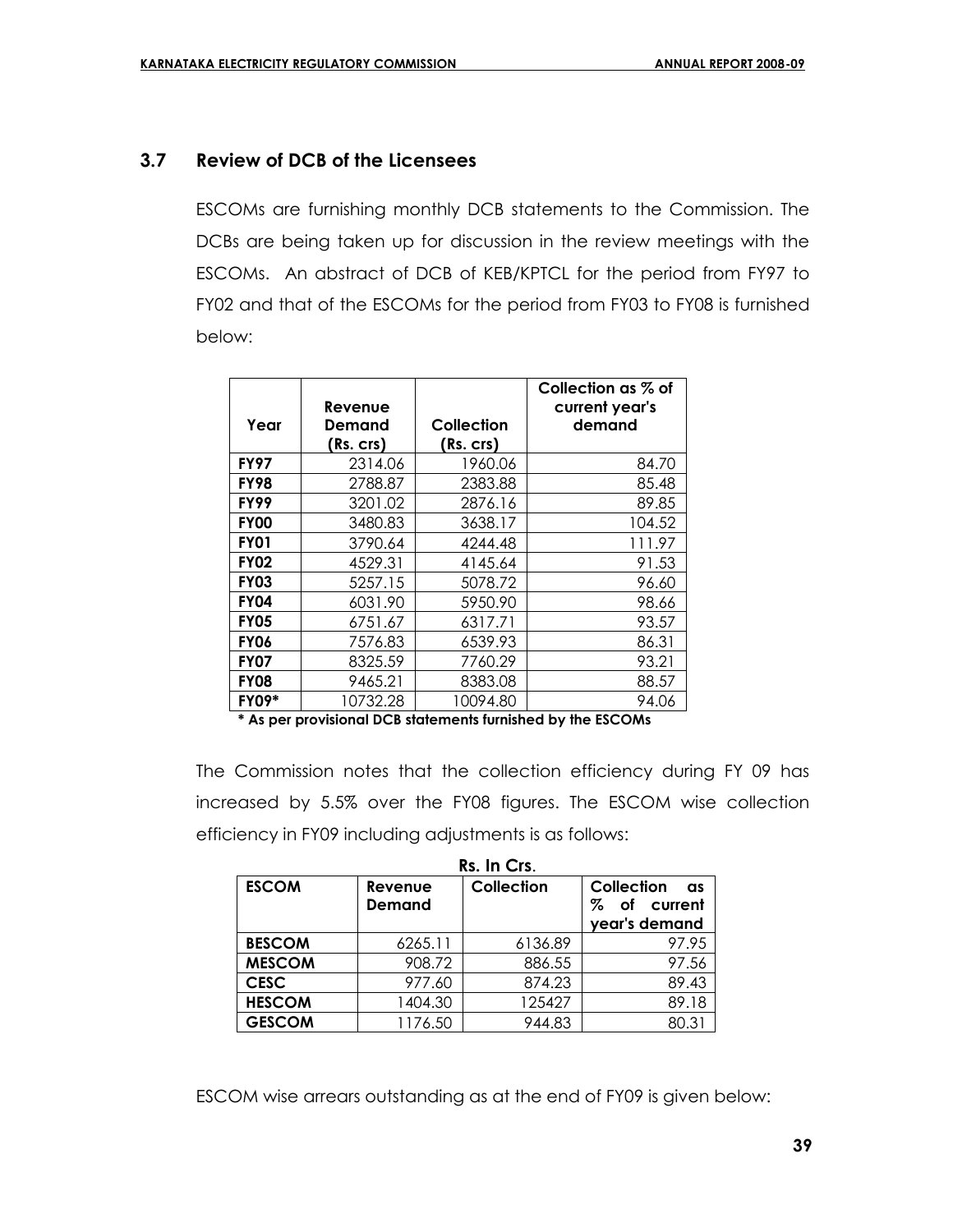### 3.7 Review of DCB of the Licensees

ESCOMs are furnishing monthly DCB statements to the Commission. The DCBs are being taken up for discussion in the review meetings with the ESCOMs. An abstract of DCB of KEB/KPTCL for the period from FY97 to FY02 and that of the ESCOMs for the period from FY03 to FY08 is furnished below:

| Year | Revenue Demand (Rs. crs) | Collection (Rs. crs) | Collection as % of current year's demand |
|---|---|---|---|
| **FY97** | 2314.06 | 1960.06 | 84.70 |
| **FY98** | 2788.87 | 2383.88 | 85.48 |
| **FY99** | 3201.02 | 2876.16 | 89.85 |
| **FY00** | 3480.83 | 3638.17 | 104.52 |
| **FY01** | 3790.64 | 4244.48 | 111.97 |
| **FY02** | 4529.31 | 4145.64 | 91.53 |
| **FY03** | 5257.15 | 5078.72 | 96.60 |
| **FY04** | 6031.90 | 5950.90 | 98.66 |
| **FY05** | 6751.67 | 6317.71 | 93.57 |
| **FY06** | 7576.83 | 6539.93 | 86.31 |
| **FY07** | 8325.59 | 7760.29 | 93.21 |
| **FY08** | 9465.21 | 8383.08 | 88.57 |
| **FY09*** | 10732.28 | 10094.80 | 94.06 |

**\* As per provisional DCB statements furnished by the ESCOMs**

The Commission notes that the collection efficiency during FY 09 has increased by 5.5% over the FY08 figures. The ESCOM wise collection efficiency in FY09 including adjustments is as follows:

**Rs. In Crs.**

| ESCOM | Revenue Demand | Collection | Collection as % of current year's demand |
|---|---|---|---|
| **BESCOM** | 6265.11 | 6136.89 | 97.95 |
| **MESCOM** | 908.72 | 886.55 | 97.56 |
| **CESC** | 977.60 | 874.23 | 89.43 |
| **HESCOM** | 1404.30 | 125427 | 89.18 |
| **GESCOM** | 1176.50 | 944.83 | 80.31 |

ESCOM wise arrears outstanding as at the end of FY09 is given below: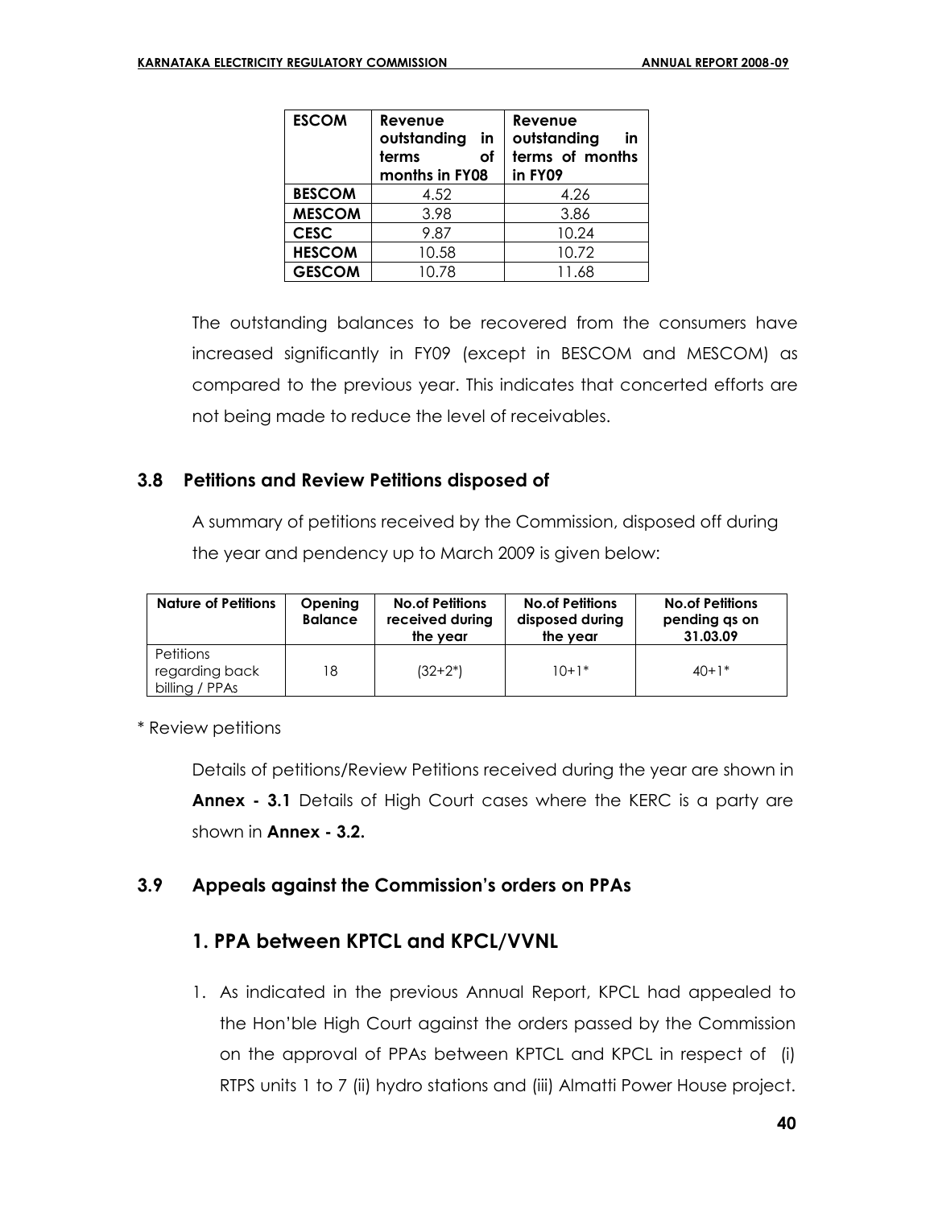| ESCOM | Revenue outstanding in terms of months in FY08 | Revenue outstanding in terms of months in FY09 |
|---|---|---|
| BESCOM | 4.52 | 4.26 |
| MESCOM | 3.98 | 3.86 |
| CESC | 9.87 | 10.24 |
| HESCOM | 10.58 | 10.72 |
| GESCOM | 10.78 | 11.68 |

The outstanding balances to be recovered from the consumers have increased significantly in FY09 (except in BESCOM and MESCOM) as compared to the previous year. This indicates that concerted efforts are not being made to reduce the level of receivables.

## 3.8 Petitions and Review Petitions disposed of

A summary of petitions received by the Commission, disposed off during the year and pendency up to March 2009 is given below:

| Nature of Petitions | Opening Balance | No.of Petitions received during the year | No.of Petitions disposed during the year | No.of Petitions pending qs on 31.03.09 |
|---|---|---|---|---|
| Petitions regarding back billing / PPAs | 18 | (32+2*) | 10+1* | 40+1* |

\* Review petitions

Details of petitions/Review Petitions received during the year are shown in **Annex - 3.1** Details of High Court cases where the KERC is a party are shown in **Annex - 3.2.**

## 3.9 Appeals against the Commission's orders on PPAs

### 1. PPA between KPTCL and KPCL/VVNL

1. As indicated in the previous Annual Report, KPCL had appealed to the Hon'ble High Court against the orders passed by the Commission on the approval of PPAs between KPTCL and KPCL in respect of (i) RTPS units 1 to 7 (ii) hydro stations and (iii) Almatti Power House project.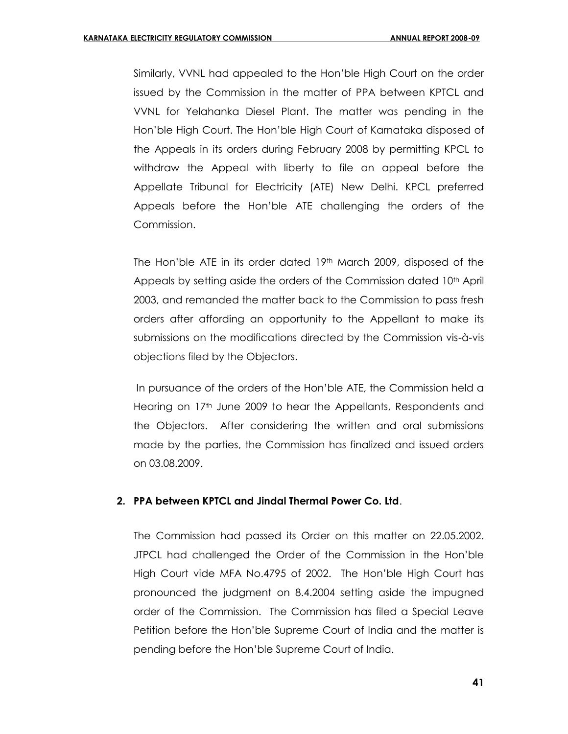Similarly, VVNL had appealed to the Hon'ble High Court on the order issued by the Commission in the matter of PPA between KPTCL and VVNL for Yelahanka Diesel Plant. The matter was pending in the Hon'ble High Court. The Hon'ble High Court of Karnataka disposed of the Appeals in its orders during February 2008 by permitting KPCL to withdraw the Appeal with liberty to file an appeal before the Appellate Tribunal for Electricity (ATE) New Delhi. KPCL preferred Appeals before the Hon'ble ATE challenging the orders of the Commission.

The Hon'ble ATE in its order dated 19th March 2009, disposed of the Appeals by setting aside the orders of the Commission dated 10th April 2003, and remanded the matter back to the Commission to pass fresh orders after affording an opportunity to the Appellant to make its submissions on the modifications directed by the Commission vis-à-vis objections filed by the Objectors.

In pursuance of the orders of the Hon'ble ATE, the Commission held a Hearing on 17th June 2009 to hear the Appellants, Respondents and the Objectors. After considering the written and oral submissions made by the parties, the Commission has finalized and issued orders on 03.08.2009.

**2. PPA between KPTCL and Jindal Thermal Power Co. Ltd**.

The Commission had passed its Order on this matter on 22.05.2002. JTPCL had challenged the Order of the Commission in the Hon'ble High Court vide MFA No.4795 of 2002. The Hon'ble High Court has pronounced the judgment on 8.4.2004 setting aside the impugned order of the Commission. The Commission has filed a Special Leave Petition before the Hon'ble Supreme Court of India and the matter is pending before the Hon'ble Supreme Court of India.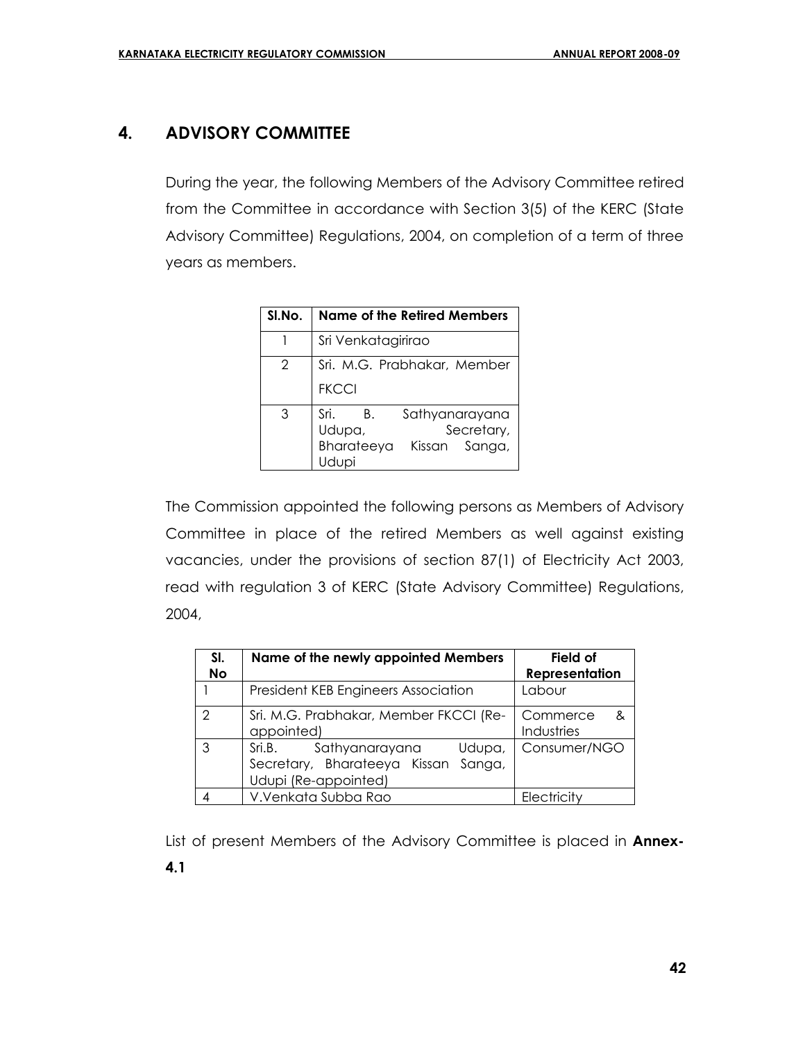## 4. ADVISORY COMMITTEE

During the year, the following Members of the Advisory Committee retired from the Committee in accordance with Section 3(5) of the KERC (State Advisory Committee) Regulations, 2004, on completion of a term of three years as members.

| Sl.No. | Name of the Retired Members |
|---|---|
| 1 | Sri Venkatagirirao |
| 2 | Sri. M.G. Prabhakar, Member FKCCI |
| 3 | Sri. B. Sathyanarayana Udupa, Secretary, Bharateeya Kissan Sanga, Udupi |

The Commission appointed the following persons as Members of Advisory Committee in place of the retired Members as well against existing vacancies, under the provisions of section 87(1) of Electricity Act 2003, read with regulation 3 of KERC (State Advisory Committee) Regulations, 2004,

| Sl. No | Name of the newly appointed Members | Field of Representation |
|---|---|---|
| 1 | President KEB Engineers Association | Labour |
| 2 | Sri. M.G. Prabhakar, Member FKCCI (Re-appointed) | Commerce & Industries |
| 3 | Sri.B. Sathyanarayana Udupa, Secretary, Bharateeya Kissan Sanga, Udupi (Re-appointed) | Consumer/NGO |
| 4 | V.Venkata Subba Rao | Electricity |

List of present Members of the Advisory Committee is placed in **Annex-4.1**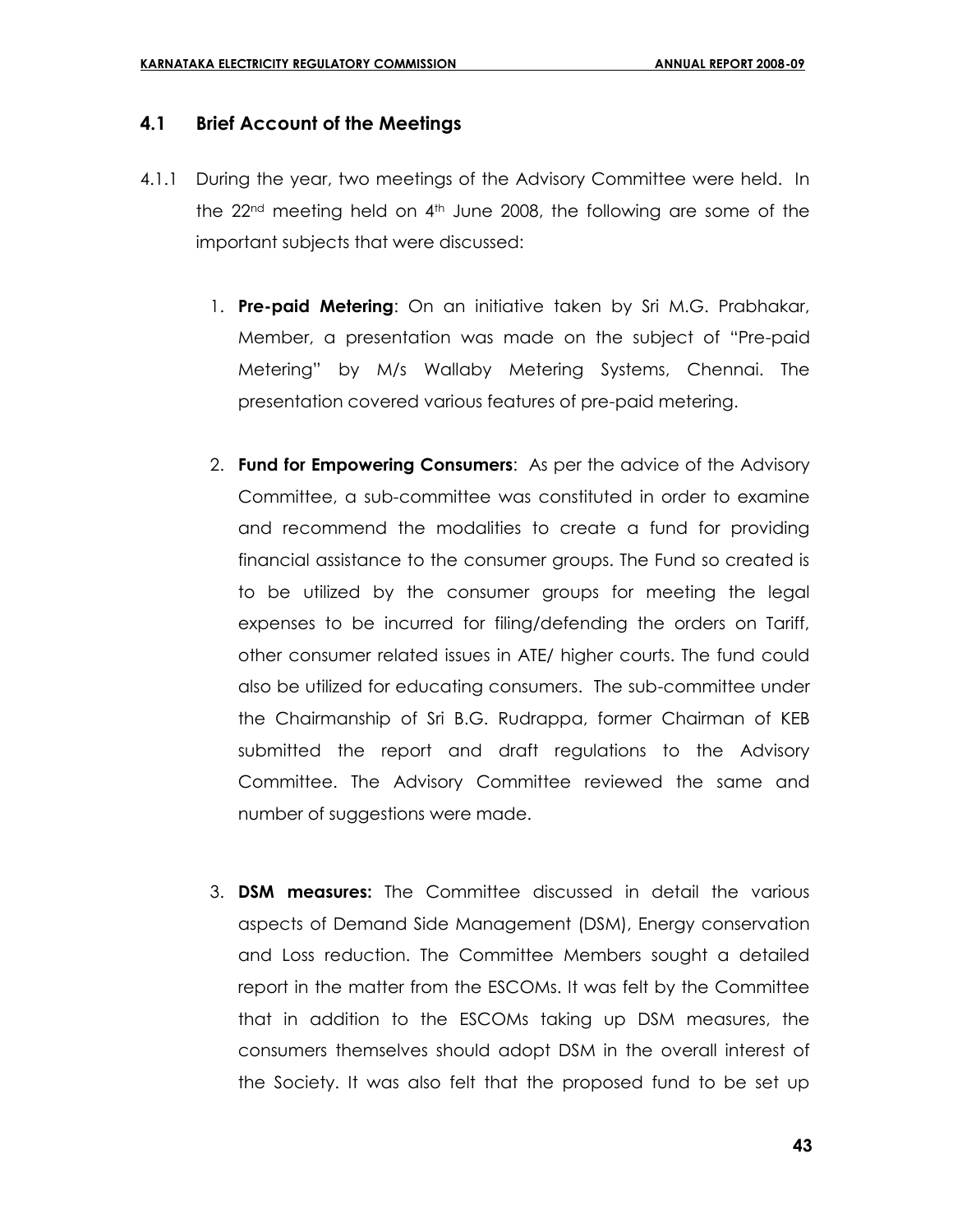## 4.1 Brief Account of the Meetings

4.1.1 During the year, two meetings of the Advisory Committee were held. In the 22nd meeting held on 4th June 2008, the following are some of the important subjects that were discussed:

1. **Pre-paid Metering**: On an initiative taken by Sri M.G. Prabhakar, Member, a presentation was made on the subject of "Pre-paid Metering" by M/s Wallaby Metering Systems, Chennai. The presentation covered various features of pre-paid metering.

2. **Fund for Empowering Consumers**: As per the advice of the Advisory Committee, a sub-committee was constituted in order to examine and recommend the modalities to create a fund for providing financial assistance to the consumer groups. The Fund so created is to be utilized by the consumer groups for meeting the legal expenses to be incurred for filing/defending the orders on Tariff, other consumer related issues in ATE/ higher courts. The fund could also be utilized for educating consumers. The sub-committee under the Chairmanship of Sri B.G. Rudrappa, former Chairman of KEB submitted the report and draft regulations to the Advisory Committee. The Advisory Committee reviewed the same and number of suggestions were made.

3. **DSM measures:** The Committee discussed in detail the various aspects of Demand Side Management (DSM), Energy conservation and Loss reduction. The Committee Members sought a detailed report in the matter from the ESCOMs. It was felt by the Committee that in addition to the ESCOMs taking up DSM measures, the consumers themselves should adopt DSM in the overall interest of the Society. It was also felt that the proposed fund to be set up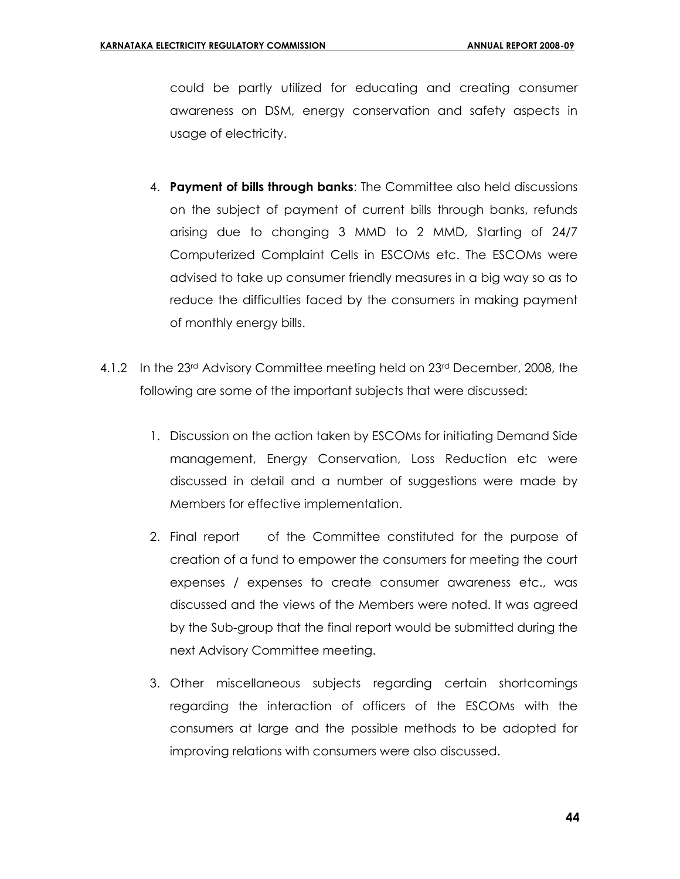could be partly utilized for educating and creating consumer awareness on DSM, energy conservation and safety aspects in usage of electricity.

4. **Payment of bills through banks**: The Committee also held discussions on the subject of payment of current bills through banks, refunds arising due to changing 3 MMD to 2 MMD, Starting of 24/7 Computerized Complaint Cells in ESCOMs etc. The ESCOMs were advised to take up consumer friendly measures in a big way so as to reduce the difficulties faced by the consumers in making payment of monthly energy bills.

4.1.2 In the 23rd Advisory Committee meeting held on 23rd December, 2008, the following are some of the important subjects that were discussed:

1. Discussion on the action taken by ESCOMs for initiating Demand Side management, Energy Conservation, Loss Reduction etc were discussed in detail and a number of suggestions were made by Members for effective implementation.

2. Final report of the Committee constituted for the purpose of creation of a fund to empower the consumers for meeting the court expenses / expenses to create consumer awareness etc., was discussed and the views of the Members were noted. It was agreed by the Sub-group that the final report would be submitted during the next Advisory Committee meeting.

3. Other miscellaneous subjects regarding certain shortcomings regarding the interaction of officers of the ESCOMs with the consumers at large and the possible methods to be adopted for improving relations with consumers were also discussed.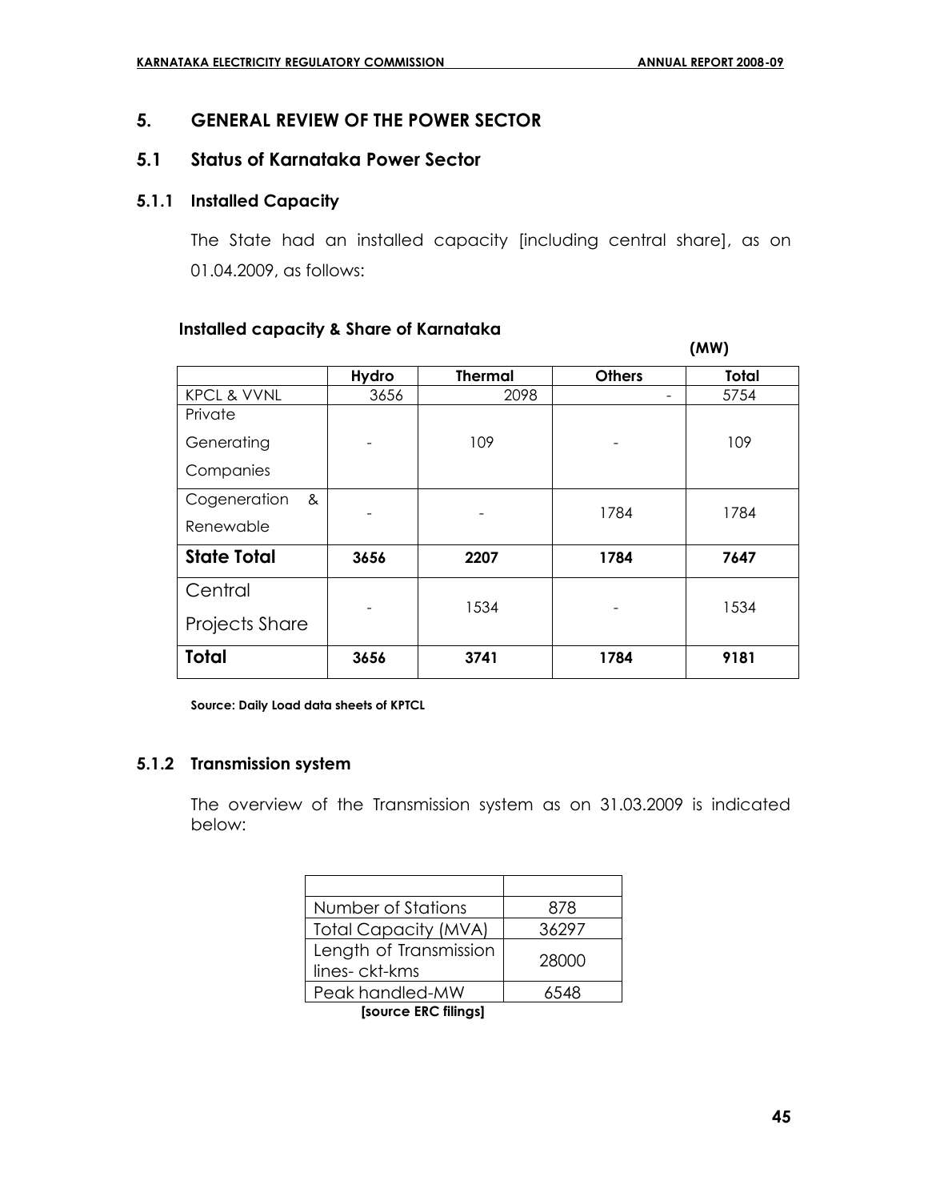## 5. GENERAL REVIEW OF THE POWER SECTOR

### 5.1 Status of Karnataka Power Sector

#### 5.1.1 Installed Capacity

The State had an installed capacity [including central share], as on 01.04.2009, as follows:

**Installed capacity & Share of Karnataka**

**(MW)**

| | Hydro | Thermal | Others | Total |
|---|---|---|---|---|
| KPCL & VVNL | 3656 | 2098 | - | 5754 |
| Private Generating Companies | - | 109 | - | 109 |
| Cogeneration & Renewable | - | - | 1784 | 1784 |
| **State Total** | **3656** | **2207** | **1784** | **7647** |
| Central Projects Share | - | 1534 | - | 1534 |
| **Total** | **3656** | **3741** | **1784** | **9181** |

**Source: Daily Load data sheets of KPTCL**

#### 5.1.2 Transmission system

The overview of the Transmission system as on 31.03.2009 is indicated below:

| | |
|---|---|
| Number of Stations | 878 |
| Total Capacity (MVA) | 36297 |
| Length of Transmission lines- ckt-kms | 28000 |
| Peak handled-MW | 6548 |

**[source ERC filings]**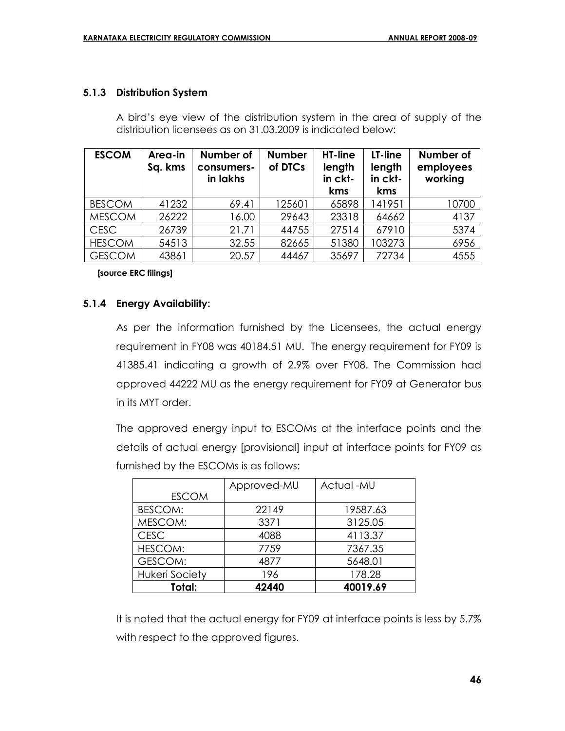### 5.1.3 Distribution System

A bird's eye view of the distribution system in the area of supply of the distribution licensees as on 31.03.2009 is indicated below:

| ESCOM | Area-in Sq. kms | Number of consumers-in lakhs | Number of DTCs | HT-line length in ckt-kms | LT-line length in ckt-kms | Number of employees working |
|---|---|---|---|---|---|---|
| BESCOM | 41232 | 69.41 | 125601 | 65898 | 141951 | 10700 |
| MESCOM | 26222 | 16.00 | 29643 | 23318 | 64662 | 4137 |
| CESC | 26739 | 21.71 | 44755 | 27514 | 67910 | 5374 |
| HESCOM | 54513 | 32.55 | 82665 | 51380 | 103273 | 6956 |
| GESCOM | 43861 | 20.57 | 44467 | 35697 | 72734 | 4555 |

**[source ERC filings]**

### 5.1.4 Energy Availability:

As per the information furnished by the Licensees, the actual energy requirement in FY08 was 40184.51 MU. The energy requirement for FY09 is 41385.41 indicating a growth of 2.9% over FY08. The Commission had approved 44222 MU as the energy requirement for FY09 at Generator bus in its MYT order.

The approved energy input to ESCOMs at the interface points and the details of actual energy [provisional] input at interface points for FY09 as furnished by the ESCOMs is as follows:

| ESCOM | Approved-MU | Actual -MU |
|---|---|---|
| BESCOM: | 22149 | 19587.63 |
| MESCOM: | 3371 | 3125.05 |
| CESC | 4088 | 4113.37 |
| HESCOM: | 7759 | 7367.35 |
| GESCOM: | 4877 | 5648.01 |
| Hukeri Society | 196 | 178.28 |
| **Total:** | **42440** | **40019.69** |

It is noted that the actual energy for FY09 at interface points is less by 5.7% with respect to the approved figures.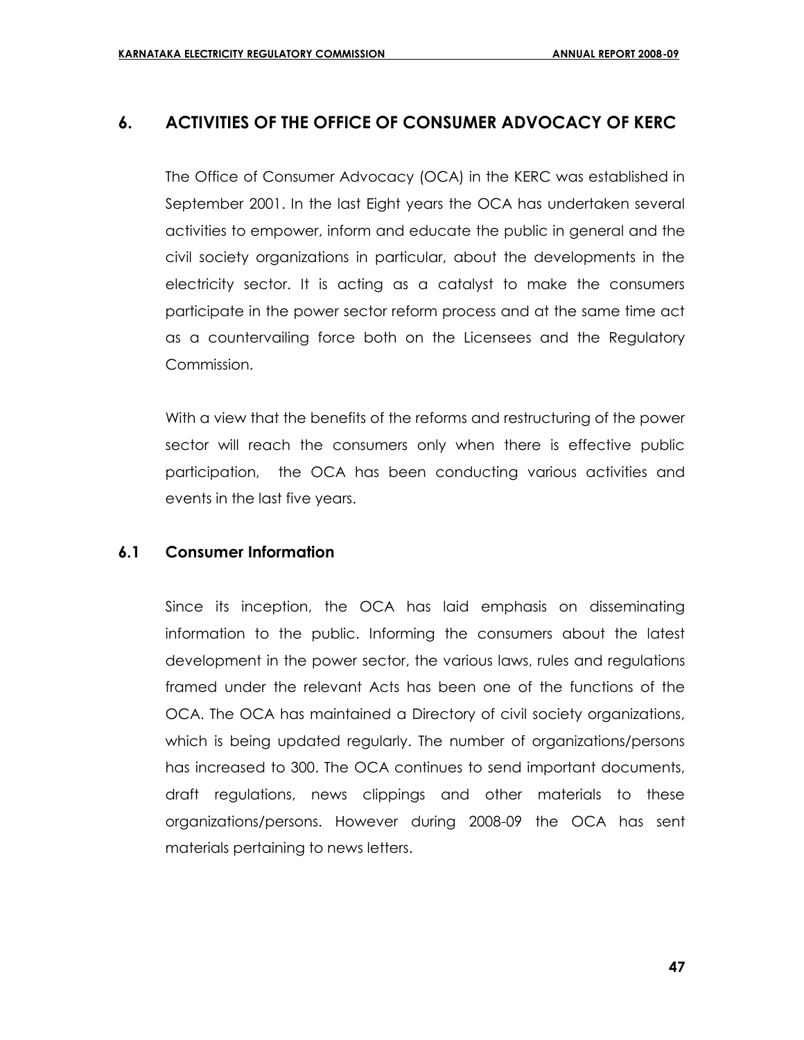## 6. ACTIVITIES OF THE OFFICE OF CONSUMER ADVOCACY OF KERC

The Office of Consumer Advocacy (OCA) in the KERC was established in September 2001. In the last Eight years the OCA has undertaken several activities to empower, inform and educate the public in general and the civil society organizations in particular, about the developments in the electricity sector. It is acting as a catalyst to make the consumers participate in the power sector reform process and at the same time act as a countervailing force both on the Licensees and the Regulatory Commission.

With a view that the benefits of the reforms and restructuring of the power sector will reach the consumers only when there is effective public participation, the OCA has been conducting various activities and events in the last five years.

### 6.1 Consumer Information

Since its inception, the OCA has laid emphasis on disseminating information to the public. Informing the consumers about the latest development in the power sector, the various laws, rules and regulations framed under the relevant Acts has been one of the functions of the OCA. The OCA has maintained a Directory of civil society organizations, which is being updated regularly. The number of organizations/persons has increased to 300. The OCA continues to send important documents, draft regulations, news clippings and other materials to these organizations/persons. However during 2008-09 the OCA has sent materials pertaining to news letters.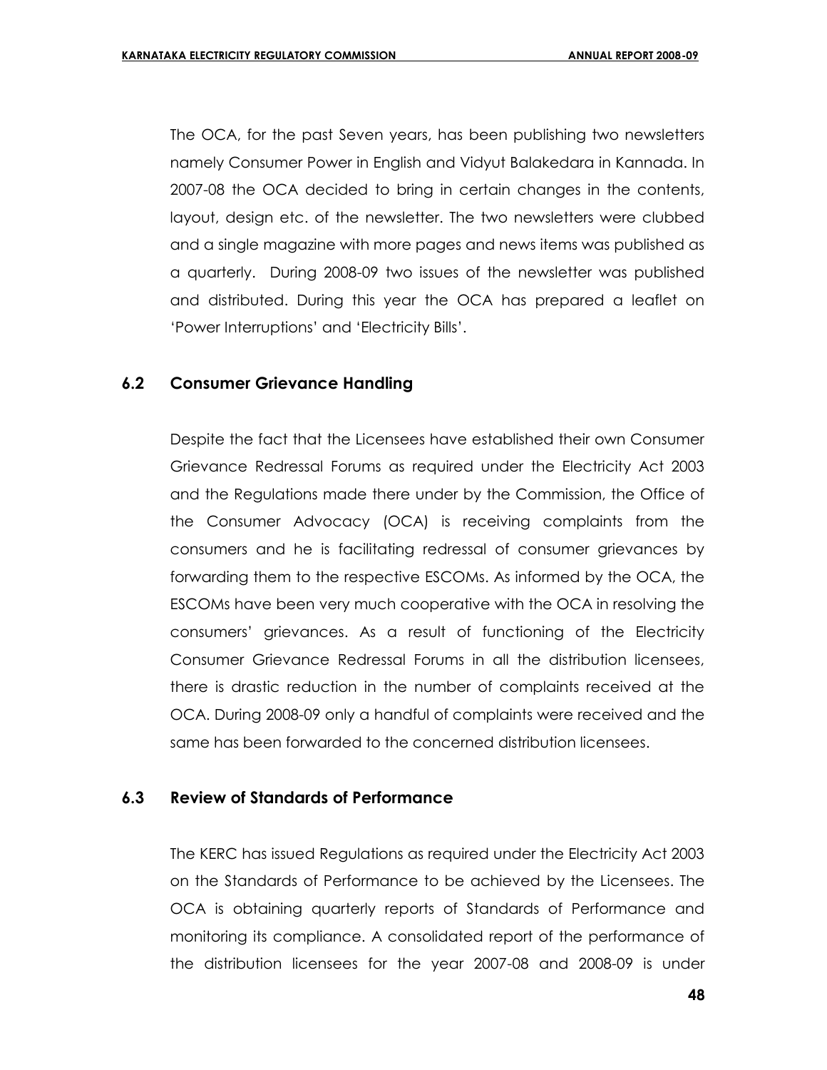The OCA, for the past Seven years, has been publishing two newsletters namely Consumer Power in English and Vidyut Balakedara in Kannada. In 2007-08 the OCA decided to bring in certain changes in the contents, layout, design etc. of the newsletter. The two newsletters were clubbed and a single magazine with more pages and news items was published as a quarterly. During 2008-09 two issues of the newsletter was published and distributed. During this year the OCA has prepared a leaflet on 'Power Interruptions' and 'Electricity Bills'.

### 6.2 Consumer Grievance Handling

Despite the fact that the Licensees have established their own Consumer Grievance Redressal Forums as required under the Electricity Act 2003 and the Regulations made there under by the Commission, the Office of the Consumer Advocacy (OCA) is receiving complaints from the consumers and he is facilitating redressal of consumer grievances by forwarding them to the respective ESCOMs. As informed by the OCA, the ESCOMs have been very much cooperative with the OCA in resolving the consumers' grievances. As a result of functioning of the Electricity Consumer Grievance Redressal Forums in all the distribution licensees, there is drastic reduction in the number of complaints received at the OCA. During 2008-09 only a handful of complaints were received and the same has been forwarded to the concerned distribution licensees.

### 6.3 Review of Standards of Performance

The KERC has issued Regulations as required under the Electricity Act 2003 on the Standards of Performance to be achieved by the Licensees. The OCA is obtaining quarterly reports of Standards of Performance and monitoring its compliance. A consolidated report of the performance of the distribution licensees for the year 2007-08 and 2008-09 is under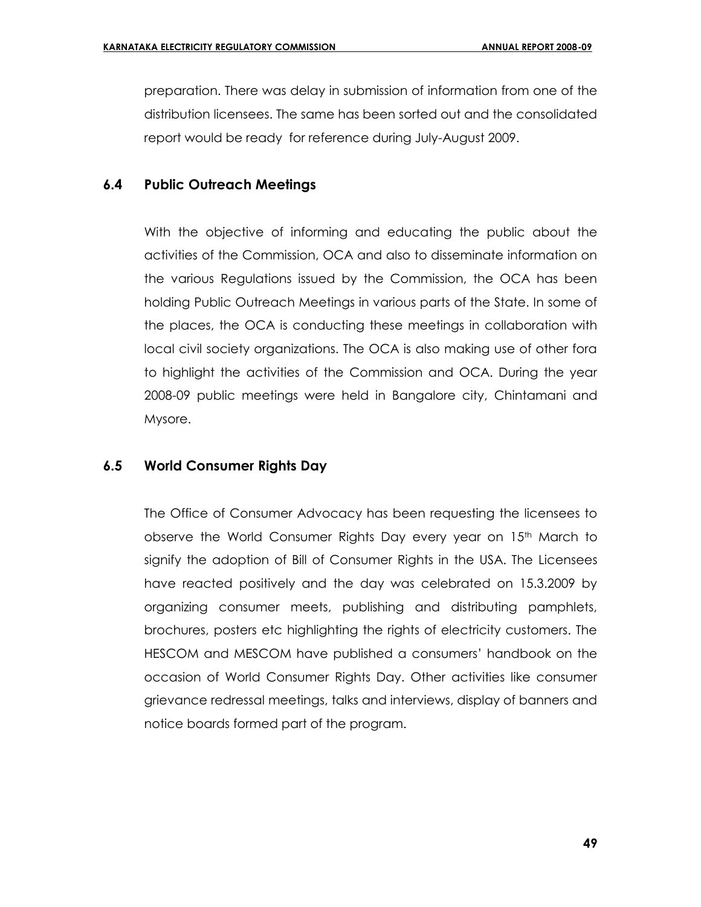preparation. There was delay in submission of information from one of the distribution licensees. The same has been sorted out and the consolidated report would be ready for reference during July-August 2009.

### 6.4 Public Outreach Meetings

With the objective of informing and educating the public about the activities of the Commission, OCA and also to disseminate information on the various Regulations issued by the Commission, the OCA has been holding Public Outreach Meetings in various parts of the State. In some of the places, the OCA is conducting these meetings in collaboration with local civil society organizations. The OCA is also making use of other fora to highlight the activities of the Commission and OCA. During the year 2008-09 public meetings were held in Bangalore city, Chintamani and Mysore.

### 6.5 World Consumer Rights Day

The Office of Consumer Advocacy has been requesting the licensees to observe the World Consumer Rights Day every year on 15th March to signify the adoption of Bill of Consumer Rights in the USA. The Licensees have reacted positively and the day was celebrated on 15.3.2009 by organizing consumer meets, publishing and distributing pamphlets, brochures, posters etc highlighting the rights of electricity customers. The HESCOM and MESCOM have published a consumers' handbook on the occasion of World Consumer Rights Day. Other activities like consumer grievance redressal meetings, talks and interviews, display of banners and notice boards formed part of the program.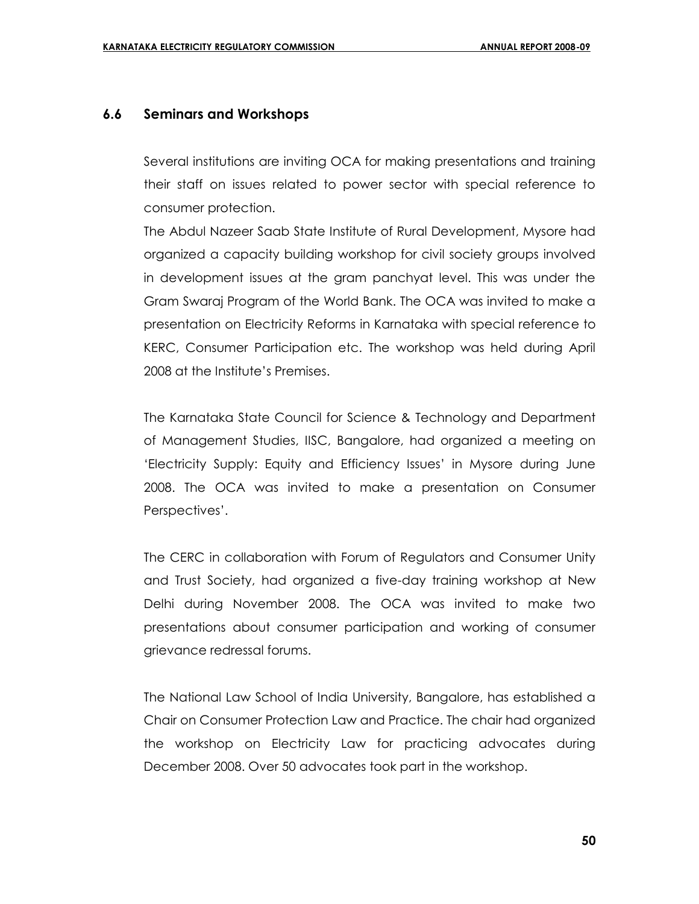### 6.6 Seminars and Workshops

Several institutions are inviting OCA for making presentations and training their staff on issues related to power sector with special reference to consumer protection.

The Abdul Nazeer Saab State Institute of Rural Development, Mysore had organized a capacity building workshop for civil society groups involved in development issues at the gram panchyat level. This was under the Gram Swaraj Program of the World Bank. The OCA was invited to make a presentation on Electricity Reforms in Karnataka with special reference to KERC, Consumer Participation etc. The workshop was held during April 2008 at the Institute's Premises.

The Karnataka State Council for Science & Technology and Department of Management Studies, IISC, Bangalore, had organized a meeting on 'Electricity Supply: Equity and Efficiency Issues' in Mysore during June 2008. The OCA was invited to make a presentation on Consumer Perspectives'.

The CERC in collaboration with Forum of Regulators and Consumer Unity and Trust Society, had organized a five-day training workshop at New Delhi during November 2008. The OCA was invited to make two presentations about consumer participation and working of consumer grievance redressal forums.

The National Law School of India University, Bangalore, has established a Chair on Consumer Protection Law and Practice. The chair had organized the workshop on Electricity Law for practicing advocates during December 2008. Over 50 advocates took part in the workshop.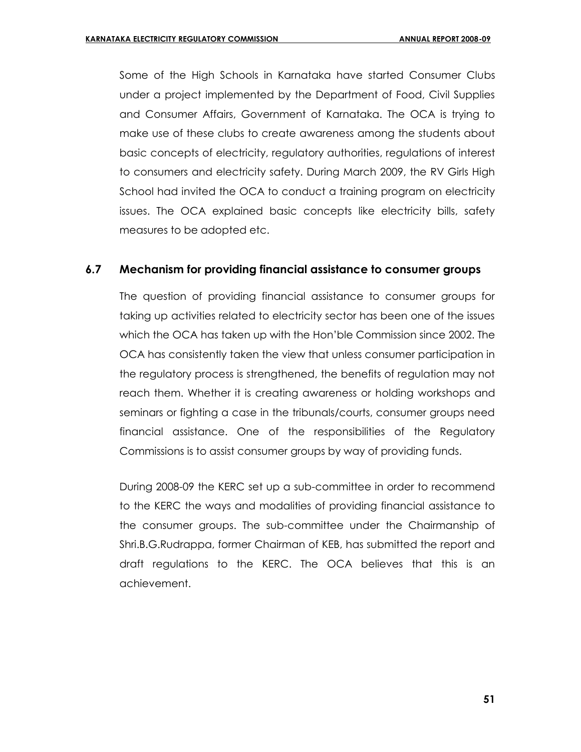Some of the High Schools in Karnataka have started Consumer Clubs under a project implemented by the Department of Food, Civil Supplies and Consumer Affairs, Government of Karnataka. The OCA is trying to make use of these clubs to create awareness among the students about basic concepts of electricity, regulatory authorities, regulations of interest to consumers and electricity safety. During March 2009, the RV Girls High School had invited the OCA to conduct a training program on electricity issues. The OCA explained basic concepts like electricity bills, safety measures to be adopted etc.

### 6.7 Mechanism for providing financial assistance to consumer groups

The question of providing financial assistance to consumer groups for taking up activities related to electricity sector has been one of the issues which the OCA has taken up with the Hon'ble Commission since 2002. The OCA has consistently taken the view that unless consumer participation in the regulatory process is strengthened, the benefits of regulation may not reach them. Whether it is creating awareness or holding workshops and seminars or fighting a case in the tribunals/courts, consumer groups need financial assistance. One of the responsibilities of the Regulatory Commissions is to assist consumer groups by way of providing funds.

During 2008-09 the KERC set up a sub-committee in order to recommend to the KERC the ways and modalities of providing financial assistance to the consumer groups. The sub-committee under the Chairmanship of Shri.B.G.Rudrappa, former Chairman of KEB, has submitted the report and draft regulations to the KERC. The OCA believes that this is an achievement.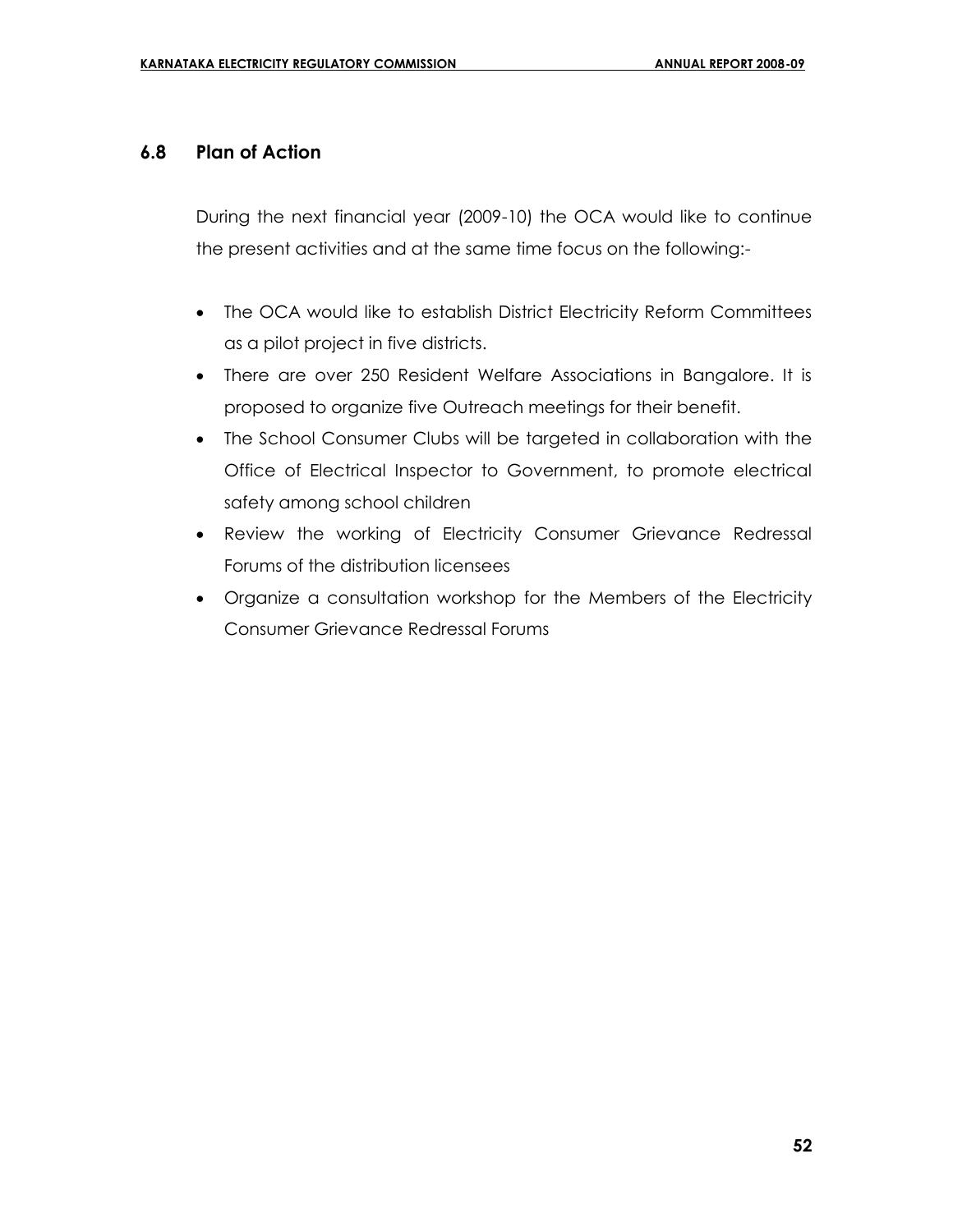## 6.8 Plan of Action

During the next financial year (2009-10) the OCA would like to continue the present activities and at the same time focus on the following:-

- The OCA would like to establish District Electricity Reform Committees as a pilot project in five districts.
- There are over 250 Resident Welfare Associations in Bangalore. It is proposed to organize five Outreach meetings for their benefit.
- The School Consumer Clubs will be targeted in collaboration with the Office of Electrical Inspector to Government, to promote electrical safety among school children
- Review the working of Electricity Consumer Grievance Redressal Forums of the distribution licensees
- Organize a consultation workshop for the Members of the Electricity Consumer Grievance Redressal Forums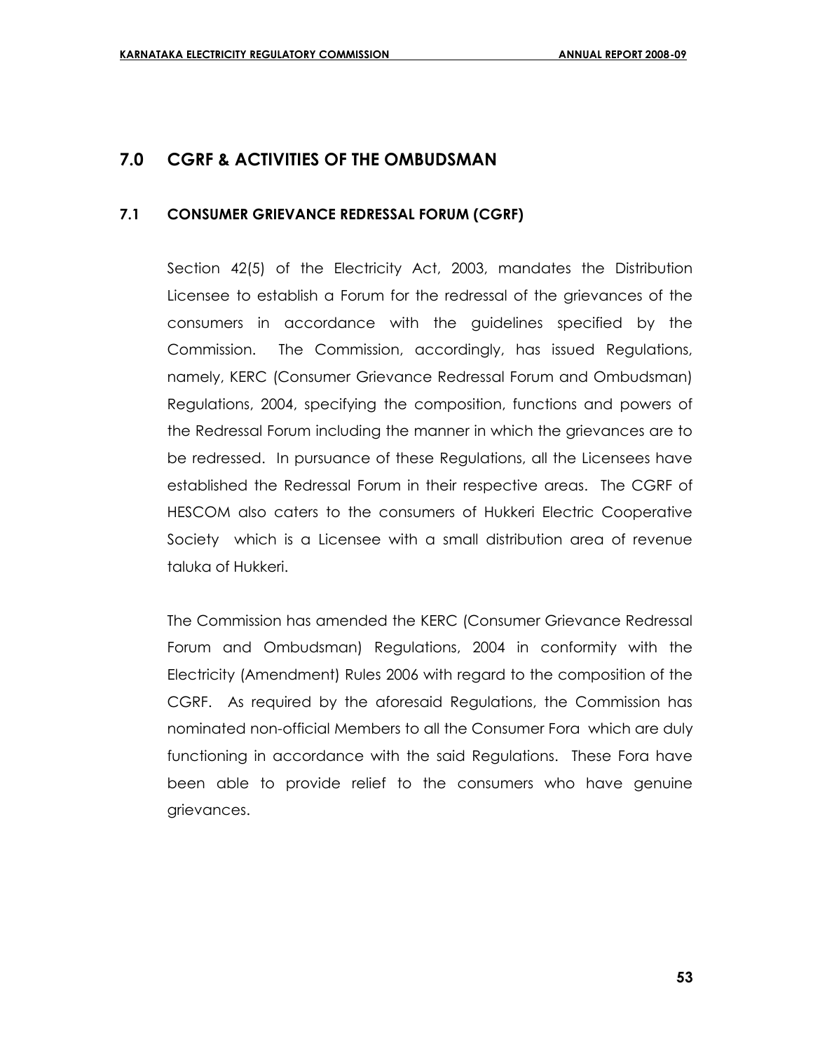## 7.0 CGRF & ACTIVITIES OF THE OMBUDSMAN

### 7.1 CONSUMER GRIEVANCE REDRESSAL FORUM (CGRF)

Section 42(5) of the Electricity Act, 2003, mandates the Distribution Licensee to establish a Forum for the redressal of the grievances of the consumers in accordance with the guidelines specified by the Commission. The Commission, accordingly, has issued Regulations, namely, KERC (Consumer Grievance Redressal Forum and Ombudsman) Regulations, 2004, specifying the composition, functions and powers of the Redressal Forum including the manner in which the grievances are to be redressed. In pursuance of these Regulations, all the Licensees have established the Redressal Forum in their respective areas. The CGRF of HESCOM also caters to the consumers of Hukkeri Electric Cooperative Society which is a Licensee with a small distribution area of revenue taluka of Hukkeri.

The Commission has amended the KERC (Consumer Grievance Redressal Forum and Ombudsman) Regulations, 2004 in conformity with the Electricity (Amendment) Rules 2006 with regard to the composition of the CGRF. As required by the aforesaid Regulations, the Commission has nominated non-official Members to all the Consumer Fora which are duly functioning in accordance with the said Regulations. These Fora have been able to provide relief to the consumers who have genuine grievances.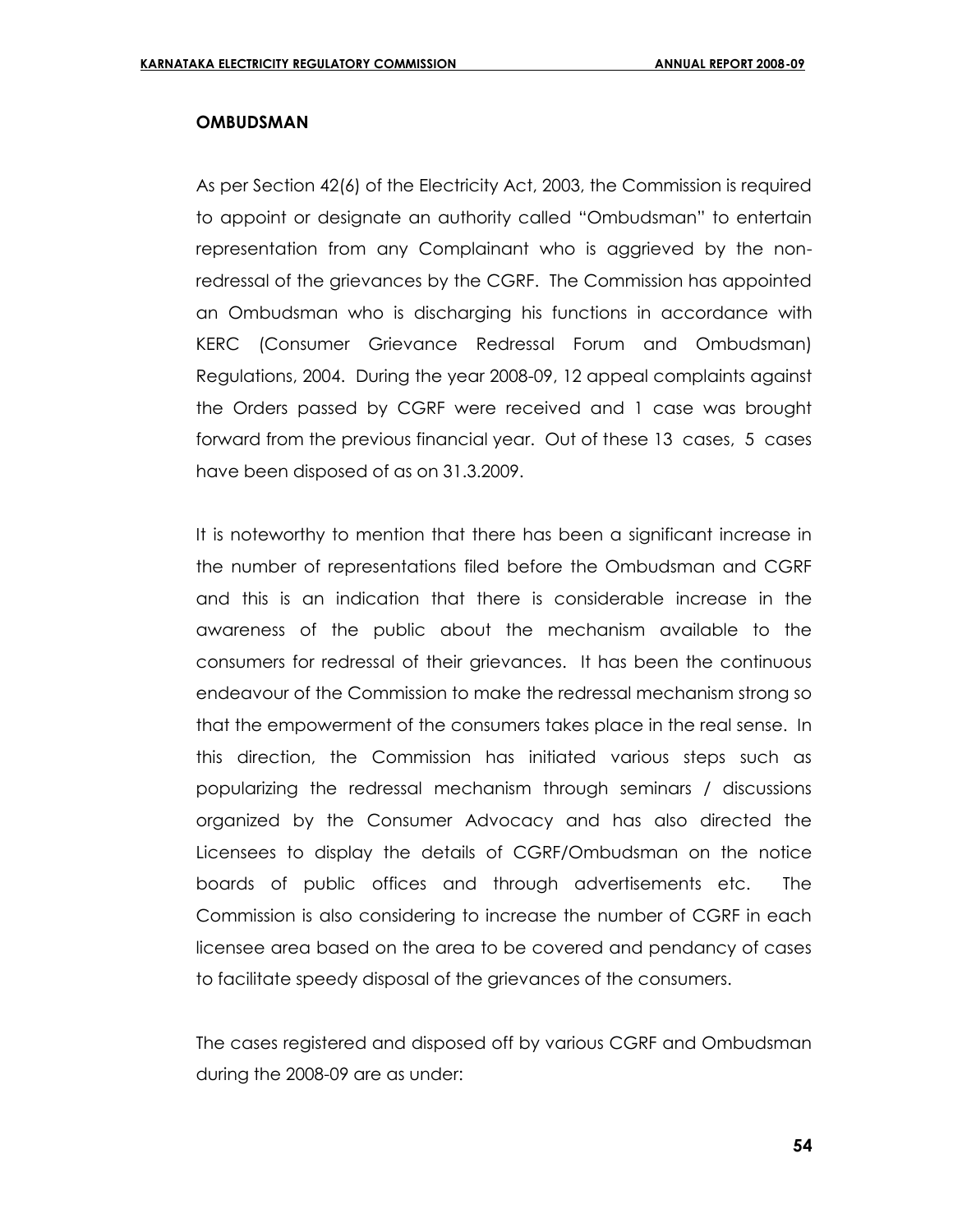## OMBUDSMAN

As per Section 42(6) of the Electricity Act, 2003, the Commission is required to appoint or designate an authority called "Ombudsman" to entertain representation from any Complainant who is aggrieved by the non-redressal of the grievances by the CGRF. The Commission has appointed an Ombudsman who is discharging his functions in accordance with KERC (Consumer Grievance Redressal Forum and Ombudsman) Regulations, 2004. During the year 2008-09, 12 appeal complaints against the Orders passed by CGRF were received and 1 case was brought forward from the previous financial year. Out of these 13 cases, 5 cases have been disposed of as on 31.3.2009.

It is noteworthy to mention that there has been a significant increase in the number of representations filed before the Ombudsman and CGRF and this is an indication that there is considerable increase in the awareness of the public about the mechanism available to the consumers for redressal of their grievances. It has been the continuous endeavour of the Commission to make the redressal mechanism strong so that the empowerment of the consumers takes place in the real sense. In this direction, the Commission has initiated various steps such as popularizing the redressal mechanism through seminars / discussions organized by the Consumer Advocacy and has also directed the Licensees to display the details of CGRF/Ombudsman on the notice boards of public offices and through advertisements etc. The Commission is also considering to increase the number of CGRF in each licensee area based on the area to be covered and pendancy of cases to facilitate speedy disposal of the grievances of the consumers.

The cases registered and disposed off by various CGRF and Ombudsman during the 2008-09 are as under: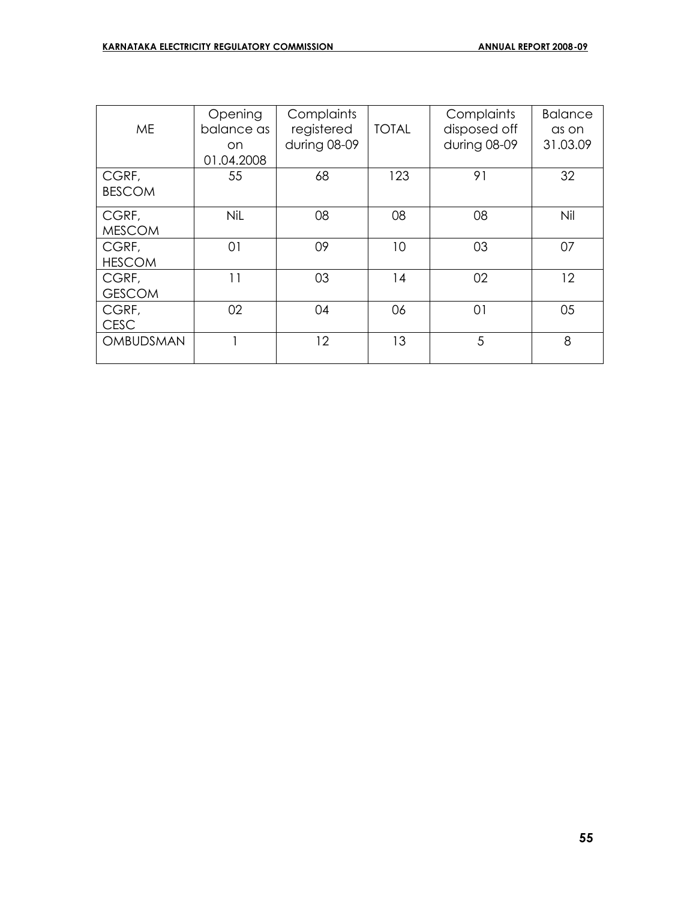| ME | Opening balance as on 01.04.2008 | Complaints registered during 08-09 | TOTAL | Complaints disposed off during 08-09 | Balance as on 31.03.09 |
|---|---|---|---|---|---|
| CGRF, BESCOM | 55 | 68 | 123 | 91 | 32 |
| CGRF, MESCOM | NiL | 08 | 08 | 08 | Nil |
| CGRF, HESCOM | 01 | 09 | 10 | 03 | 07 |
| CGRF, GESCOM | 11 | 03 | 14 | 02 | 12 |
| CGRF, CESC | 02 | 04 | 06 | 01 | 05 |
| OMBUDSMAN | 1 | 12 | 13 | 5 | 8 |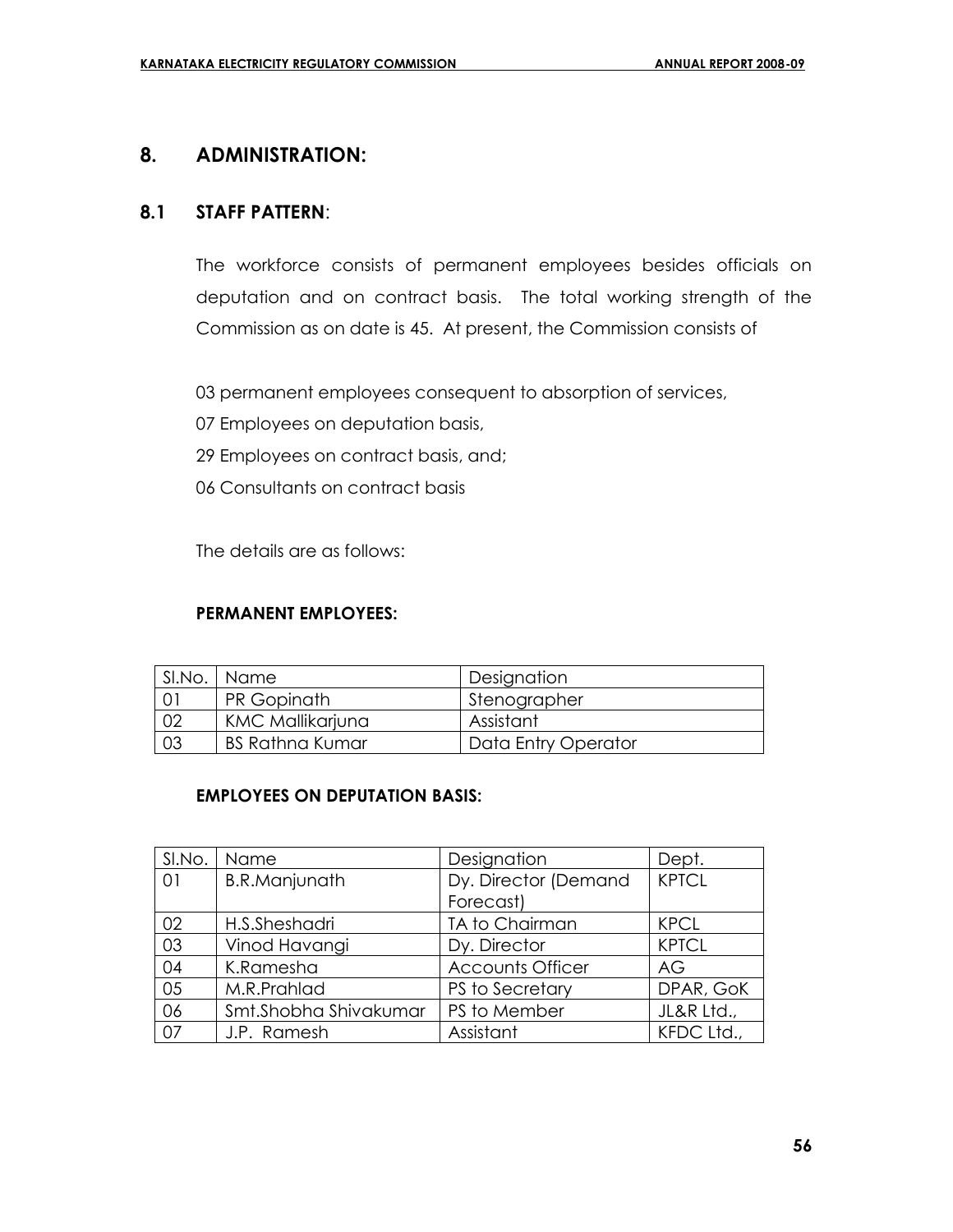## 8. ADMINISTRATION:

### 8.1 STAFF PATTERN:

The workforce consists of permanent employees besides officials on deputation and on contract basis. The total working strength of the Commission as on date is 45. At present, the Commission consists of

03 permanent employees consequent to absorption of services,

07 Employees on deputation basis,

29 Employees on contract basis, and;

06 Consultants on contract basis

The details are as follows:

**PERMANENT EMPLOYEES:**

| Sl.No. | Name | Designation |
|---|---|---|
| 01 | PR Gopinath | Stenographer |
| 02 | KMC Mallikarjuna | Assistant |
| 03 | BS Rathna Kumar | Data Entry Operator |

**EMPLOYEES ON DEPUTATION BASIS:**

| Sl.No. | Name | Designation | Dept. |
|---|---|---|---|
| 01 | B.R.Manjunath | Dy. Director (Demand Forecast) | KPTCL |
| 02 | H.S.Sheshadri | TA to Chairman | KPCL |
| 03 | Vinod Havangi | Dy. Director | KPTCL |
| 04 | K.Ramesha | Accounts Officer | AG |
| 05 | M.R.Prahlad | PS to Secretary | DPAR, GoK |
| 06 | Smt.Shobha Shivakumar | PS to Member | JL&R Ltd., |
| 07 | J.P. Ramesh | Assistant | KFDC Ltd., |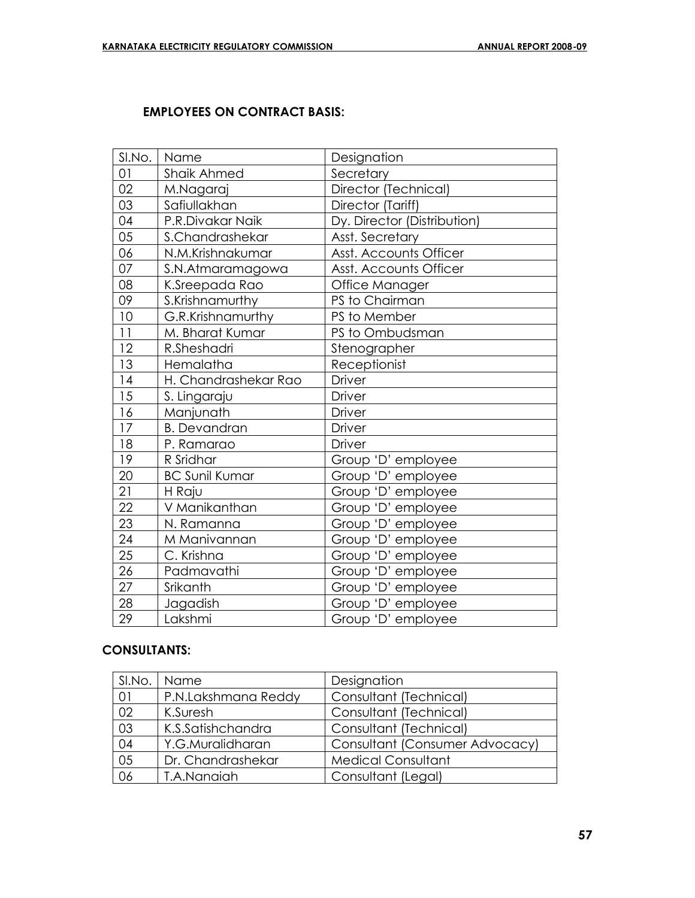**EMPLOYEES ON CONTRACT BASIS:**

| Sl.No. | Name | Designation |
|---|---|---|
| 01 | Shaik Ahmed | Secretary |
| 02 | M.Nagaraj | Director (Technical) |
| 03 | Safiullakhan | Director (Tariff) |
| 04 | P.R.Divakar Naik | Dy. Director (Distribution) |
| 05 | S.Chandrashekar | Asst. Secretary |
| 06 | N.M.Krishnakumar | Asst. Accounts Officer |
| 07 | S.N.Atmaramagowa | Asst. Accounts Officer |
| 08 | K.Sreepada Rao | Office Manager |
| 09 | S.Krishnamurthy | PS to Chairman |
| 10 | G.R.Krishnamurthy | PS to Member |
| 11 | M. Bharat Kumar | PS to Ombudsman |
| 12 | R.Sheshadri | Stenographer |
| 13 | Hemalatha | Receptionist |
| 14 | H. Chandrashekar Rao | Driver |
| 15 | S. Lingaraju | Driver |
| 16 | Manjunath | Driver |
| 17 | B. Devandran | Driver |
| 18 | P. Ramarao | Driver |
| 19 | R Sridhar | Group 'D' employee |
| 20 | BC Sunil Kumar | Group 'D' employee |
| 21 | H Raju | Group 'D' employee |
| 22 | V Manikanthan | Group 'D' employee |
| 23 | N. Ramanna | Group 'D' employee |
| 24 | M Manivannan | Group 'D' employee |
| 25 | C. Krishna | Group 'D' employee |
| 26 | Padmavathi | Group 'D' employee |
| 27 | Srikanth | Group 'D' employee |
| 28 | Jagadish | Group 'D' employee |
| 29 | Lakshmi | Group 'D' employee |

**CONSULTANTS:**

| Sl.No. | Name | Designation |
|---|---|---|
| 01 | P.N.Lakshmana Reddy | Consultant (Technical) |
| 02 | K.Suresh | Consultant (Technical) |
| 03 | K.S.Satishchandra | Consultant (Technical) |
| 04 | Y.G.Muralidharan | Consultant (Consumer Advocacy) |
| 05 | Dr. Chandrashekar | Medical Consultant |
| 06 | T.A.Nanaiah | Consultant (Legal) |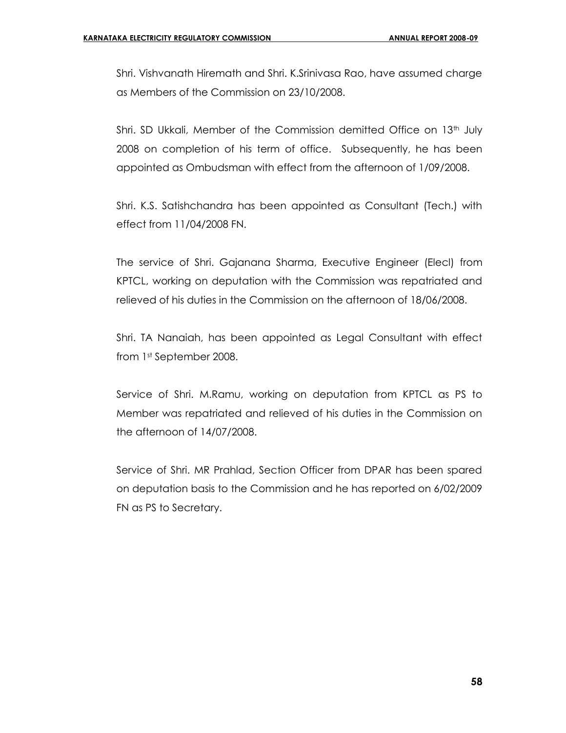Shri. Vishvanath Hiremath and Shri. K.Srinivasa Rao, have assumed charge as Members of the Commission on 23/10/2008.

Shri. SD Ukkali, Member of the Commission demitted Office on 13th July 2008 on completion of his term of office. Subsequently, he has been appointed as Ombudsman with effect from the afternoon of 1/09/2008.

Shri. K.S. Satishchandra has been appointed as Consultant (Tech.) with effect from 11/04/2008 FN.

The service of Shri. Gajanana Sharma, Executive Engineer (Elecl) from KPTCL, working on deputation with the Commission was repatriated and relieved of his duties in the Commission on the afternoon of 18/06/2008.

Shri. TA Nanaiah, has been appointed as Legal Consultant with effect from 1st September 2008.

Service of Shri. M.Ramu, working on deputation from KPTCL as PS to Member was repatriated and relieved of his duties in the Commission on the afternoon of 14/07/2008.

Service of Shri. MR Prahlad, Section Officer from DPAR has been spared on deputation basis to the Commission and he has reported on 6/02/2009 FN as PS to Secretary.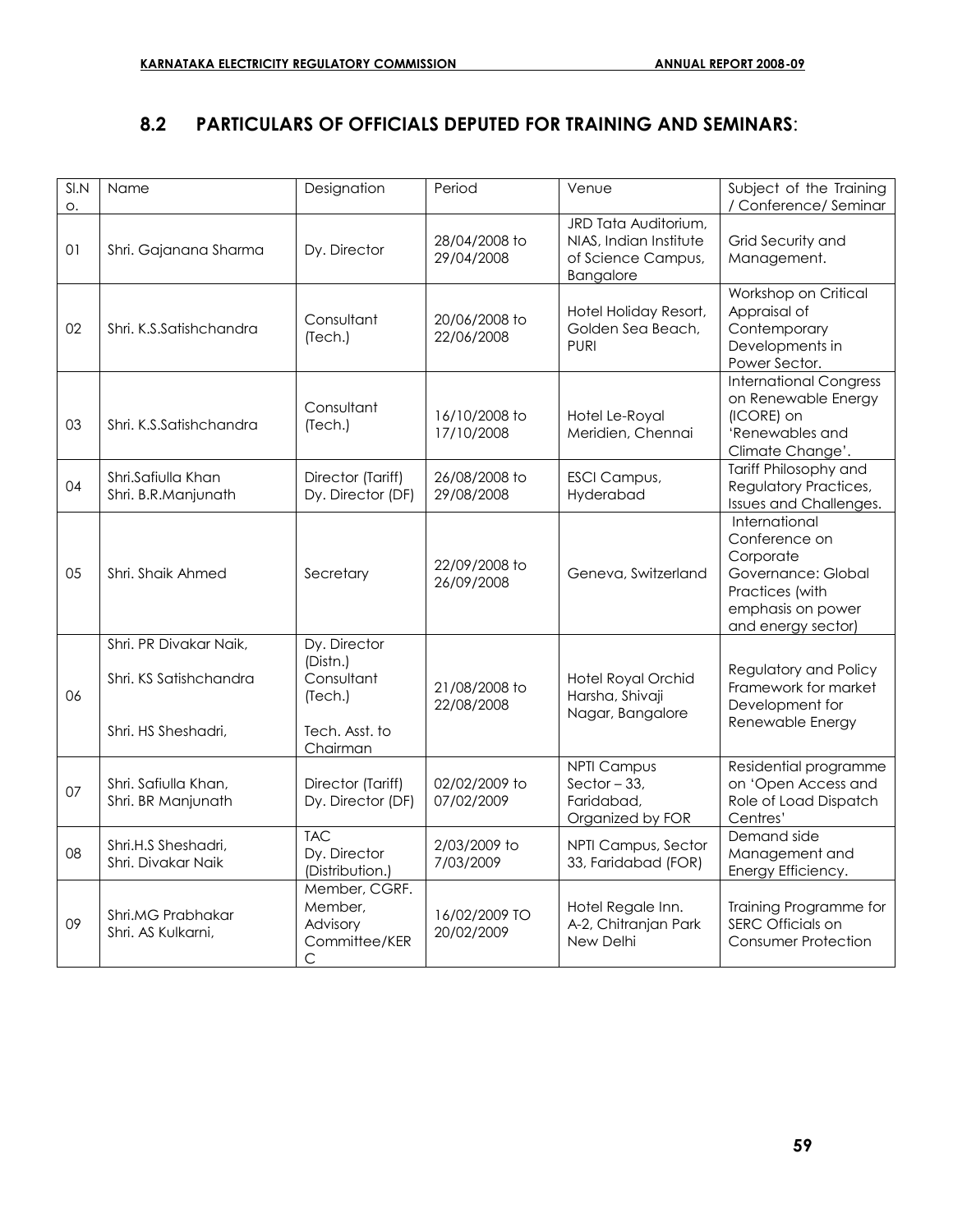## 8.2 PARTICULARS OF OFFICIALS DEPUTED FOR TRAINING AND SEMINARS:

| Sl.No. | Name | Designation | Period | Venue | Subject of the Training / Conference/ Seminar |
|---|---|---|---|---|---|
| 01 | Shri. Gajanana Sharma | Dy. Director | 28/04/2008 to 29/04/2008 | JRD Tata Auditorium, NIAS, Indian Institute of Science Campus, Bangalore | Grid Security and Management. |
| 02 | Shri. K.S.Satishchandra | Consultant (Tech.) | 20/06/2008 to 22/06/2008 | Hotel Holiday Resort, Golden Sea Beach, PURI | Workshop on Critical Appraisal of Contemporary Developments in Power Sector. |
| 03 | Shri. K.S.Satishchandra | Consultant (Tech.) | 16/10/2008 to 17/10/2008 | Hotel Le-Royal Meridien, Chennai | International Congress on Renewable Energy (ICORE) on 'Renewables and Climate Change'. |
| 04 | Shri.Safiulla Khan<br>Shri. B.R.Manjunath | Director (Tariff)<br>Dy. Director (DF) | 26/08/2008 to 29/08/2008 | ESCI Campus, Hyderabad | Tariff Philosophy and Regulatory Practices, Issues and Challenges. |
| 05 | Shri. Shaik Ahmed | Secretary | 22/09/2008 to 26/09/2008 | Geneva, Switzerland | International Conference on Corporate Governance: Global Practices (with emphasis on power and energy sector) |
| 06 | Shri. PR Divakar Naik,<br>Shri. KS Satishchandra<br>Shri. HS Sheshadri, | Dy. Director (Distn.)<br>Consultant (Tech.)<br>Tech. Asst. to Chairman | 21/08/2008 to 22/08/2008 | Hotel Royal Orchid Harsha, Shivaji Nagar, Bangalore | Regulatory and Policy Framework for market Development for Renewable Energy |
| 07 | Shri. Safiulla Khan,<br>Shri. BR Manjunath | Director (Tariff)<br>Dy. Director (DF) | 02/02/2009 to 07/02/2009 | NPTI Campus Sector – 33, Faridabad, Organized by FOR | Residential programme on 'Open Access and Role of Load Dispatch Centres' |
| 08 | Shri.H.S Sheshadri,<br>Shri. Divakar Naik | TAC<br>Dy. Director (Distribution.) | 2/03/2009 to 7/03/2009 | NPTI Campus, Sector 33, Faridabad (FOR) | Demand side Management and Energy Efficiency. |
| 09 | Shri.MG Prabhakar<br>Shri. AS Kulkarni, | Member, CGRF.<br>Member, Advisory Committee/KERC | 16/02/2009 TO 20/02/2009 | Hotel Regale Inn. A-2, Chitranjan Park New Delhi | Training Programme for SERC Officials on Consumer Protection |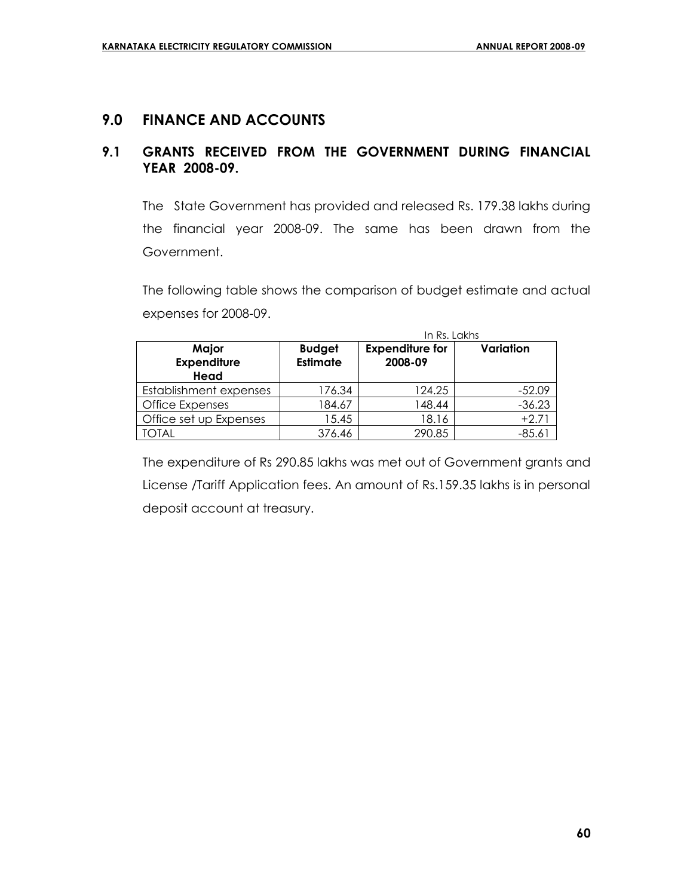## 9.0 FINANCE AND ACCOUNTS

### 9.1 GRANTS RECEIVED FROM THE GOVERNMENT DURING FINANCIAL YEAR 2008-09.

The State Government has provided and released Rs. 179.38 lakhs during the financial year 2008-09. The same has been drawn from the Government.

The following table shows the comparison of budget estimate and actual expenses for 2008-09.

In Rs. Lakhs

| Major Expenditure Head | Budget Estimate | Expenditure for 2008-09 | Variation |
|---|---|---|---|
| Establishment expenses | 176.34 | 124.25 | -52.09 |
| Office Expenses | 184.67 | 148.44 | -36.23 |
| Office set up Expenses | 15.45 | 18.16 | +2.71 |
| TOTAL | 376.46 | 290.85 | -85.61 |

The expenditure of Rs 290.85 lakhs was met out of Government grants and License /Tariff Application fees. An amount of Rs.159.35 lakhs is in personal deposit account at treasury.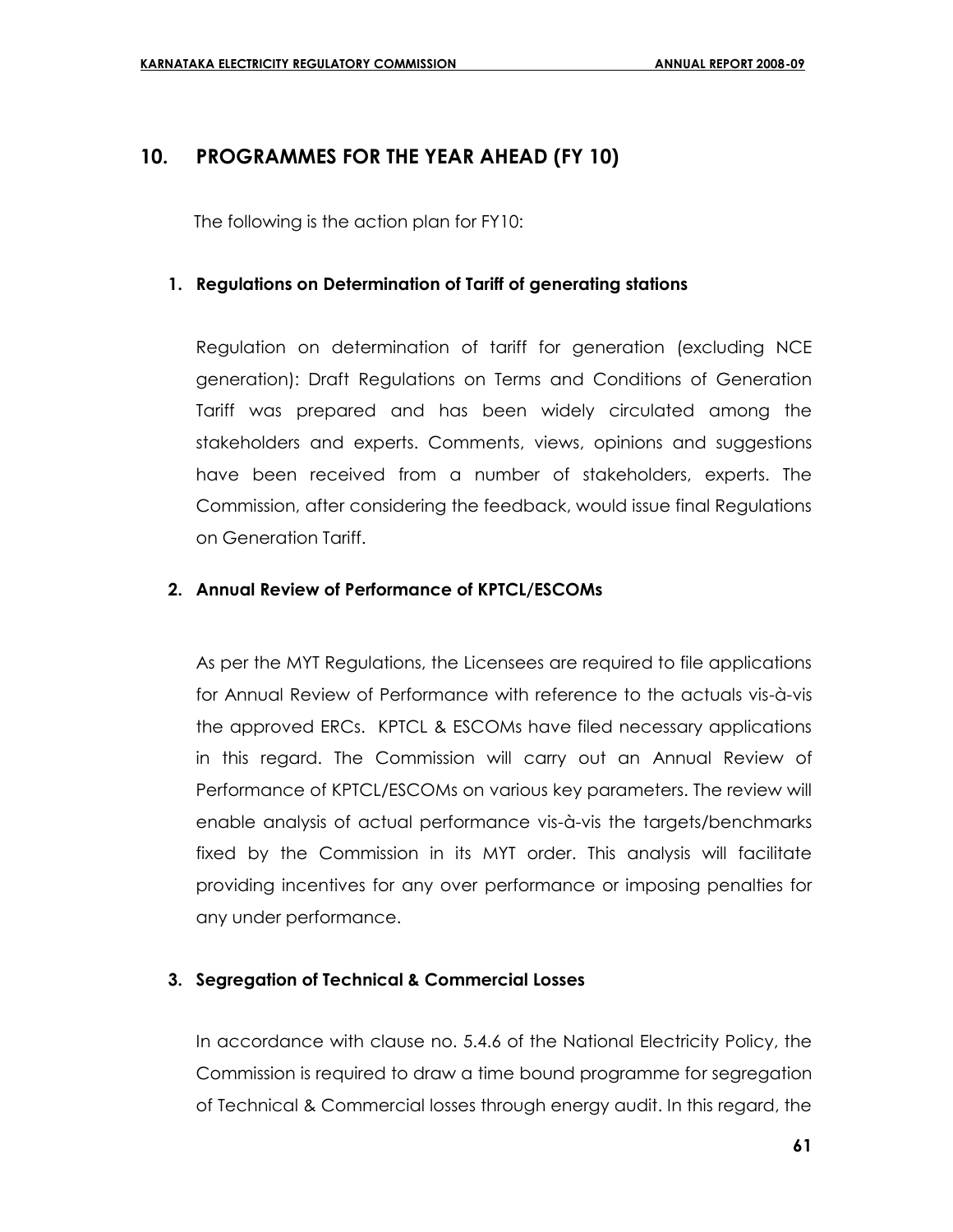## 10. PROGRAMMES FOR THE YEAR AHEAD (FY 10)

The following is the action plan for FY10:

### 1. Regulations on Determination of Tariff of generating stations

Regulation on determination of tariff for generation (excluding NCE generation): Draft Regulations on Terms and Conditions of Generation Tariff was prepared and has been widely circulated among the stakeholders and experts. Comments, views, opinions and suggestions have been received from a number of stakeholders, experts. The Commission, after considering the feedback, would issue final Regulations on Generation Tariff.

### 2. Annual Review of Performance of KPTCL/ESCOMs

As per the MYT Regulations, the Licensees are required to file applications for Annual Review of Performance with reference to the actuals vis-à-vis the approved ERCs. KPTCL & ESCOMs have filed necessary applications in this regard. The Commission will carry out an Annual Review of Performance of KPTCL/ESCOMs on various key parameters. The review will enable analysis of actual performance vis-à-vis the targets/benchmarks fixed by the Commission in its MYT order. This analysis will facilitate providing incentives for any over performance or imposing penalties for any under performance.

### 3. Segregation of Technical & Commercial Losses

In accordance with clause no. 5.4.6 of the National Electricity Policy, the Commission is required to draw a time bound programme for segregation of Technical & Commercial losses through energy audit. In this regard, the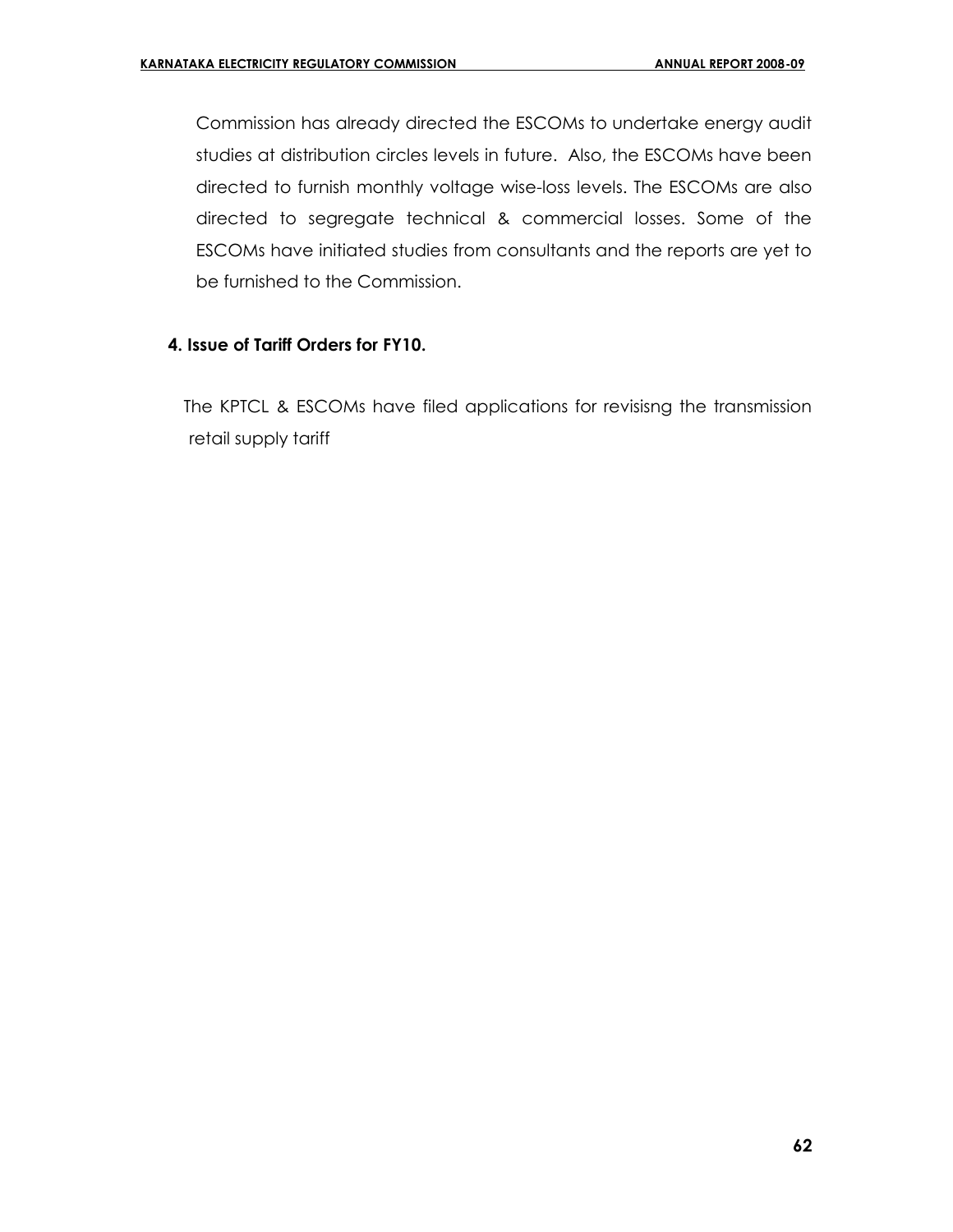Commission has already directed the ESCOMs to undertake energy audit studies at distribution circles levels in future. Also, the ESCOMs have been directed to furnish monthly voltage wise-loss levels. The ESCOMs are also directed to segregate technical & commercial losses. Some of the ESCOMs have initiated studies from consultants and the reports are yet to be furnished to the Commission.

**4. Issue of Tariff Orders for FY10.**

The KPTCL & ESCOMs have filed applications for revisisng the transmission retail supply tariff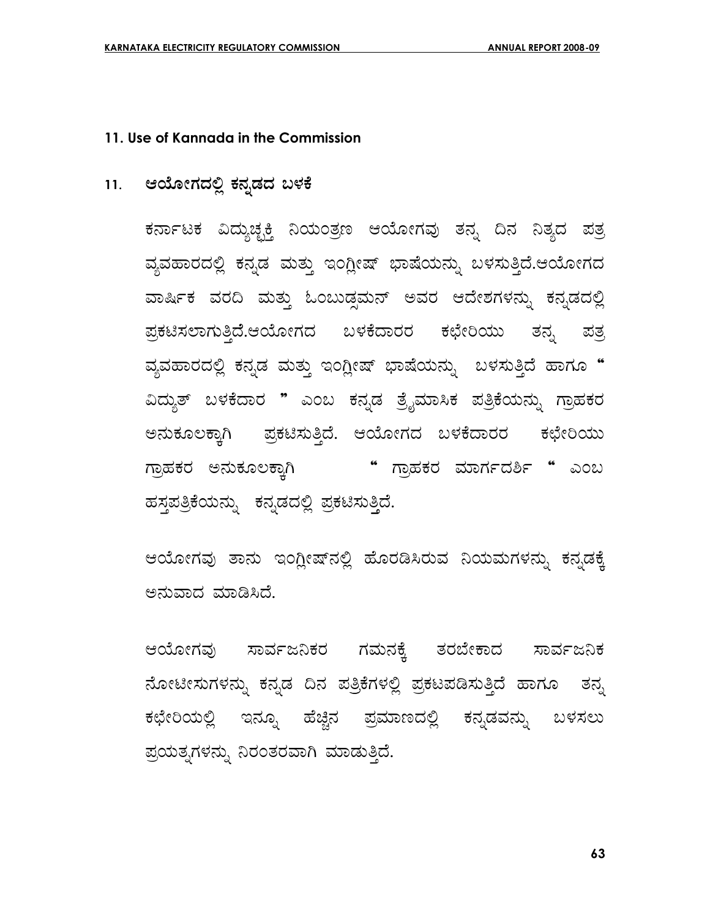## 11. Use of Kannada in the Commission

## 11. ಆಯೋಗದಲ್ಲಿ ಕನ್ನಡದ ಬಳಕೆ

ಕರ್ನಾಟಕ ವಿದ್ಯುಚ್ಛಕ್ತಿ ನಿಯಂತ್ರಣ ಆಯೋಗವು ತನ್ನ ದಿನ ನಿತ್ಯದ ಪತ್ರ ವ್ಯವಹಾರದಲ್ಲಿ ಕನ್ನಡ ಮತ್ತು ಇಂಗ್ಲೀಷ್ ಭಾಷೆಯನ್ನು ಬಳಸುತ್ತಿದೆ.ಆಯೋಗದ ವಾರ್ಷಿಕ ವರದಿ ಮತ್ತು ಓಂಬುಡ್ಸಮನ್ ಅವರ ಆದೇಶಗಳನ್ನು ಕನ್ನಡದಲ್ಲಿ ಪ್ರಕಟಿಸಲಾಗುತ್ತಿದೆ.ಆಯೋಗದ ಬಳಕೆದಾರರ ಕಛೇರಿಯು ತನ್ನ ಪತ್ರ ವ್ಯವಹಾರದಲ್ಲಿ ಕನ್ನಡ ಮತ್ತು ಇಂಗ್ಲೀಷ್ ಭಾಷೆಯನ್ನು ಬಳಸುತ್ತಿದೆ ಹಾಗೂ " ವಿದ್ಯುತ್ ಬಳಕೆದಾರ " ಎಂಬ ಕನ್ನಡ ತ್ರೈಮಾಸಿಕ ಪತ್ರಿಕೆಯನ್ನು ಗ್ರಾಹಕರ ಅನುಕೂಲಕ್ಕಾಗಿ ಪ್ರಕಟಿಸುತ್ತಿದೆ. ಆಯೋಗದ ಬಳಕೆದಾರರ ಕಛೇರಿಯು ಗ್ರಾಹಕರ ಅನುಕೂಲಕ್ಕಾಗಿ " ಗ್ರಾಹಕರ ಮಾರ್ಗದರ್ಶಿ " ಎಂಬ ಹಸ್ತಪತ್ರಿಕೆಯನ್ನು ಕನ್ನಡದಲ್ಲಿ ಪ್ರಕಟಿಸುತ್ತಿದೆ.

ಆಯೋಗವು ತಾನು ಇಂಗ್ಲೀಷ್‌ನಲ್ಲಿ ಹೊರಡಿಸಿರುವ ನಿಯಮಗಳನ್ನು ಕನ್ನಡಕ್ಕೆ ಅನುವಾದ ಮಾಡಿಸಿದೆ.

ಆಯೋಗವು ಸಾರ್ವಜನಿಕರ ಗಮನಕ್ಕೆ ತರಬೇಕಾದ ಸಾರ್ವಜನಿಕ ನೋಟೀಸುಗಳನ್ನು ಕನ್ನಡ ದಿನ ಪತ್ರಿಕೆಗಳಲ್ಲಿ ಪ್ರಕಟಪಡಿಸುತ್ತಿದೆ ಹಾಗೂ ತನ್ನ ಕಛೇರಿಯಲ್ಲಿ ಇನ್ನೂ ಹೆಚ್ಚಿನ ಪ್ರಮಾಣದಲ್ಲಿ ಕನ್ನಡವನ್ನು ಬಳಸಲು ಪ್ರಯತ್ನಗಳನ್ನು ನಿರಂತರವಾಗಿ ಮಾಡುತ್ತಿದೆ.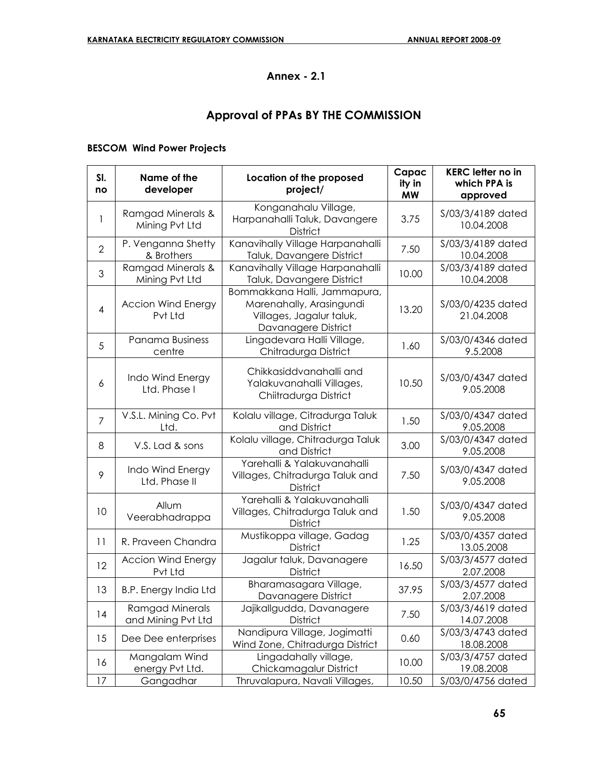## Annex - 2.1

# Approval of PPAs BY THE COMMISSION

**BESCOM Wind Power Projects**

| Sl. no | Name of the developer | Location of the proposed project/ | Capacity in MW | KERC letter no in which PPA is approved |
|---|---|---|---|---|
| 1 | Ramgad Minerals & Mining Pvt Ltd | Konganahalu Village, Harpanahalli Taluk, Davangere District | 3.75 | S/03/3/4189 dated 10.04.2008 |
| 2 | P. Venganna Shetty & Brothers | Kanavihally Village Harpanahalli Taluk, Davangere District | 7.50 | S/03/3/4189 dated 10.04.2008 |
| 3 | Ramgad Minerals & Mining Pvt Ltd | Kanavihally Village Harpanahalli Taluk, Davangere District | 10.00 | S/03/3/4189 dated 10.04.2008 |
| 4 | Accion Wind Energy Pvt Ltd | Bommakkana Halli, Jammapura, Marenahally, Arasingundi Villages, Jagalur taluk, Davanagere District | 13.20 | S/03/0/4235 dated 21.04.2008 |
| 5 | Panama Business centre | Lingadevara Halli Village, Chitradurga District | 1.60 | S/03/0/4346 dated 9.5.2008 |
| 6 | Indo Wind Energy Ltd. Phase I | Chikkasiddvanahalli and Yalakuvanahalli Villages, Chiitradurga District | 10.50 | S/03/0/4347 dated 9.05.2008 |
| 7 | V.S.L. Mining Co. Pvt Ltd. | Kolalu village, Citradurga Taluk and District | 1.50 | S/03/0/4347 dated 9.05.2008 |
| 8 | V.S. Lad & sons | Kolalu village, Chitradurga Taluk and District | 3.00 | S/03/0/4347 dated 9.05.2008 |
| 9 | Indo Wind Energy Ltd. Phase II | Yarehalli & Yalakuvanahalli Villages, Chitradurga Taluk and District | 7.50 | S/03/0/4347 dated 9.05.2008 |
| 10 | Allum Veerabhadrappa | Yarehalli & Yalakuvanahalli Villages, Chitradurga Taluk and District | 1.50 | S/03/0/4347 dated 9.05.2008 |
| 11 | R. Praveen Chandra | Mustikoppa village, Gadag District | 1.25 | S/03/0/4357 dated 13.05.2008 |
| 12 | Accion Wind Energy Pvt Ltd | Jagalur taluk, Davanagere District | 16.50 | S/03/3/4577 dated 2.07.2008 |
| 13 | B.P. Energy India Ltd | Bharamasagara Village, Davanagere District | 37.95 | S/03/3/4577 dated 2.07.2008 |
| 14 | Ramgad Minerals and Mining Pvt Ltd | Jajikallgudda, Davanagere District | 7.50 | S/03/3/4619 dated 14.07.2008 |
| 15 | Dee Dee enterprises | Nandipura Village, Jogimatti Wind Zone, Chitradurga District | 0.60 | S/03/3/4743 dated 18.08.2008 |
| 16 | Mangalam Wind energy Pvt Ltd. | Lingadahally village, Chickamagalur District | 10.00 | S/03/3/4757 dated 19.08.2008 |
| 17 | Gangadhar | Thruvalapura, Navali Villages, | 10.50 | S/03/0/4756 dated |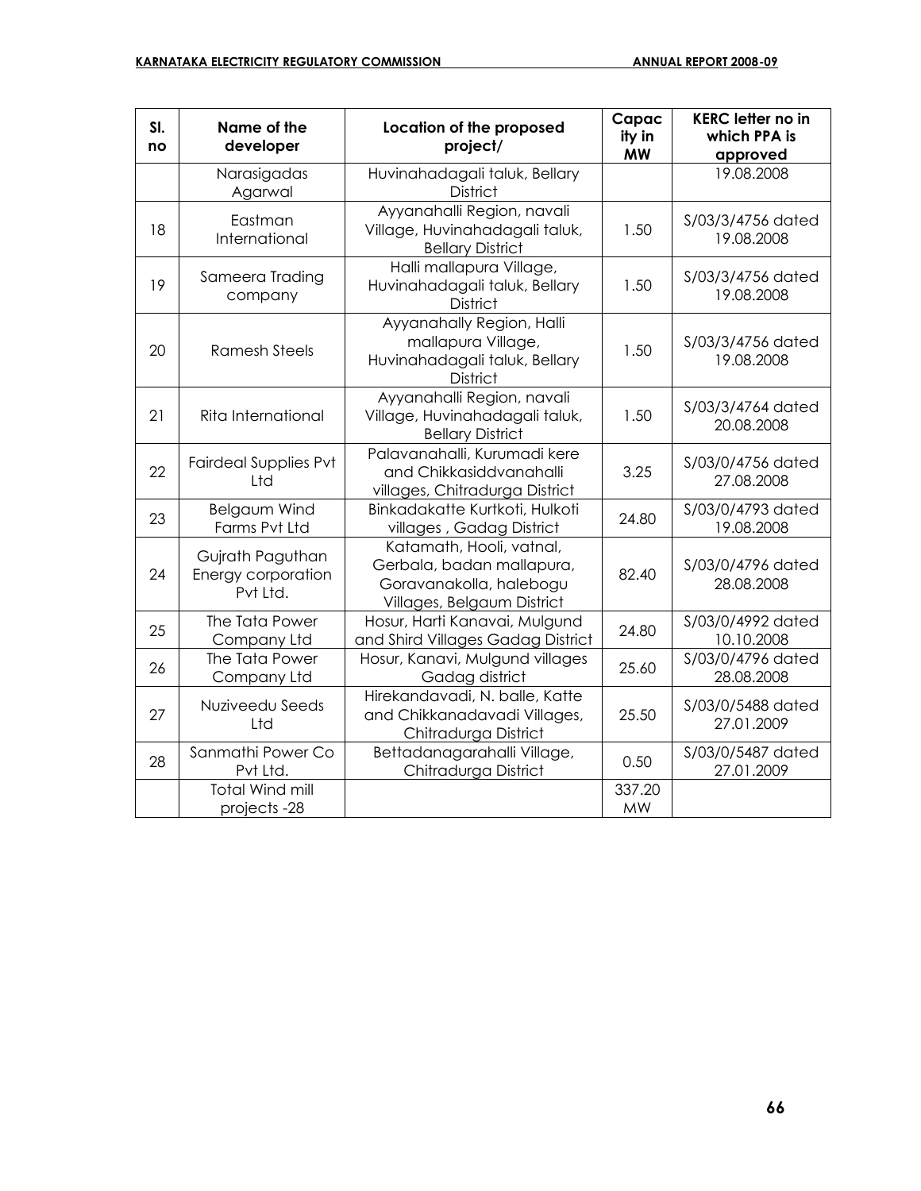| Sl. no | Name of the developer | Location of the proposed project/ | Capacity in MW | KERC letter no in which PPA is approved |
|---|---|---|---|---|
| | Narasigadas Agarwal | Huvinahadagali taluk, Bellary District | | 19.08.2008 |
| 18 | Eastman International | Ayyanahalli Region, navali Village, Huvinahadagali taluk, Bellary District | 1.50 | S/03/3/4756 dated 19.08.2008 |
| 19 | Sameera Trading company | Halli mallapura Village, Huvinahadagali taluk, Bellary District | 1.50 | S/03/3/4756 dated 19.08.2008 |
| 20 | Ramesh Steels | Ayyanahally Region, Halli mallapura Village, Huvinahadagali taluk, Bellary District | 1.50 | S/03/3/4756 dated 19.08.2008 |
| 21 | Rita International | Ayyanahalli Region, navali Village, Huvinahadagali taluk, Bellary District | 1.50 | S/03/3/4764 dated 20.08.2008 |
| 22 | Fairdeal Supplies Pvt Ltd | Palavanahalli, Kurumadi kere and Chikkasiddvanahalli villages, Chitradurga District | 3.25 | S/03/0/4756 dated 27.08.2008 |
| 23 | Belgaum Wind Farms Pvt Ltd | Binkadakatte Kurtkoti, Hulkoti villages , Gadag District | 24.80 | S/03/0/4793 dated 19.08.2008 |
| 24 | Gujrath Paguthan Energy corporation Pvt Ltd. | Katamath, Hooli, vatnal, Gerbala, badan mallapura, Goravanakolla, halebogu Villages, Belgaum District | 82.40 | S/03/0/4796 dated 28.08.2008 |
| 25 | The Tata Power Company Ltd | Hosur, Harti Kanavai, Mulgund and Shird Villages Gadag District | 24.80 | S/03/0/4992 dated 10.10.2008 |
| 26 | The Tata Power Company Ltd | Hosur, Kanavi, Mulgund villages Gadag district | 25.60 | S/03/0/4796 dated 28.08.2008 |
| 27 | Nuziveedu Seeds Ltd | Hirekandavadi, N. balle, Katte and Chikkanadavadi Villages, Chitradurga District | 25.50 | S/03/0/5488 dated 27.01.2009 |
| 28 | Sanmathi Power Co Pvt Ltd. | Bettadanagarahalli Village, Chitradurga District | 0.50 | S/03/0/5487 dated 27.01.2009 |
| | Total Wind mill projects -28 | | 337.20 MW | |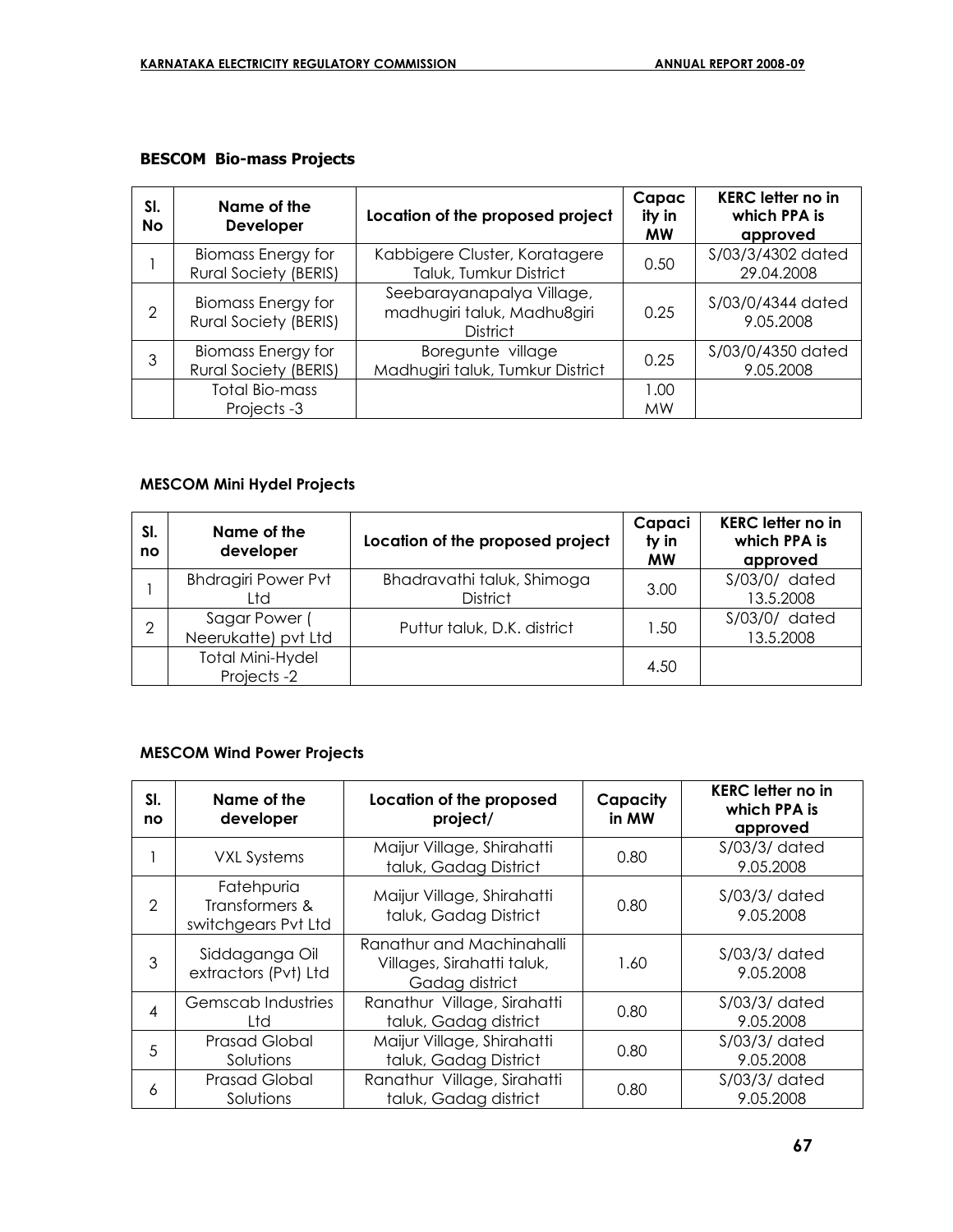### BESCOM Bio-mass Projects

| Sl. No | Name of the Developer | Location of the proposed project | Capacity in MW | KERC letter no in which PPA is approved |
|---|---|---|---|---|
| 1 | Biomass Energy for Rural Society (BERIS) | Kabbigere Cluster, Koratagere Taluk, Tumkur District | 0.50 | S/03/3/4302 dated 29.04.2008 |
| 2 | Biomass Energy for Rural Society (BERIS) | Seebarayanapalya Village, madhugiri taluk, Madhu8giri District | 0.25 | S/03/0/4344 dated 9.05.2008 |
| 3 | Biomass Energy for Rural Society (BERIS) | Boregunte village Madhugiri taluk, Tumkur District | 0.25 | S/03/0/4350 dated 9.05.2008 |
| | Total Bio-mass Projects -3 | | 1.00 MW | |

### MESCOM Mini Hydel Projects

| Sl. no | Name of the developer | Location of the proposed project | Capacity in MW | KERC letter no in which PPA is approved |
|---|---|---|---|---|
| 1 | Bhdragiri Power Pvt Ltd | Bhadravathi taluk, Shimoga District | 3.00 | S/03/0/ dated 13.5.2008 |
| 2 | Sagar Power ( Neerukatte) pvt Ltd | Puttur taluk, D.K. district | 1.50 | S/03/0/ dated 13.5.2008 |
| | Total Mini-Hydel Projects -2 | | 4.50 | |

### MESCOM Wind Power Projects

| Sl. no | Name of the developer | Location of the proposed project/ | Capacity in MW | KERC letter no in which PPA is approved |
|---|---|---|---|---|
| 1 | VXL Systems | Maijur Village, Shirahatti taluk, Gadag District | 0.80 | S/03/3/ dated 9.05.2008 |
| 2 | Fatehpuria Transformers & switchgears Pvt Ltd | Maijur Village, Shirahatti taluk, Gadag District | 0.80 | S/03/3/ dated 9.05.2008 |
| 3 | Siddaganga Oil extractors (Pvt) Ltd | Ranathur and Machinahalli Villages, Sirahatti taluk, Gadag district | 1.60 | S/03/3/ dated 9.05.2008 |
| 4 | Gemscab Industries Ltd | Ranathur Village, Sirahatti taluk, Gadag district | 0.80 | S/03/3/ dated 9.05.2008 |
| 5 | Prasad Global Solutions | Maijur Village, Shirahatti taluk, Gadag District | 0.80 | S/03/3/ dated 9.05.2008 |
| 6 | Prasad Global Solutions | Ranathur Village, Sirahatti taluk, Gadag district | 0.80 | S/03/3/ dated 9.05.2008 |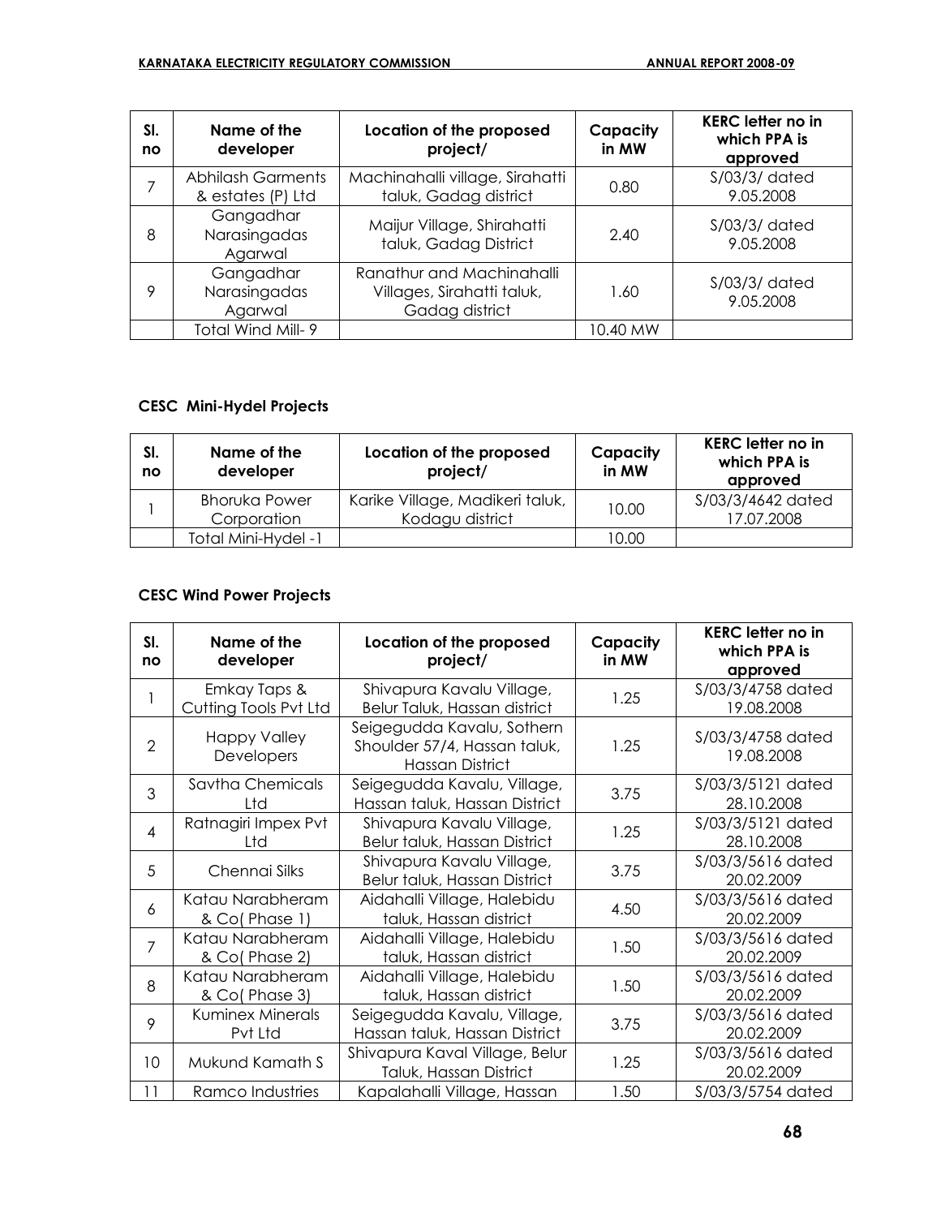| Sl. no | Name of the developer | Location of the proposed project/ | Capacity in MW | KERC letter no in which PPA is approved |
|---|---|---|---|---|
| 7 | Abhilash Garments & estates (P) Ltd | Machinahalli village, Sirahatti taluk, Gadag district | 0.80 | S/03/3/ dated 9.05.2008 |
| 8 | Gangadhar Narasingadas Agarwal | Maijur Village, Shirahatti taluk, Gadag District | 2.40 | S/03/3/ dated 9.05.2008 |
| 9 | Gangadhar Narasingadas Agarwal | Ranathur and Machinahalli Villages, Sirahatti taluk, Gadag district | 1.60 | S/03/3/ dated 9.05.2008 |
| | Total Wind Mill- 9 | | 10.40 MW | |

### CESC Mini-Hydel Projects

| Sl. no | Name of the developer | Location of the proposed project/ | Capacity in MW | KERC letter no in which PPA is approved |
|---|---|---|---|---|
| 1 | Bhoruka Power Corporation | Karike Village, Madikeri taluk, Kodagu district | 10.00 | S/03/3/4642 dated 17.07.2008 |
| | Total Mini-Hydel -1 | | 10.00 | |

### CESC Wind Power Projects

| Sl. no | Name of the developer | Location of the proposed project/ | Capacity in MW | KERC letter no in which PPA is approved |
|---|---|---|---|---|
| 1 | Emkay Taps & Cutting Tools Pvt Ltd | Shivapura Kavalu Village, Belur Taluk, Hassan district | 1.25 | S/03/3/4758 dated 19.08.2008 |
| 2 | Happy Valley Developers | Seigegudda Kavalu, Sothern Shoulder 57/4, Hassan taluk, Hassan District | 1.25 | S/03/3/4758 dated 19.08.2008 |
| 3 | Savtha Chemicals Ltd | Seigegudda Kavalu, Village, Hassan taluk, Hassan District | 3.75 | S/03/3/5121 dated 28.10.2008 |
| 4 | Ratnagiri Impex Pvt Ltd | Shivapura Kavalu Village, Belur taluk, Hassan District | 1.25 | S/03/3/5121 dated 28.10.2008 |
| 5 | Chennai Silks | Shivapura Kavalu Village, Belur taluk, Hassan District | 3.75 | S/03/3/5616 dated 20.02.2009 |
| 6 | Katau Narabheram & Co( Phase 1) | Aidahalli Village, Halebidu taluk, Hassan district | 4.50 | S/03/3/5616 dated 20.02.2009 |
| 7 | Katau Narabheram & Co( Phase 2) | Aidahalli Village, Halebidu taluk, Hassan district | 1.50 | S/03/3/5616 dated 20.02.2009 |
| 8 | Katau Narabheram & Co( Phase 3) | Aidahalli Village, Halebidu taluk, Hassan district | 1.50 | S/03/3/5616 dated 20.02.2009 |
| 9 | Kuminex Minerals Pvt Ltd | Seigegudda Kavalu, Village, Hassan taluk, Hassan District | 3.75 | S/03/3/5616 dated 20.02.2009 |
| 10 | Mukund Kamath S | Shivapura Kaval Village, Belur Taluk, Hassan District | 1.25 | S/03/3/5616 dated 20.02.2009 |
| 11 | Ramco Industries | Kapalahalli Village, Hassan | 1.50 | S/03/3/5754 dated |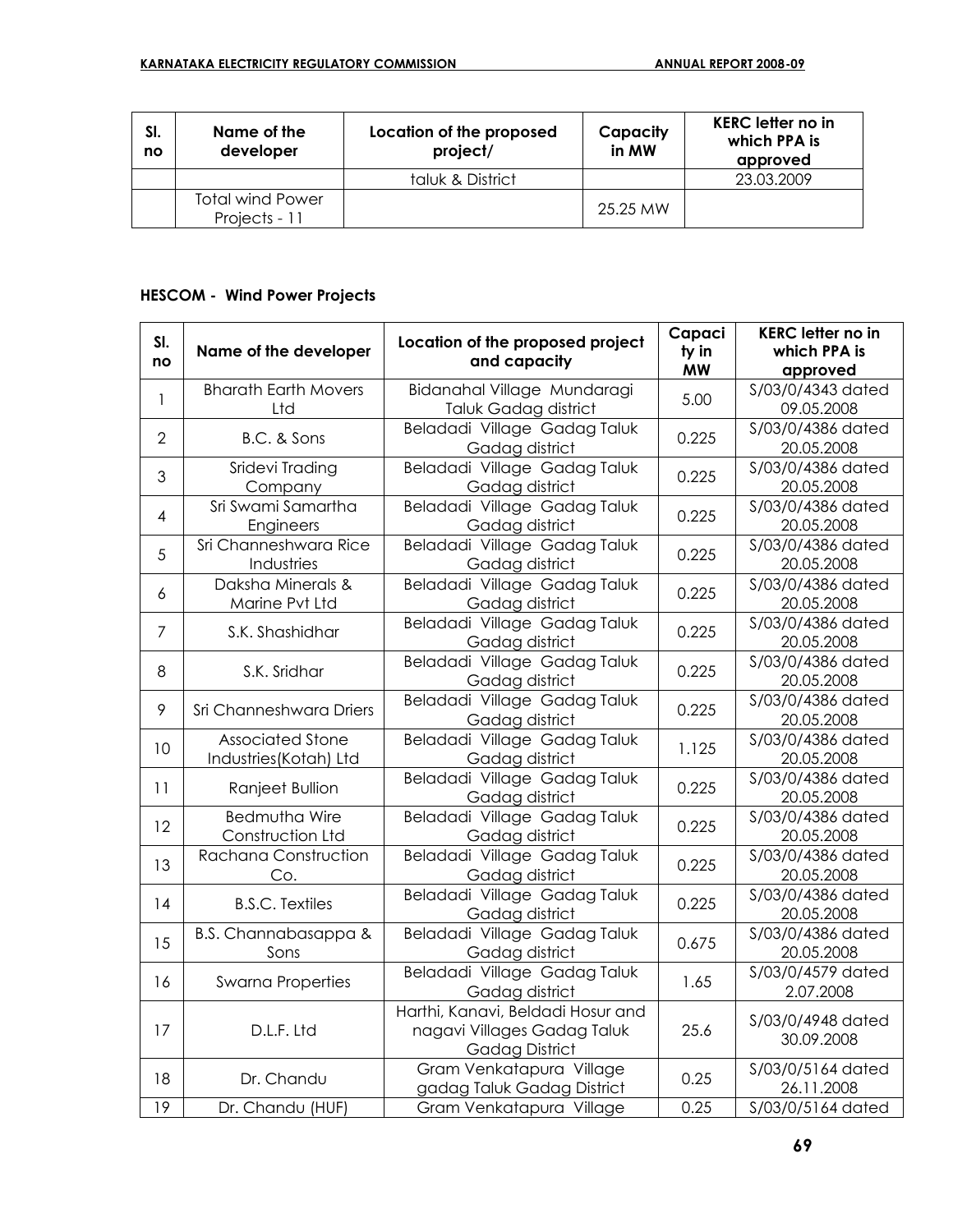| Sl. no | Name of the developer | Location of the proposed project/ | Capacity in MW | KERC letter no in which PPA is approved |
|---|---|---|---|---|
| | | taluk & District | | 23.03.2009 |
| | Total wind Power Projects - 11 | | 25.25 MW | |

### HESCOM - Wind Power Projects

| Sl. no | Name of the developer | Location of the proposed project and capacity | Capacity in MW | KERC letter no in which PPA is approved |
|---|---|---|---|---|
| 1 | Bharath Earth Movers Ltd | Bidanahal Village Mundaragi Taluk Gadag district | 5.00 | S/03/0/4343 dated 09.05.2008 |
| 2 | B.C. & Sons | Beladadi Village Gadag Taluk Gadag district | 0.225 | S/03/0/4386 dated 20.05.2008 |
| 3 | Sridevi Trading Company | Beladadi Village Gadag Taluk Gadag district | 0.225 | S/03/0/4386 dated 20.05.2008 |
| 4 | Sri Swami Samartha Engineers | Beladadi Village Gadag Taluk Gadag district | 0.225 | S/03/0/4386 dated 20.05.2008 |
| 5 | Sri Channeshwara Rice Industries | Beladadi Village Gadag Taluk Gadag district | 0.225 | S/03/0/4386 dated 20.05.2008 |
| 6 | Daksha Minerals & Marine Pvt Ltd | Beladadi Village Gadag Taluk Gadag district | 0.225 | S/03/0/4386 dated 20.05.2008 |
| 7 | S.K. Shashidhar | Beladadi Village Gadag Taluk Gadag district | 0.225 | S/03/0/4386 dated 20.05.2008 |
| 8 | S.K. Sridhar | Beladadi Village Gadag Taluk Gadag district | 0.225 | S/03/0/4386 dated 20.05.2008 |
| 9 | Sri Channeshwara Driers | Beladadi Village Gadag Taluk Gadag district | 0.225 | S/03/0/4386 dated 20.05.2008 |
| 10 | Associated Stone Industries(Kotah) Ltd | Beladadi Village Gadag Taluk Gadag district | 1.125 | S/03/0/4386 dated 20.05.2008 |
| 11 | Ranjeet Bullion | Beladadi Village Gadag Taluk Gadag district | 0.225 | S/03/0/4386 dated 20.05.2008 |
| 12 | Bedmutha Wire Construction Ltd | Beladadi Village Gadag Taluk Gadag district | 0.225 | S/03/0/4386 dated 20.05.2008 |
| 13 | Rachana Construction Co. | Beladadi Village Gadag Taluk Gadag district | 0.225 | S/03/0/4386 dated 20.05.2008 |
| 14 | B.S.C. Textiles | Beladadi Village Gadag Taluk Gadag district | 0.225 | S/03/0/4386 dated 20.05.2008 |
| 15 | B.S. Channabasappa & Sons | Beladadi Village Gadag Taluk Gadag district | 0.675 | S/03/0/4386 dated 20.05.2008 |
| 16 | Swarna Properties | Beladadi Village Gadag Taluk Gadag district | 1.65 | S/03/0/4579 dated 2.07.2008 |
| 17 | D.L.F. Ltd | Harthi, Kanavi, Beldadi Hosur and nagavi Villages Gadag Taluk Gadag District | 25.6 | S/03/0/4948 dated 30.09.2008 |
| 18 | Dr. Chandu | Gram Venkatapura Village gadag Taluk Gadag District | 0.25 | S/03/0/5164 dated 26.11.2008 |
| 19 | Dr. Chandu (HUF) | Gram Venkatapura Village | 0.25 | S/03/0/5164 dated |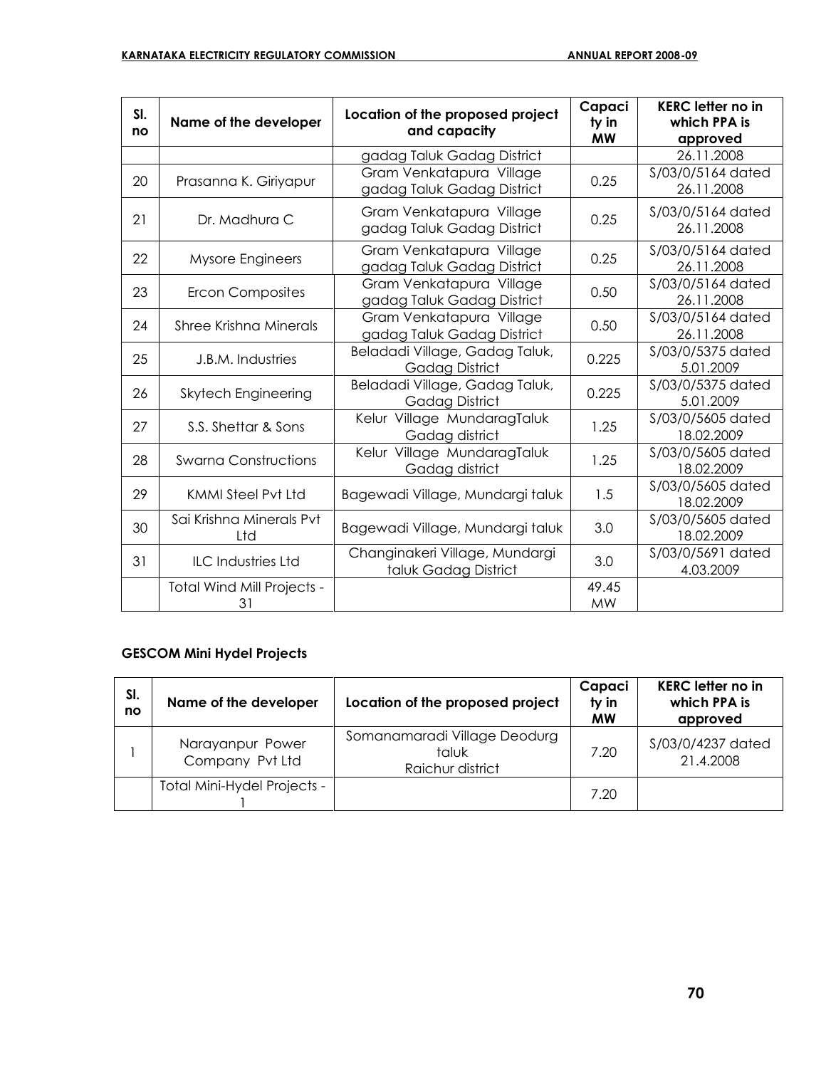| Sl. no | Name of the developer | Location of the proposed project and capacity | Capacity in MW | KERC letter no in which PPA is approved |
|---|---|---|---|---|
| | | gadag Taluk Gadag District | | 26.11.2008 |
| 20 | Prasanna K. Giriyapur | Gram Venkatapura Village gadag Taluk Gadag District | 0.25 | S/03/0/5164 dated 26.11.2008 |
| 21 | Dr. Madhura C | Gram Venkatapura Village gadag Taluk Gadag District | 0.25 | S/03/0/5164 dated 26.11.2008 |
| 22 | Mysore Engineers | Gram Venkatapura Village gadag Taluk Gadag District | 0.25 | S/03/0/5164 dated 26.11.2008 |
| 23 | Ercon Composites | Gram Venkatapura Village gadag Taluk Gadag District | 0.50 | S/03/0/5164 dated 26.11.2008 |
| 24 | Shree Krishna Minerals | Gram Venkatapura Village gadag Taluk Gadag District | 0.50 | S/03/0/5164 dated 26.11.2008 |
| 25 | J.B.M. Industries | Beladadi Village, Gadag Taluk, Gadag District | 0.225 | S/03/0/5375 dated 5.01.2009 |
| 26 | Skytech Engineering | Beladadi Village, Gadag Taluk, Gadag District | 0.225 | S/03/0/5375 dated 5.01.2009 |
| 27 | S.S. Shettar & Sons | Kelur Village MundaragTaluk Gadag district | 1.25 | S/03/0/5605 dated 18.02.2009 |
| 28 | Swarna Constructions | Kelur Village MundaragTaluk Gadag district | 1.25 | S/03/0/5605 dated 18.02.2009 |
| 29 | KMMI Steel Pvt Ltd | Bagewadi Village, Mundargi taluk | 1.5 | S/03/0/5605 dated 18.02.2009 |
| 30 | Sai Krishna Minerals Pvt Ltd | Bagewadi Village, Mundargi taluk | 3.0 | S/03/0/5605 dated 18.02.2009 |
| 31 | ILC Industries Ltd | Changinakeri Village, Mundargi taluk Gadag District | 3.0 | S/03/0/5691 dated 4.03.2009 |
| | Total Wind Mill Projects - 31 | | 49.45 MW | |

### GESCOM Mini Hydel Projects

| Sl. no | Name of the developer | Location of the proposed project | Capacity in MW | KERC letter no in which PPA is approved |
|---|---|---|---|---|
| 1 | Narayanpur Power Company Pvt Ltd | Somanamaradi Village Deodurg taluk Raichur district | 7.20 | S/03/0/4237 dated 21.4.2008 |
| | Total Mini-Hydel Projects - 1 | | 7.20 | |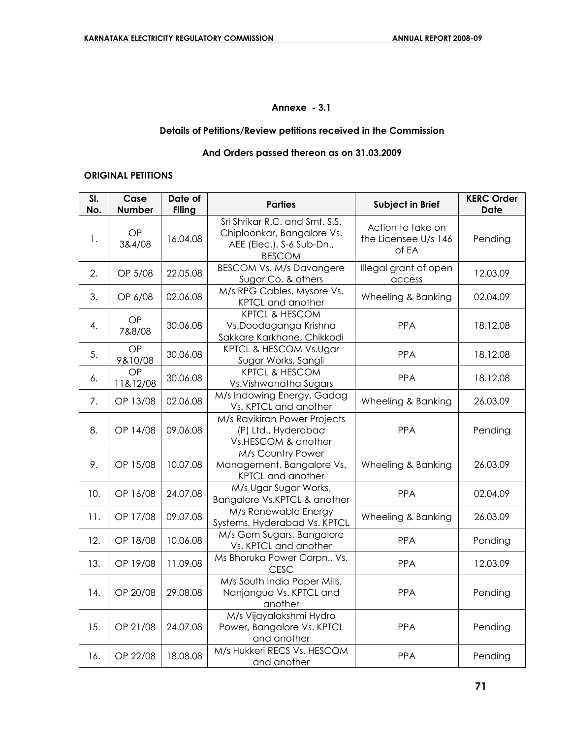### Annexe - 3.1

### Details of Petitions/Review petitions received in the Commission

### And Orders passed thereon as on 31.03.2009

**ORIGINAL PETITIONS**

| Sl. No. | Case Number | Date of Filing | Parties | Subject in Brief | KERC Order Date |
|---|---|---|---|---|---|
| 1. | OP 3&4/08 | 16.04.08 | Sri Shrikar R.C. and Smt. S.S. Chiploonkar, Bangalore Vs. AEE (Elec.), S-6 Sub-Dn., BESCOM | Action to take on the Licensee U/s 146 of EA | Pending |
| 2. | OP 5/08 | 22.05.08 | BESCOM Vs. M/s Davangere Sugar Co. & others | Illegal grant of open access | 12.03.09 |
| 3. | OP 6/08 | 02.06.08 | M/s RPG Cables, Mysore Vs. KPTCL and another | Wheeling & Banking | 02.04.09 |
| 4. | OP 7&8/08 | 30.06.08 | KPTCL & HESCOM Vs.Doodaganga Krishna Sakkare Karkhane, Chikkodi | PPA | 18.12.08 |
| 5. | OP 9&10/08 | 30.06.08 | KPTCL & HESCOM Vs.Ugar Sugar Works, Sangli | PPA | 18.12.08 |
| 6. | OP 11&12/08 | 30.06.08 | KPTCL & HESCOM Vs.Vishwanatha Sugars | PPA | 18.12.08 |
| 7. | OP 13/08 | 02.06.08 | M/s Indowing Energy, Gadag Vs. KPTCL and another | Wheeling & Banking | 26.03.09 |
| 8. | OP 14/08 | 09.06.08 | M/s Ravikiran Power Projects (P) Ltd., Hyderabad Vs.HESCOM & another | PPA | Pending |
| 9. | OP 15/08 | 10.07.08 | M/s Country Power Management, Bangalore Vs. KPTCL and another | Wheeling & Banking | 26.03.09 |
| 10. | OP 16/08 | 24.07.08 | M/s Ugar Sugar Works, Bangalore Vs.KPTCL & another | PPA | 02.04.09 |
| 11. | OP 17/08 | 09.07.08 | M/s Renewable Energy Systems, Hyderabad Vs. KPTCL | Wheeling & Banking | 26.03.09 |
| 12. | OP 18/08 | 10.06.08 | M/s Gem Sugars, Bangalore Vs. KPTCL and another | PPA | Pending |
| 13. | OP 19/08 | 11.09.08 | Ms Bhoruka Power Corpn., Vs. CESC | PPA | 12.03.09 |
| 14. | OP 20/08 | 29.08.08 | M/s South India Paper Mills, Nanjangud Vs. KPTCL and another | PPA | Pending |
| 15. | OP 21/08 | 24.07.08 | M/s Vijayalakshmi Hydro Power, Bangalore Vs. KPTCL and another | PPA | Pending |
| 16. | OP 22/08 | 18.08.08 | M/s Hukkeri RECS Vs. HESCOM and another | PPA | Pending |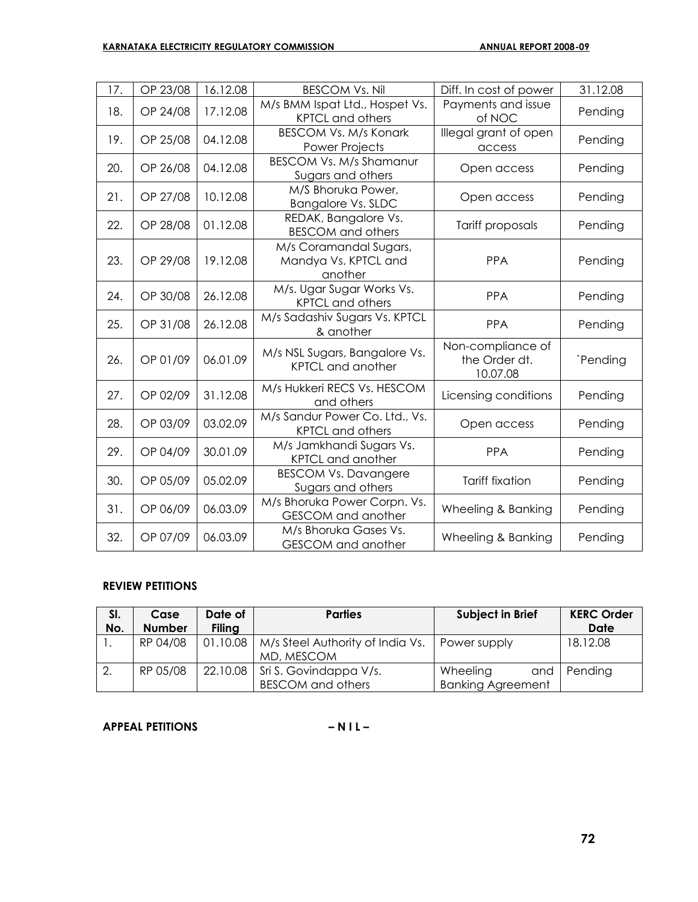| 17. | OP 23/08 | 16.12.08 | BESCOM Vs. Nil | Diff. In cost of power | 31.12.08 |
|---|---|---|---|---|---|
| 18. | OP 24/08 | 17.12.08 | M/s BMM Ispat Ltd., Hospet Vs. KPTCL and others | Payments and issue of NOC | Pending |
| 19. | OP 25/08 | 04.12.08 | BESCOM Vs. M/s Konark Power Projects | Illegal grant of open access | Pending |
| 20. | OP 26/08 | 04.12.08 | BESCOM Vs. M/s Shamanur Sugars and others | Open access | Pending |
| 21. | OP 27/08 | 10.12.08 | M/S Bhoruka Power, Bangalore Vs. SLDC | Open access | Pending |
| 22. | OP 28/08 | 01.12.08 | REDAK, Bangalore Vs. BESCOM and others | Tariff proposals | Pending |
| 23. | OP 29/08 | 19.12.08 | M/s Coramandal Sugars, Mandya Vs. KPTCL and another | PPA | Pending |
| 24. | OP 30/08 | 26.12.08 | M/s. Ugar Sugar Works Vs. KPTCL and others | PPA | Pending |
| 25. | OP 31/08 | 26.12.08 | M/s Sadashiv Sugars Vs. KPTCL & another | PPA | Pending |
| 26. | OP 01/09 | 06.01.09 | M/s NSL Sugars, Bangalore Vs. KPTCL and another | Non-compliance of the Order dt. 10.07.08 | `Pending |
| 27. | OP 02/09 | 31.12.08 | M/s Hukkeri RECS Vs. HESCOM and others | Licensing conditions | Pending |
| 28. | OP 03/09 | 03.02.09 | M/s Sandur Power Co. Ltd., Vs. KPTCL and others | Open access | Pending |
| 29. | OP 04/09 | 30.01.09 | M/s Jamkhandi Sugars Vs. KPTCL and another | PPA | Pending |
| 30. | OP 05/09 | 05.02.09 | BESCOM Vs. Davangere Sugars and others | Tariff fixation | Pending |
| 31. | OP 06/09 | 06.03.09 | M/s Bhoruka Power Corpn. Vs. GESCOM and another | Wheeling & Banking | Pending |
| 32. | OP 07/09 | 06.03.09 | M/s Bhoruka Gases Vs. GESCOM and another | Wheeling & Banking | Pending |

**REVIEW PETITIONS**

| Sl. No. | Case Number | Date of Filing | Parties | Subject in Brief | KERC Order Date |
|---|---|---|---|---|---|
| 1. | RP 04/08 | 01.10.08 | M/s Steel Authority of India Vs. MD, MESCOM | Power supply | 18.12.08 |
| 2. | RP 05/08 | 22.10.08 | Sri S. Govindappa V/s. BESCOM and others | Wheeling and Banking Agreement | Pending |

**APPEAL PETITIONS – N I L –**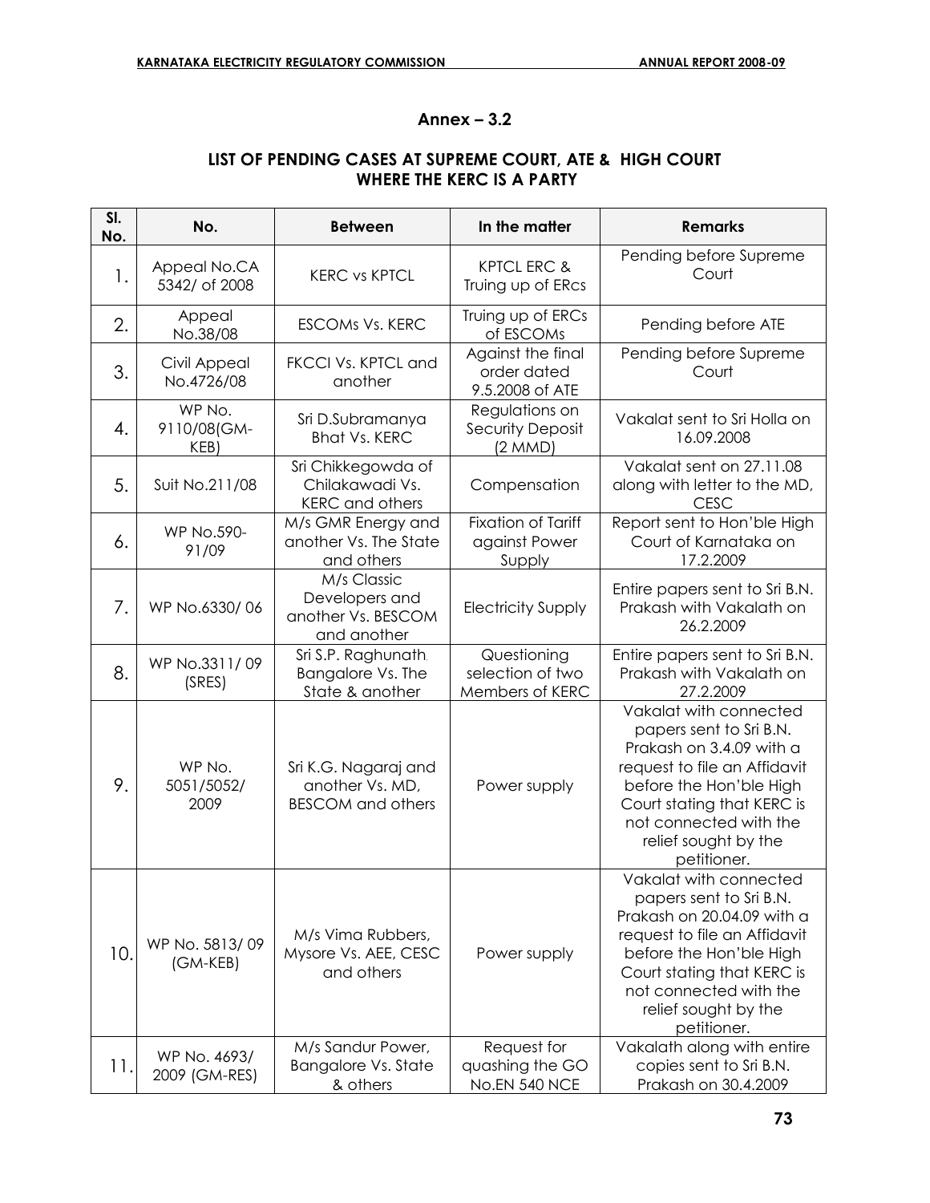## Annex – 3.2

### LIST OF PENDING CASES AT SUPREME COURT, ATE & HIGH COURT WHERE THE KERC IS A PARTY

| Sl. No. | No. | Between | In the matter | Remarks |
|---|---|---|---|---|
| 1. | Appeal No.CA 5342/ of 2008 | KERC vs KPTCL | KPTCL ERC & Truing up of ERcs | Pending before Supreme Court |
| 2. | Appeal No.38/08 | ESCOMs Vs. KERC | Truing up of ERCs of ESCOMs | Pending before ATE |
| 3. | Civil Appeal No.4726/08 | FKCCI Vs. KPTCL and another | Against the final order dated 9.5.2008 of ATE | Pending before Supreme Court |
| 4. | WP No. 9110/08(GM-KEB) | Sri D.Subramanya Bhat Vs. KERC | Regulations on Security Deposit (2 MMD) | Vakalat sent to Sri Holla on 16.09.2008 |
| 5. | Suit No.211/08 | Sri Chikkegowda of Chilakawadi Vs. KERC and others | Compensation | Vakalat sent on 27.11.08 along with letter to the MD, CESC |
| 6. | WP No.590-91/09 | M/s GMR Energy and another Vs. The State and others | Fixation of Tariff against Power Supply | Report sent to Hon'ble High Court of Karnataka on 17.2.2009 |
| 7. | WP No.6330/ 06 | M/s Classic Developers and another Vs. BESCOM and another | Electricity Supply | Entire papers sent to Sri B.N. Prakash with Vakalath on 26.2.2009 |
| 8. | WP No.3311/ 09 (SRES) | Sri S.P. Raghunath. Bangalore Vs. The State & another | Questioning selection of two Members of KERC | Entire papers sent to Sri B.N. Prakash with Vakalath on 27.2.2009 |
| 9. | WP No. 5051/5052/ 2009 | Sri K.G. Nagaraj and another Vs. MD, BESCOM and others | Power supply | Vakalat with connected papers sent to Sri B.N. Prakash on 3.4.09 with a request to file an Affidavit before the Hon'ble High Court stating that KERC is not connected with the relief sought by the petitioner. |
| 10. | WP No. 5813/ 09 (GM-KEB) | M/s Vima Rubbers, Mysore Vs. AEE, CESC and others | Power supply | Vakalat with connected papers sent to Sri B.N. Prakash on 20.04.09 with a request to file an Affidavit before the Hon'ble High Court stating that KERC is not connected with the relief sought by the petitioner. |
| 11. | WP No. 4693/ 2009 (GM-RES) | M/s Sandur Power, Bangalore Vs. State & others | Request for quashing the GO No.EN 540 NCE | Vakalath along with entire copies sent to Sri B.N. Prakash on 30.4.2009 |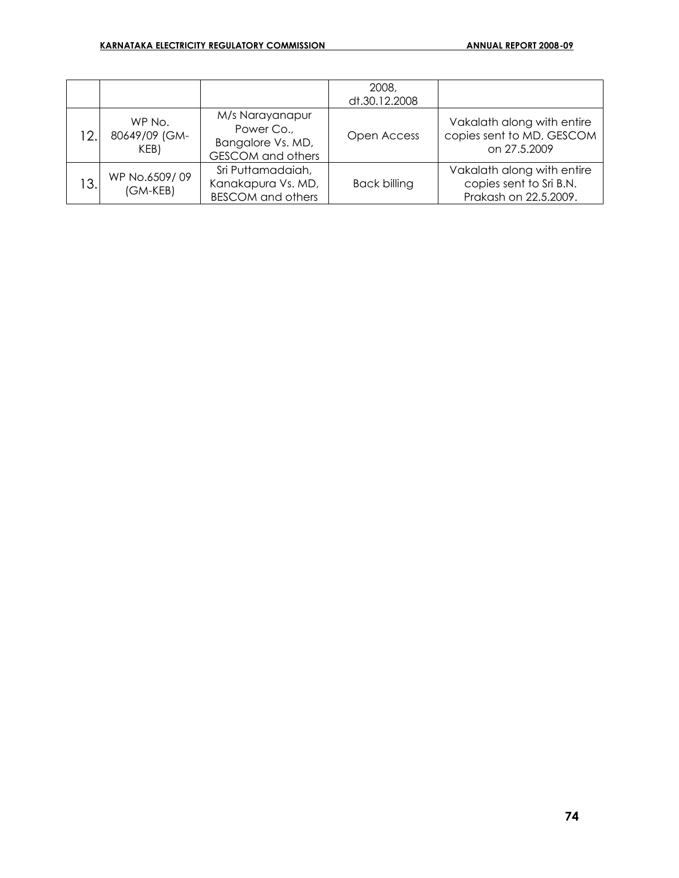|  |  |  | 2008, dt.30.12.2008 |  |
|---|---|---|---|---|
| 12. | WP No. 80649/09 (GM-KEB) | M/s Narayanapur Power Co., Bangalore Vs. MD, GESCOM and others | Open Access | Vakalath along with entire copies sent to MD, GESCOM on 27.5.2009 |
| 13. | WP No.6509/ 09 (GM-KEB) | Sri Puttamadaiah, Kanakapura Vs. MD, BESCOM and others | Back billing | Vakalath along with entire copies sent to Sri B.N. Prakash on 22.5.2009. |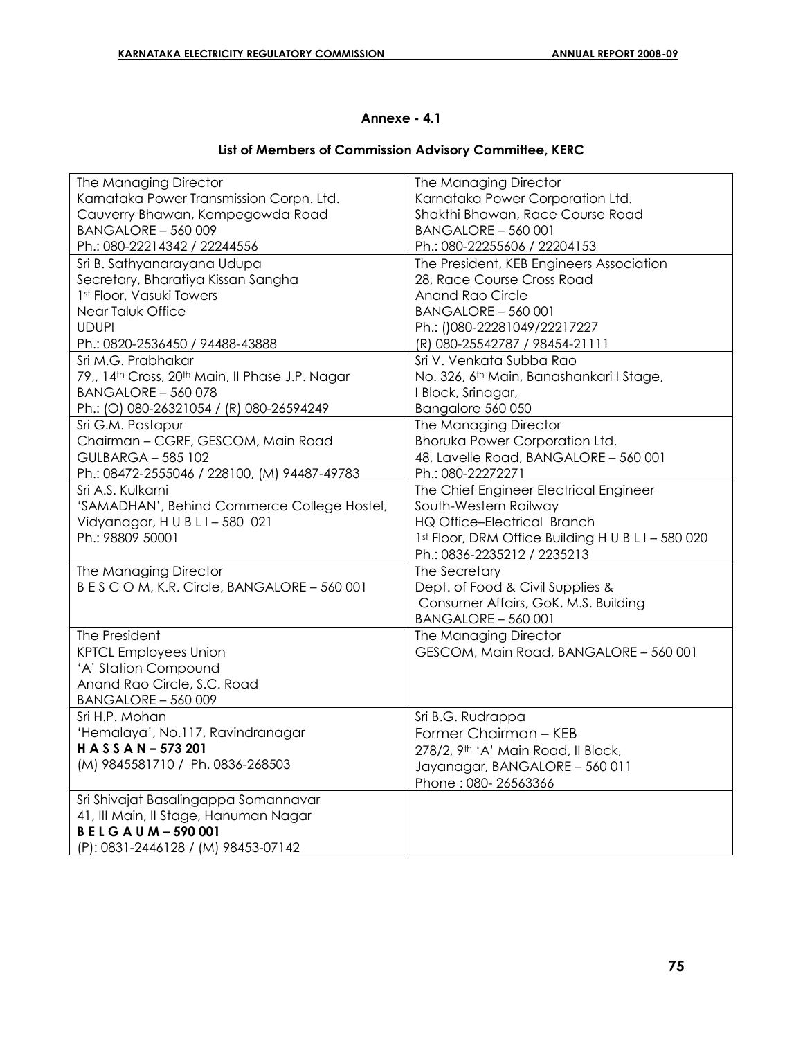## Annexe - 4.1

### List of Members of Commission Advisory Committee, KERC

| | |
|---|---|
| The Managing Director<br>Karnataka Power Transmission Corpn. Ltd.<br>Cauverry Bhawan, Kempegowda Road<br>BANGALORE – 560 009<br>Ph.: 080-22214342 / 22244556 | The Managing Director<br>Karnataka Power Corporation Ltd.<br>Shakthi Bhawan, Race Course Road<br>BANGALORE – 560 001<br>Ph.: 080-22255606 / 22204153 |
| Sri B. Sathyanarayana Udupa<br>Secretary, Bharatiya Kissan Sangha<br>1st Floor, Vasuki Towers<br>Near Taluk Office<br>UDUPI<br>Ph.: 0820-2536450 / 94488-43888 | The President, KEB Engineers Association<br>28, Race Course Cross Road<br>Anand Rao Circle<br>BANGALORE – 560 001<br>Ph.: ()080-22281049/22217227<br>(R) 080-25542787 / 98454-21111 |
| Sri M.G. Prabhakar<br>79,, 14th Cross, 20th Main, II Phase J.P. Nagar<br>BANGALORE – 560 078<br>Ph.: (O) 080-26321054 / (R) 080-26594249 | Sri V. Venkata Subba Rao<br>No. 326, 6th Main, Banashankari I Stage,<br>I Block, Srinagar,<br>Bangalore 560 050 |
| Sri G.M. Pastapur<br>Chairman – CGRF, GESCOM, Main Road<br>GULBARGA – 585 102<br>Ph.: 08472-2555046 / 228100, (M) 94487-49783 | The Managing Director<br>Bhoruka Power Corporation Ltd.<br>48, Lavelle Road, BANGALORE – 560 001<br>Ph.: 080-22272271 |
| Sri A.S. Kulkarni<br>'SAMADHAN', Behind Commerce College Hostel,<br>Vidyanagar, H U B L I – 580 021<br>Ph.: 98809 50001 | The Chief Engineer Electrical Engineer<br>South-Western Railway<br>HQ Office–Electrical Branch<br>1st Floor, DRM Office Building H U B L I – 580 020<br>Ph.: 0836-2235212 / 2235213 |
| The Managing Director<br>B E S C O M, K.R. Circle, BANGALORE – 560 001 | The Secretary<br>Dept. of Food & Civil Supplies &<br>Consumer Affairs, GoK, M.S. Building<br>BANGALORE – 560 001 |
| The President<br>KPTCL Employees Union<br>'A' Station Compound<br>Anand Rao Circle, S.C. Road<br>BANGALORE – 560 009 | The Managing Director<br>GESCOM, Main Road, BANGALORE – 560 001 |
| Sri H.P. Mohan<br>'Hemalaya', No.117, Ravindranagar<br>**H A S S A N – 573 201**<br>(M) 9845581710 / Ph. 0836-268503 | Sri B.G. Rudrappa<br>Former Chairman – KEB<br>278/2, 9th 'A' Main Road, II Block,<br>Jayanagar, BANGALORE – 560 011<br>Phone : 080- 26563366 |
| Sri Shivajat Basalingappa Somannavar<br>41, III Main, II Stage, Hanuman Nagar<br>**B E L G A U M – 590 001**<br>(P): 0831-2446128 / (M) 98453-07142 | |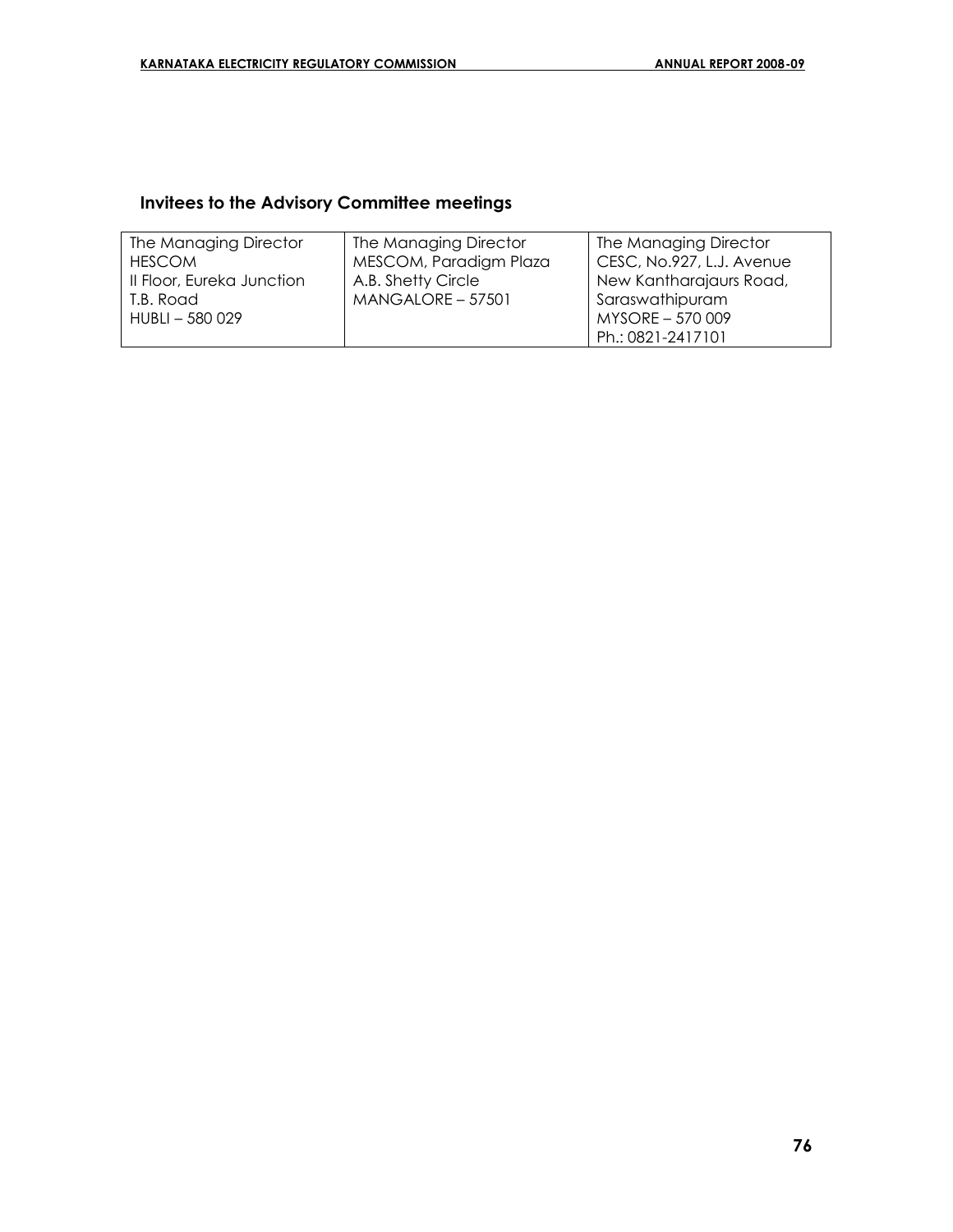### Invitees to the Advisory Committee meetings

| | | |
|---|---|---|
| The Managing Director<br>HESCOM<br>II Floor, Eureka Junction<br>T.B. Road<br>HUBLI – 580 029 | The Managing Director<br>MESCOM, Paradigm Plaza<br>A.B. Shetty Circle<br>MANGALORE – 57501 | The Managing Director<br>CESC, No.927, L.J. Avenue<br>New Kantharajaurs Road,<br>Saraswathipuram<br>MYSORE – 570 009<br>Ph.: 0821-2417101 |